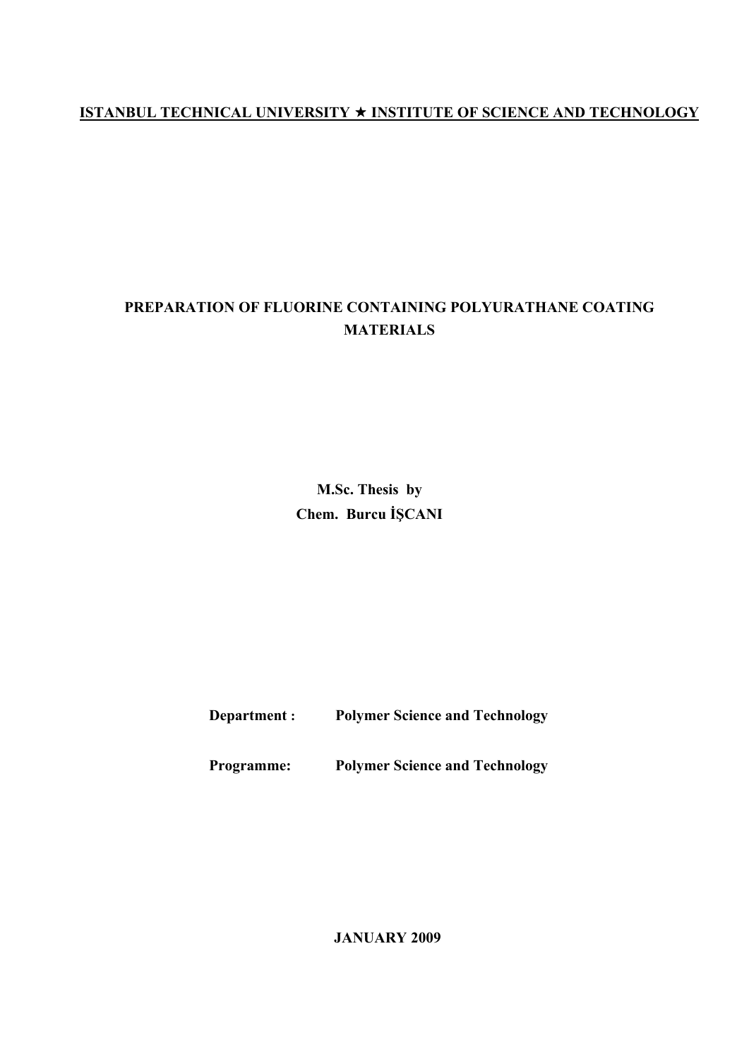**ISTANBUL TECHNICAL UNIVERSITY ★ INSTITUTE OF SCIENCE AND TECHNOLOGY**

# PREPARATION OF FLUORINE CONTAINING POLYURATHANE COATING MATERIALS

**M.Sc. Thesis by**
**Chem. Burcu İŞCANI**

**Department :** **Polymer Science and Technology**

**Programme:** **Polymer Science and Technology**

**JANUARY 2009**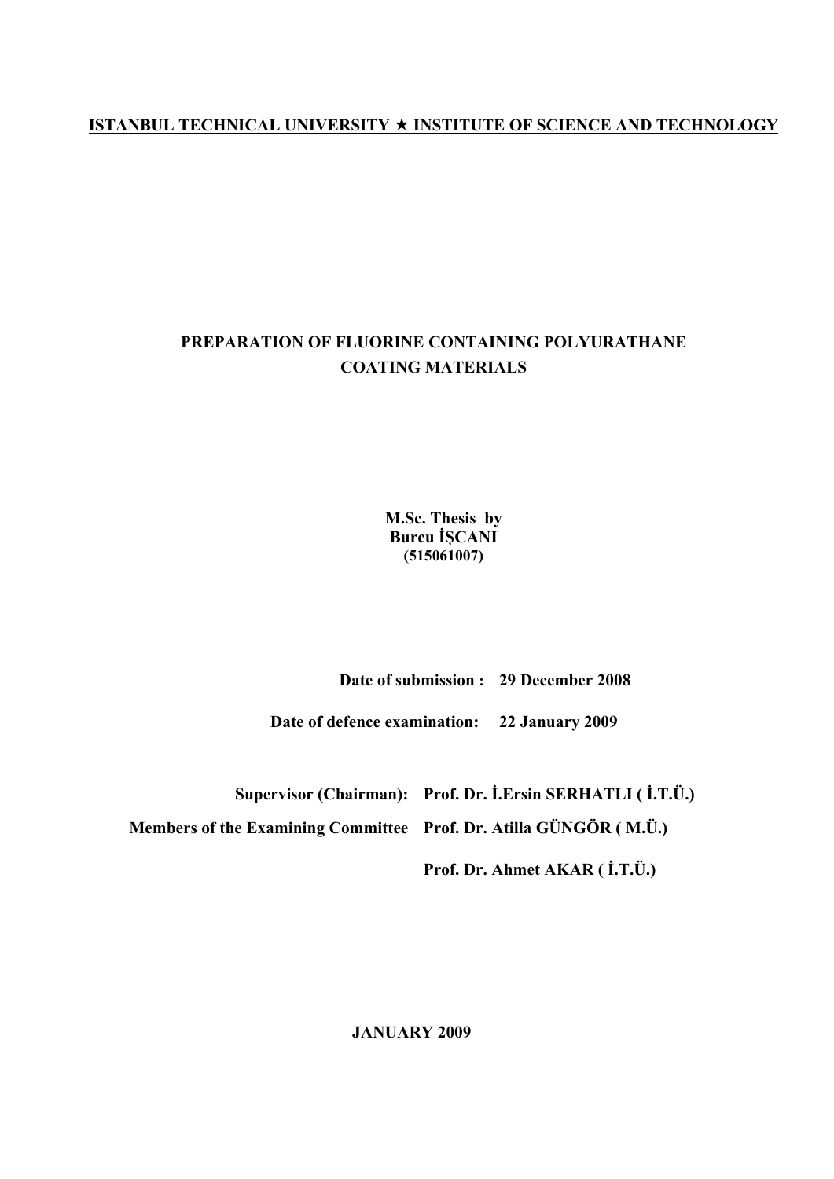**ISTANBUL TECHNICAL UNIVERSITY ★ INSTITUTE OF SCIENCE AND TECHNOLOGY**

# PREPARATION OF FLUORINE CONTAINING POLYURATHANE COATING MATERIALS

**M.Sc. Thesis by**
**Burcu İŞCANI**
**(515061007)**

**Date of submission : 29 December 2008**

**Date of defence examination: 22 January 2009**

**Supervisor (Chairman): Prof. Dr. İ.Ersin SERHATLI ( İ.T.Ü.)**

**Members of the Examining Committee Prof. Dr. Atilla GÜNGÖR ( M.Ü.)**

**Prof. Dr. Ahmet AKAR ( İ.T.Ü.)**

**JANUARY 2009**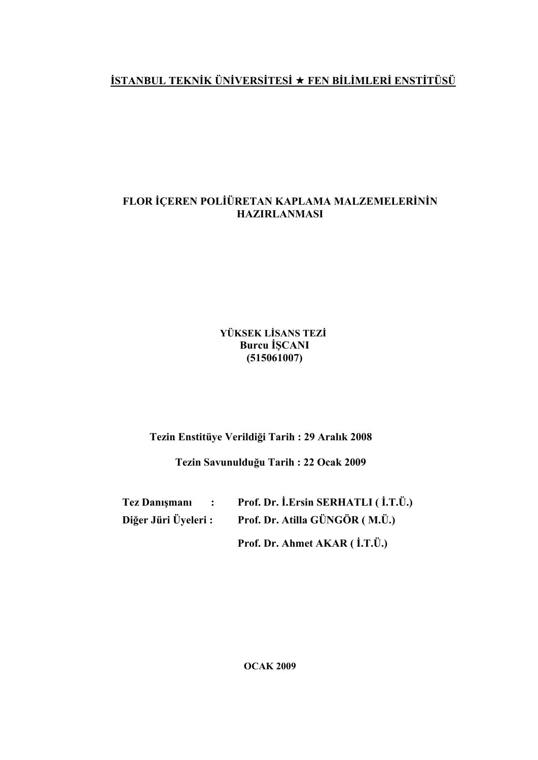**İSTANBUL TEKNİK ÜNİVERSİTESİ ★ FEN BİLİMLERİ ENSTİTÜSÜ**

# FLOR İÇEREN POLİÜRETAN KAPLAMA MALZEMELERİNİN HAZIRLANMASI

**YÜKSEK LİSANS TEZİ**
**Burcu İŞCANI**
**(515061007)**

**Tezin Enstitüye Verildiği Tarih : 29 Aralık 2008**

**Tezin Savunulduğu Tarih : 22 Ocak 2009**

**Tez Danışmanı :** **Prof. Dr. İ.Ersin SERHATLI ( İ.T.Ü.)**

**Diğer Jüri Üyeleri :** **Prof. Dr. Atilla GÜNGÖR ( M.Ü.)**

**Prof. Dr. Ahmet AKAR ( İ.T.Ü.)**

**OCAK 2009**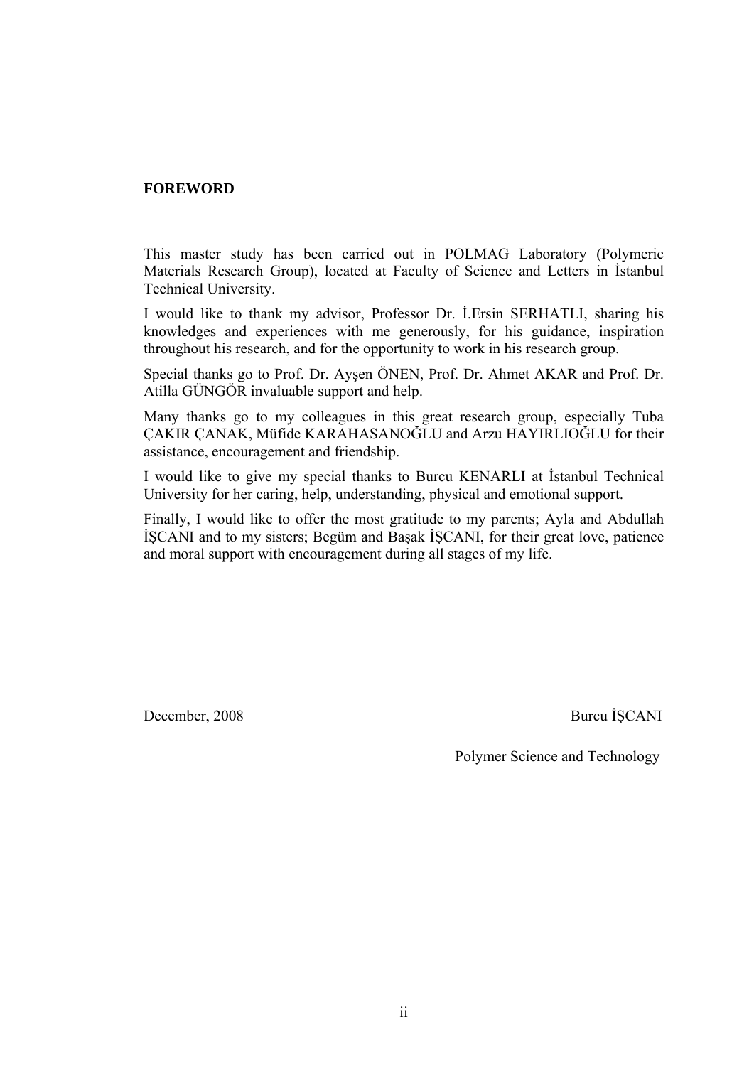## FOREWORD

This master study has been carried out in POLMAG Laboratory (Polymeric Materials Research Group), located at Faculty of Science and Letters in İstanbul Technical University.

I would like to thank my advisor, Professor Dr. İ.Ersin SERHATLI, sharing his knowledges and experiences with me generously, for his guidance, inspiration throughout his research, and for the opportunity to work in his research group.

Special thanks go to Prof. Dr. Ayşen ÖNEN, Prof. Dr. Ahmet AKAR and Prof. Dr. Atilla GÜNGÖR invaluable support and help.

Many thanks go to my colleagues in this great research group, especially Tuba ÇAKIR ÇANAK, Müfide KARAHASANOĞLU and Arzu HAYIRLIOĞLU for their assistance, encouragement and friendship.

I would like to give my special thanks to Burcu KENARLI at İstanbul Technical University for her caring, help, understanding, physical and emotional support.

Finally, I would like to offer the most gratitude to my parents; Ayla and Abdullah İŞCANI and to my sisters; Begüm and Başak İŞCANI, for their great love, patience and moral support with encouragement during all stages of my life.

December, 2008

Burcu İŞCANI

Polymer Science and Technology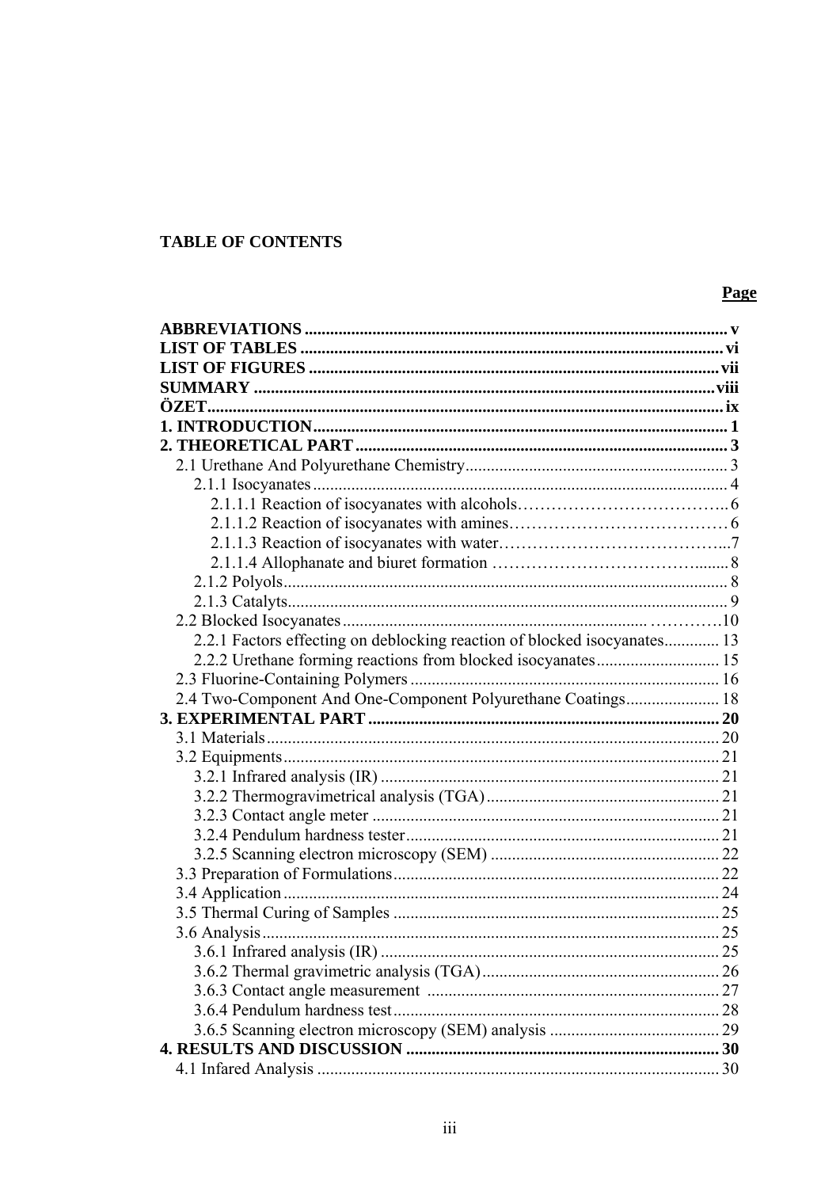**TABLE OF CONTENTS**

**Page**

**ABBREVIATIONS** ..... v
**LIST OF TABLES** ..... vi
**LIST OF FIGURES** ..... vii
**SUMMARY** ..... viii
**ÖZET** ..... ix
**1. INTRODUCTION** ..... 1
**2. THEORETICAL PART** ..... 3
 2.1 Urethane And Polyurethane Chemistry ..... 3
  2.1.1 Isocyanates ..... 4
   2.1.1.1 Reaction of isocyanates with alcohols ..... 6
   2.1.1.2 Reaction of isocyanates with amines ..... 6
   2.1.1.3 Reaction of isocyanates with water ..... 7
   2.1.1.4 Allophanate and biuret formation ..... 8
  2.1.2 Polyols ..... 8
  2.1.3 Catalyts ..... 9
 2.2 Blocked Isocyanates ..... 10
  2.2.1 Factors effecting on deblocking reaction of blocked isocyanates ..... 13
  2.2.2 Urethane forming reactions from blocked isocyanates ..... 15
 2.3 Fluorine-Containing Polymers ..... 16
 2.4 Two-Component And One-Component Polyurethane Coatings ..... 18
**3. EXPERIMENTAL PART** ..... 20
 3.1 Materials ..... 20
 3.2 Equipments ..... 21
  3.2.1 Infrared analysis (IR) ..... 21
  3.2.2 Thermogravimetrical analysis (TGA) ..... 21
  3.2.3 Contact angle meter ..... 21
  3.2.4 Pendulum hardness tester ..... 21
  3.2.5 Scanning electron microscopy (SEM) ..... 22
 3.3 Preparation of Formulations ..... 22
 3.4 Application ..... 24
 3.5 Thermal Curing of Samples ..... 25
 3.6 Analysis ..... 25
  3.6.1 Infrared analysis (IR) ..... 25
  3.6.2 Thermal gravimetric analysis (TGA) ..... 26
  3.6.3 Contact angle measurement ..... 27
  3.6.4 Pendulum hardness test ..... 28
  3.6.5 Scanning electron microscopy (SEM) analysis ..... 29
**4. RESULTS AND DISCUSSION** ..... 30
 4.1 Infared Analysis ..... 30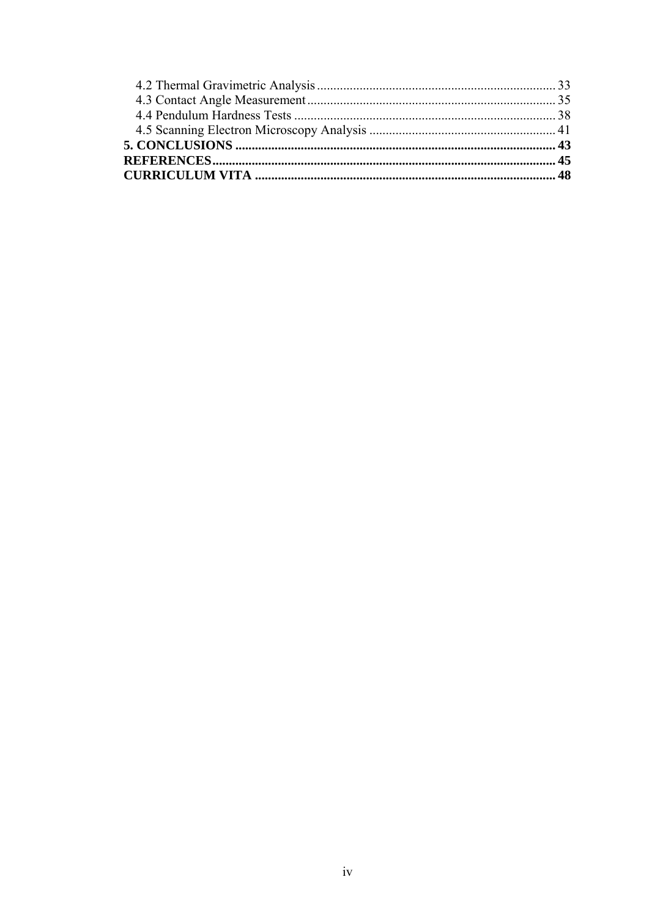4.2 Thermal Gravimetric Analysis ........................................................................ 33
4.3 Contact Angle Measurement ........................................................................... 35
4.4 Pendulum Hardness Tests ............................................................................... 38
4.5 Scanning Electron Microscopy Analysis ......................................................... 41

**5. CONCLUSIONS ................................................................................................ 43**

**REFERENCES....................................................................................................... 45**

**CURRICULUM VITA .......................................................................................... 48**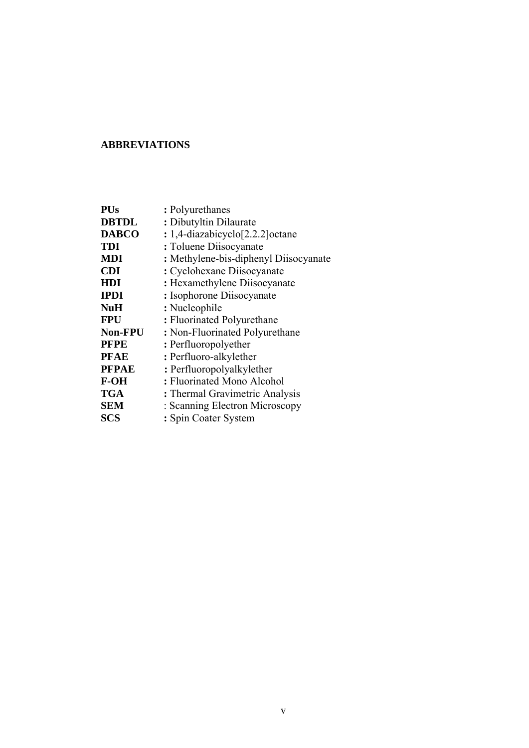## ABBREVIATIONS

**PUs** : Polyurethanes
**DBTDL** : Dibutyltin Dilaurate
**DABCO** : 1,4-diazabicyclo[2.2.2]octane
**TDI** : Toluene Diisocyanate
**MDI** : Methylene-bis-diphenyl Diisocyanate
**CDI** : Cyclohexane Diisocyanate
**HDI** : Hexamethylene Diisocyanate
**IPDI** : Isophorone Diisocyanate
**NuH** : Nucleophile
**FPU** : Fluorinated Polyurethane
**Non-FPU** : Non-Fluorinated Polyurethane
**PFPE** : Perfluoropolyether
**PFAE** : Perfluoro-alkylether
**PFPAE** : Perfluoropolyalkylether
**F-OH** : Fluorinated Mono Alcohol
**TGA** : Thermal Gravimetric Analysis
**SEM** : Scanning Electron Microscopy
**SCS** : Spin Coater System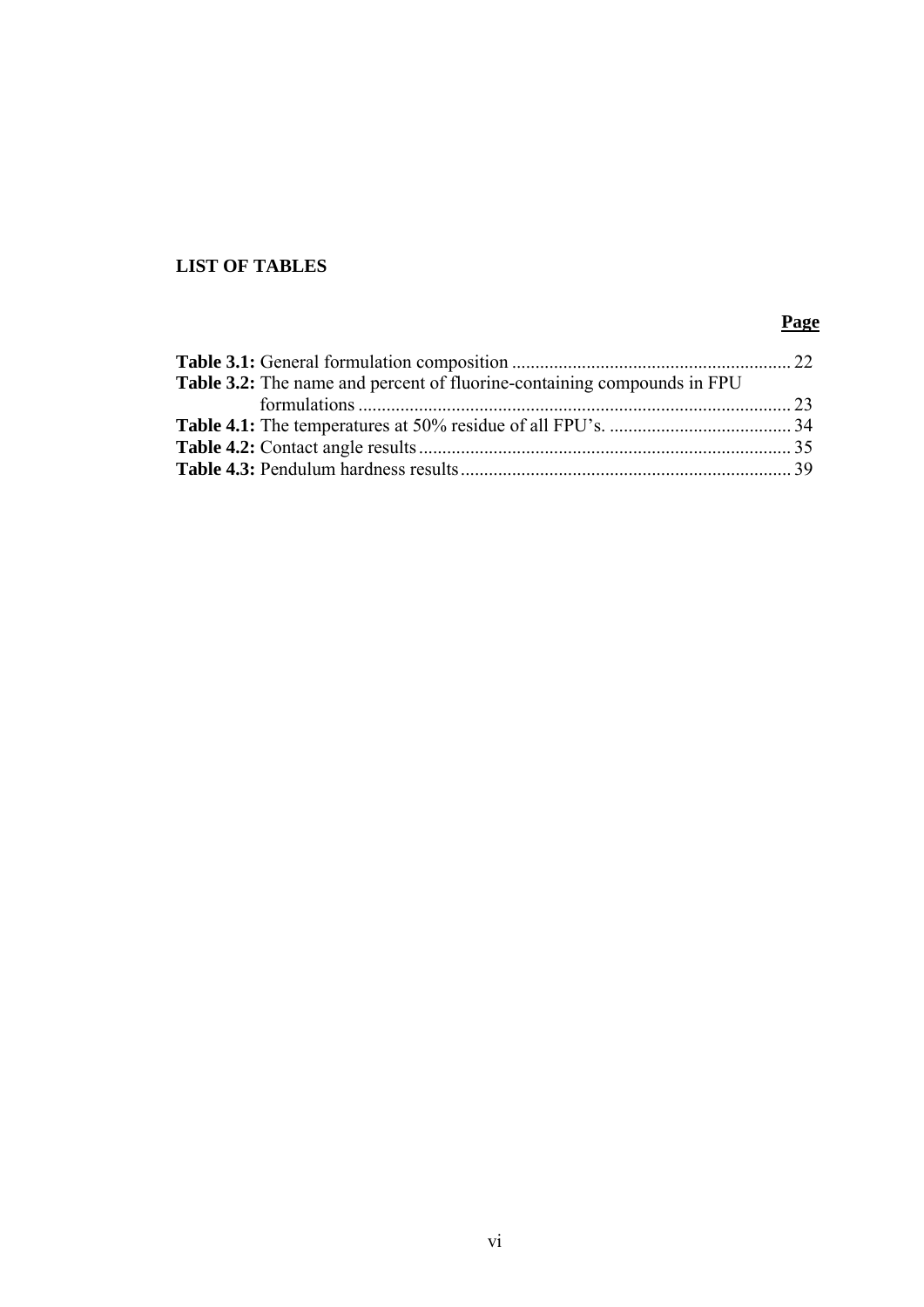## LIST OF TABLES

**Page**

**Table 3.1:** General formulation composition ........................................................... 22
**Table 3.2:** The name and percent of fluorine-containing compounds in FPU formulations ........................................................................................... 23
**Table 4.1:** The temperatures at 50% residue of all FPU's. ....................................... 34
**Table 4.2:** Contact angle results ............................................................................... 35
**Table 4.3:** Pendulum hardness results ...................................................................... 39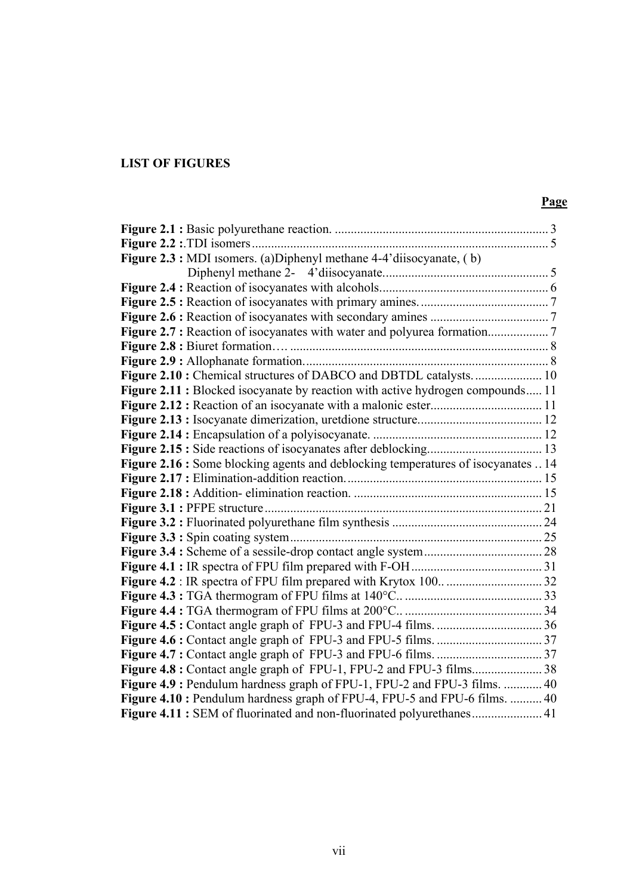**LIST OF FIGURES**

**Page**

**Figure 2.1 :** Basic polyurethane reaction. .................................................................. 3
**Figure 2.2 :**.TDI isomers........................................................................................... 5
**Figure 2.3 :** MDI ısomers. (a)Diphenyl methane 4-4'diisocyanate, ( b) Diphenyl methane 2- 4'diisocyanate.................................................... 5
**Figure 2.4 :** Reaction of isocyanates with alcohols.................................................... 6
**Figure 2.5 :** Reaction of isocyanates with primary amines. ....................................... 7
**Figure 2.6 :** Reaction of isocyanates with secondary amines .................................... 7
**Figure 2.7 :** Reaction of isocyanates with water and polyurea formation.................. 7
**Figure 2.8 :** Biuret formation… ................................................................................ 8
**Figure 2.9 :** Allophanate formation. .......................................................................... 8
**Figure 2.10 :** Chemical structures of DABCO and DBTDL catalysts. ..................... 10
**Figure 2.11 :** Blocked isocyanate by reaction with active hydrogen compounds..... 11
**Figure 2.12 :** Reaction of an isocyanate with a malonic ester.................................. 11
**Figure 2.13 :** Isocyanate dimerization, uretdione structure...................................... 12
**Figure 2.14 :** Encapsulation of a polyisocyanate. ..................................................... 12
**Figure 2.15 :** Side reactions of isocyanates after deblocking.................................... 13
**Figure 2.16 :** Some blocking agents and deblocking temperatures of isocyanates .. 14
**Figure 2.17 :** Elimination-addition reaction. ............................................................ 15
**Figure 2.18 :** Addition- elimination reaction. ........................................................... 15
**Figure 3.1 :** PFPE structure ...................................................................................... 21
**Figure 3.2 :** Fluorinated polyurethane film synthesis ............................................... 24
**Figure 3.3 :** Spin coating system............................................................................... 25
**Figure 3.4 :** Scheme of a sessile-drop contact angle system..................................... 28
**Figure 4.1 :** IR spectra of FPU film prepared with F-OH......................................... 31
**Figure 4.2** : IR spectra of FPU film prepared with Krytox 100.. .............................. 32
**Figure 4.3 :** TGA thermogram of FPU films at 140°C.. ........................................... 33
**Figure 4.4 :** TGA thermogram of FPU films at 200°C.. ........................................... 34
**Figure 4.5 :** Contact angle graph of FPU-3 and FPU-4 films. ................................. 36
**Figure 4.6 :** Contact angle graph of FPU-3 and FPU-5 films. ................................. 37
**Figure 4.7 :** Contact angle graph of FPU-3 and FPU-6 films. ................................. 37
**Figure 4.8 :** Contact angle graph of FPU-1, FPU-2 and FPU-3 films...................... 38
**Figure 4.9 :** Pendulum hardness graph of FPU-1, FPU-2 and FPU-3 films. ............ 40
**Figure 4.10 :** Pendulum hardness graph of FPU-4, FPU-5 and FPU-6 films. .......... 40
**Figure 4.11 :** SEM of fluorinated and non-fluorinated polyurethanes...................... 41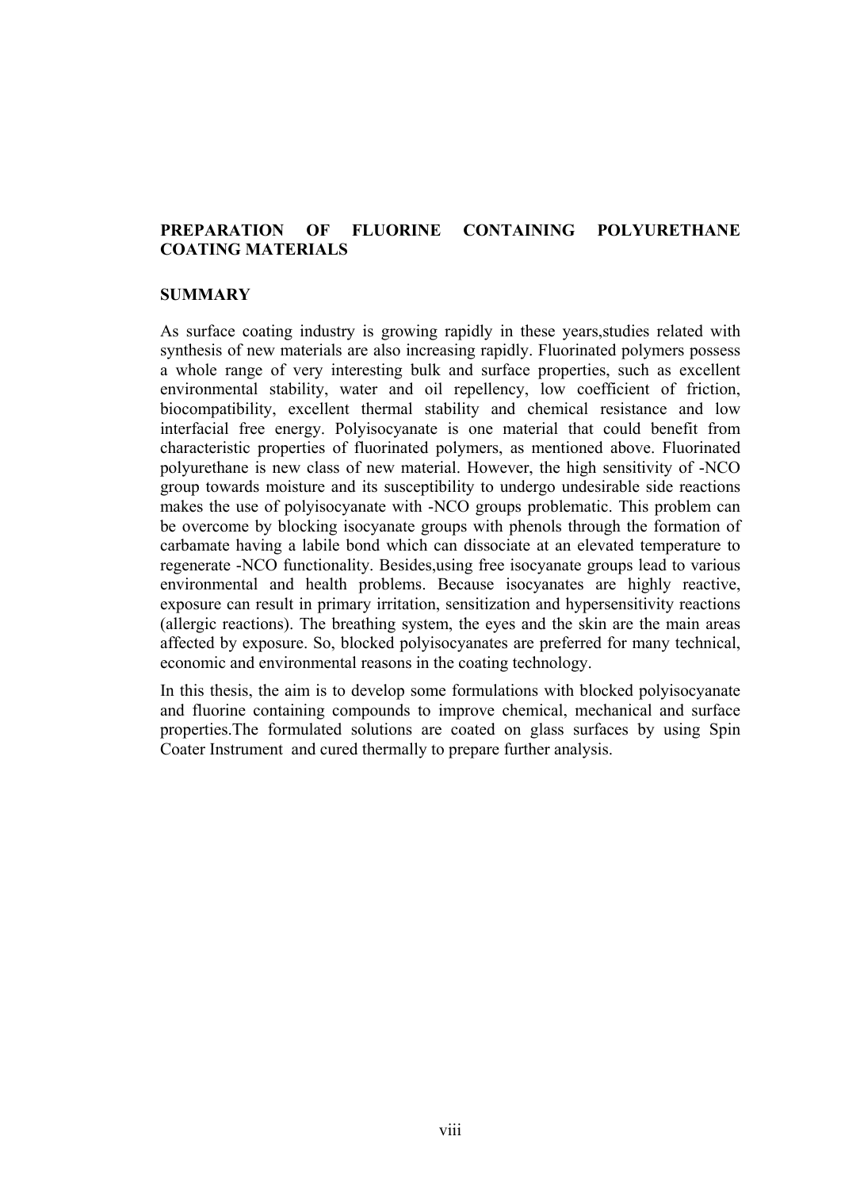**PREPARATION OF FLUORINE CONTAINING POLYURETHANE COATING MATERIALS**

**SUMMARY**

As surface coating industry is growing rapidly in these years,studies related with synthesis of new materials are also increasing rapidly. Fluorinated polymers possess a whole range of very interesting bulk and surface properties, such as excellent environmental stability, water and oil repellency, low coefficient of friction, biocompatibility, excellent thermal stability and chemical resistance and low interfacial free energy. Polyisocyanate is one material that could benefit from characteristic properties of fluorinated polymers, as mentioned above. Fluorinated polyurethane is new class of new material. However, the high sensitivity of -NCO group towards moisture and its susceptibility to undergo undesirable side reactions makes the use of polyisocyanate with -NCO groups problematic. This problem can be overcome by blocking isocyanate groups with phenols through the formation of carbamate having a labile bond which can dissociate at an elevated temperature to regenerate -NCO functionality. Besides,using free isocyanate groups lead to various environmental and health problems. Because isocyanates are highly reactive, exposure can result in primary irritation, sensitization and hypersensitivity reactions (allergic reactions). The breathing system, the eyes and the skin are the main areas affected by exposure. So, blocked polyisocyanates are preferred for many technical, economic and environmental reasons in the coating technology.

In this thesis, the aim is to develop some formulations with blocked polyisocyanate and fluorine containing compounds to improve chemical, mechanical and surface properties.The formulated solutions are coated on glass surfaces by using Spin Coater Instrument and cured thermally to prepare further analysis.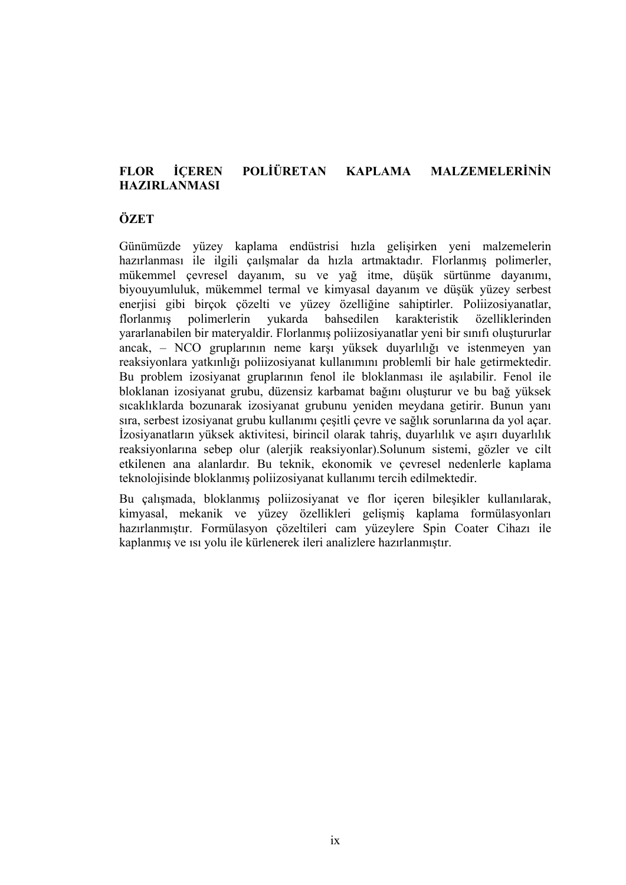# FLOR İÇEREN POLİÜRETAN KAPLAMA MALZEMELERİNİN HAZIRLANMASI

## ÖZET

Günümüzde yüzey kaplama endüstrisi hızla gelişirken yeni malzemelerin hazırlanması ile ilgili çaılşmalar da hızla artmaktadır. Florlanmış polimerler, mükemmel çevresel dayanım, su ve yağ itme, düşük sürtünme dayanımı, biyouyumluluk, mükemmel termal ve kimyasal dayanım ve düşük yüzey serbest enerjisi gibi birçok çözelti ve yüzey özelliğine sahiptirler. Poliizosiyanatlar, florlanmış polimerlerin yukarda bahsedilen karakteristik özelliklerinden yararlanabilen bir materyaldir. Florlanmış poliizosiyanatlar yeni bir sınıfı oluştururlar ancak, – NCO gruplarının neme karşı yüksek duyarlılığı ve istenmeyen yan reaksiyonlara yatkınlığı poliizosiyanat kullanımını problemli bir hale getirmektedir. Bu problem izosiyanat gruplarının fenol ile bloklanması ile aşılabilir. Fenol ile bloklanan izosiyanat grubu, düzensiz karbamat bağını oluşturur ve bu bağ yüksek sıcaklıklarda bozunarak izosiyanat grubunu yeniden meydana getirir. Bunun yanı sıra, serbest izosiyanat grubu kullanımı çeşitli çevre ve sağlık sorunlarına da yol açar. İzosiyanatların yüksek aktivitesi, birincil olarak tahriş, duyarlılık ve aşırı duyarlılık reaksiyonlarına sebep olur (alerjik reaksiyonlar).Solunum sistemi, gözler ve cilt etkilenen ana alanlardır. Bu teknik, ekonomik ve çevresel nedenlerle kaplama teknolojisinde bloklanmış poliizosiyanat kullanımı tercih edilmektedir.

Bu çalışmada, bloklanmış poliizosiyanat ve flor içeren bileşikler kullanılarak, kimyasal, mekanik ve yüzey özellikleri gelişmiş kaplama formülasyonları hazırlanmıştır. Formülasyon çözeltileri cam yüzeylere Spin Coater Cihazı ile kaplanmış ve ısı yolu ile kürlenerek ileri analizlere hazırlanmıştır.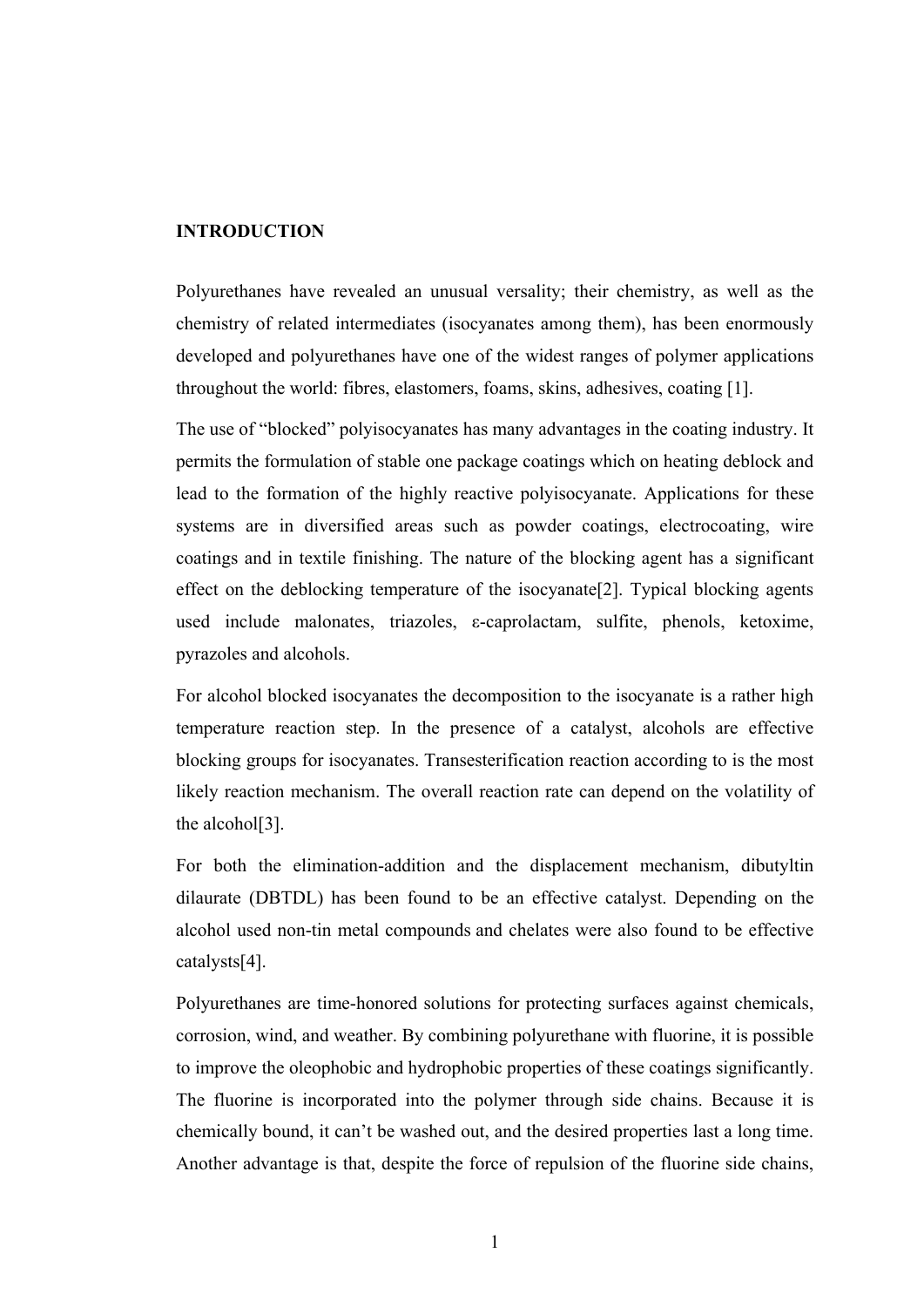## INTRODUCTION

Polyurethanes have revealed an unusual versality; their chemistry, as well as the chemistry of related intermediates (isocyanates among them), has been enormously developed and polyurethanes have one of the widest ranges of polymer applications throughout the world: fibres, elastomers, foams, skins, adhesives, coating [1].

The use of "blocked" polyisocyanates has many advantages in the coating industry. It permits the formulation of stable one package coatings which on heating deblock and lead to the formation of the highly reactive polyisocyanate. Applications for these systems are in diversified areas such as powder coatings, electrocoating, wire coatings and in textile finishing. The nature of the blocking agent has a significant effect on the deblocking temperature of the isocyanate[2]. Typical blocking agents used include malonates, triazoles, ε-caprolactam, sulfite, phenols, ketoxime, pyrazoles and alcohols.

For alcohol blocked isocyanates the decomposition to the isocyanate is a rather high temperature reaction step. In the presence of a catalyst, alcohols are effective blocking groups for isocyanates. Transesterification reaction according to is the most likely reaction mechanism. The overall reaction rate can depend on the volatility of the alcohol[3].

For both the elimination-addition and the displacement mechanism, dibutyltin dilaurate (DBTDL) has been found to be an effective catalyst. Depending on the alcohol used non-tin metal compounds and chelates were also found to be effective catalysts[4].

Polyurethanes are time-honored solutions for protecting surfaces against chemicals, corrosion, wind, and weather. By combining polyurethane with fluorine, it is possible to improve the oleophobic and hydrophobic properties of these coatings significantly. The fluorine is incorporated into the polymer through side chains. Because it is chemically bound, it can't be washed out, and the desired properties last a long time. Another advantage is that, despite the force of repulsion of the fluorine side chains,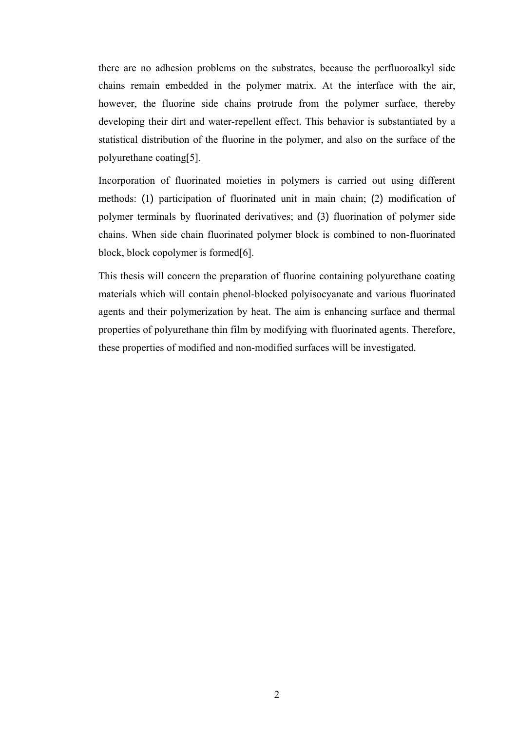there are no adhesion problems on the substrates, because the perfluoroalkyl side chains remain embedded in the polymer matrix. At the interface with the air, however, the fluorine side chains protrude from the polymer surface, thereby developing their dirt and water-repellent effect. This behavior is substantiated by a statistical distribution of the fluorine in the polymer, and also on the surface of the polyurethane coating[5].

Incorporation of fluorinated moieties in polymers is carried out using different methods: (1) participation of fluorinated unit in main chain; (2) modification of polymer terminals by fluorinated derivatives; and (3) fluorination of polymer side chains. When side chain fluorinated polymer block is combined to non-fluorinated block, block copolymer is formed[6].

This thesis will concern the preparation of fluorine containing polyurethane coating materials which will contain phenol-blocked polyisocyanate and various fluorinated agents and their polymerization by heat. The aim is enhancing surface and thermal properties of polyurethane thin film by modifying with fluorinated agents. Therefore, these properties of modified and non-modified surfaces will be investigated.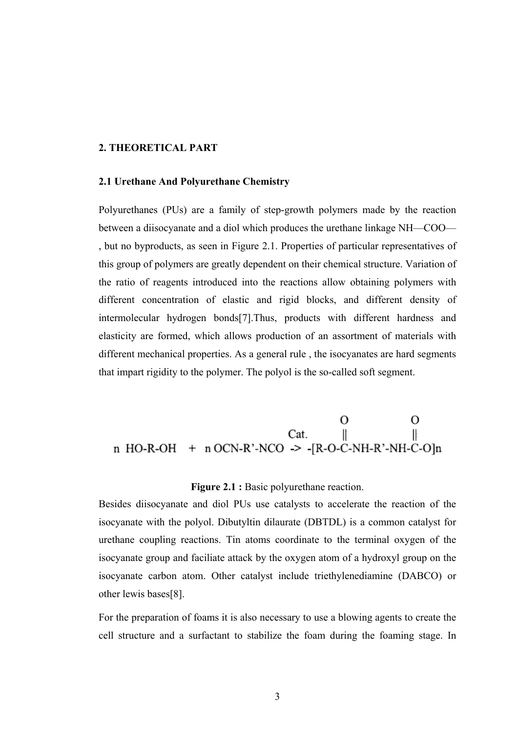# 2. THEORETICAL PART

## 2.1 Urethane And Polyurethane Chemistry

Polyurethanes (PUs) are a family of step-growth polymers made by the reaction between a diisocyanate and a diol which produces the urethane linkage NH—COO—, but no byproducts, as seen in Figure 2.1. Properties of particular representatives of this group of polymers are greatly dependent on their chemical structure. Variation of the ratio of reagents introduced into the reactions allow obtaining polymers with different concentration of elastic and rigid blocks, and different density of intermolecular hydrogen bonds[7].Thus, products with different hardness and elasticity are formed, which allows production of an assortment of materials with different mechanical properties. As a general rule , the isocyanates are hard segments that impart rigidity to the polymer. The polyol is the so-called soft segment.

$$n\ \text{HO-R-OH} \ + \ n\ \text{OCN-R'-NCO} \xrightarrow{\text{Cat.}} \text{-[R-O-}\overset{\overset{\text{O}}{\|}}{\text{C}}\text{-NH-R'-NH-}\overset{\overset{\text{O}}{\|}}{\text{C}}\text{-O]n}$$

**Figure 2.1 :** Basic polyurethane reaction.

Besides diisocyanate and diol PUs use catalysts to accelerate the reaction of the isocyanate with the polyol. Dibutyltin dilaurate (DBTDL) is a common catalyst for urethane coupling reactions. Tin atoms coordinate to the terminal oxygen of the isocyanate group and faciliate attack by the oxygen atom of a hydroxyl group on the isocyanate carbon atom. Other catalyst include triethylenediamine (DABCO) or other lewis bases[8].

For the preparation of foams it is also necessary to use a blowing agents to create the cell structure and a surfactant to stabilize the foam during the foaming stage. In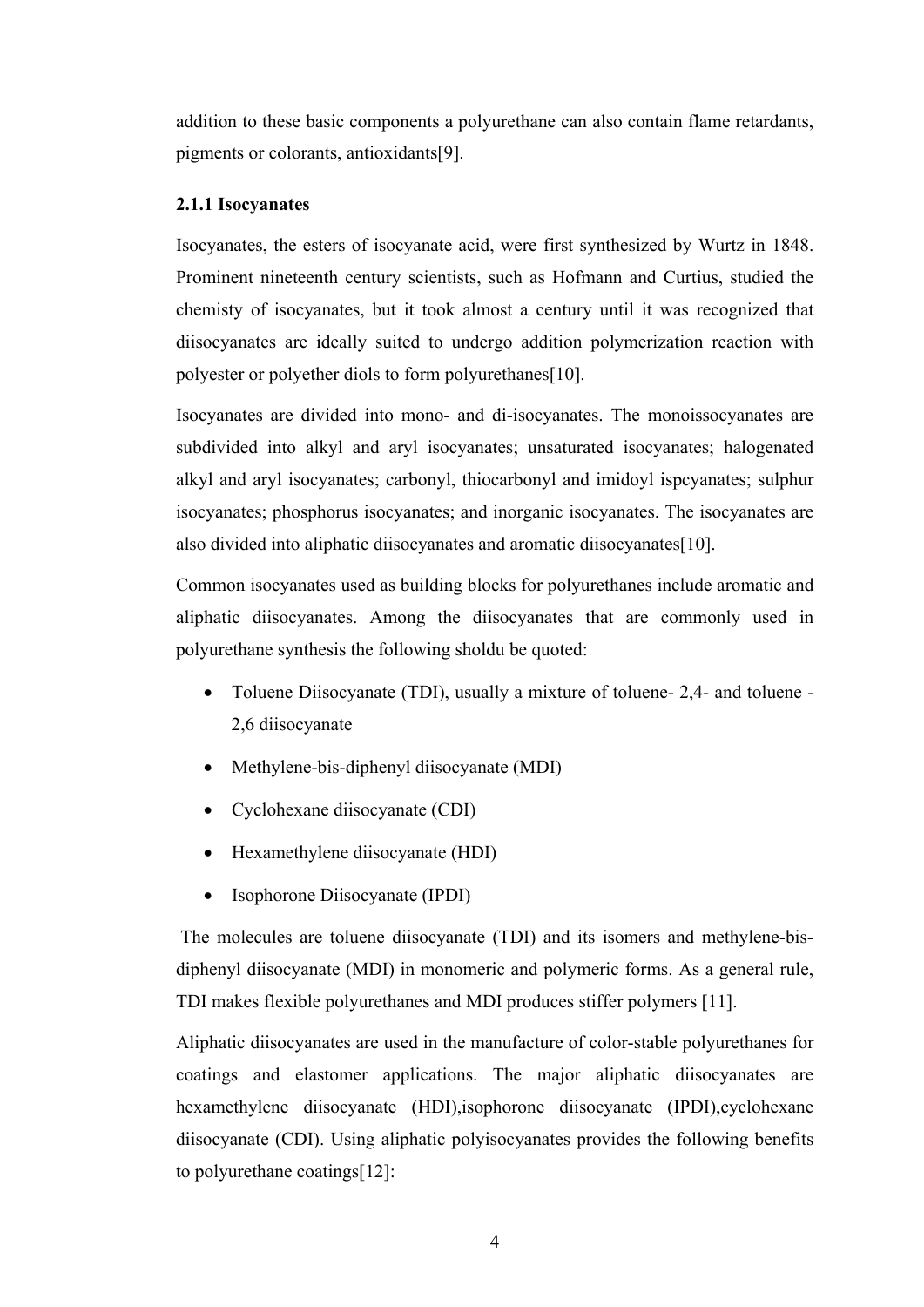addition to these basic components a polyurethane can also contain flame retardants, pigments or colorants, antioxidants[9].

### 2.1.1 Isocyanates

Isocyanates, the esters of isocyanate acid, were first synthesized by Wurtz in 1848. Prominent nineteenth century scientists, such as Hofmann and Curtius, studied the chemisty of isocyanates, but it took almost a century until it was recognized that diisocyanates are ideally suited to undergo addition polymerization reaction with polyester or polyether diols to form polyurethanes[10].

Isocyanates are divided into mono- and di-isocyanates. The monoissocyanates are subdivided into alkyl and aryl isocyanates; unsaturated isocyanates; halogenated alkyl and aryl isocyanates; carbonyl, thiocarbonyl and imidoyl ispcyanates; sulphur isocyanates; phosphorus isocyanates; and inorganic isocyanates. The isocyanates are also divided into aliphatic diisocyanates and aromatic diisocyanates[10].

Common isocyanates used as building blocks for polyurethanes include aromatic and aliphatic diisocyanates. Among the diisocyanates that are commonly used in polyurethane synthesis the following sholdu be quoted:

- Toluene Diisocyanate (TDI), usually a mixture of toluene- 2,4- and toluene - 2,6 diisocyanate
- Methylene-bis-diphenyl diisocyanate (MDI)
- Cyclohexane diisocyanate (CDI)
- Hexamethylene diisocyanate (HDI)
- Isophorone Diisocyanate (IPDI)

The molecules are toluene diisocyanate (TDI) and its isomers and methylene-bis-diphenyl diisocyanate (MDI) in monomeric and polymeric forms. As a general rule, TDI makes flexible polyurethanes and MDI produces stiffer polymers [11].

Aliphatic diisocyanates are used in the manufacture of color-stable polyurethanes for coatings and elastomer applications. The major aliphatic diisocyanates are hexamethylene diisocyanate (HDI),isophorone diisocyanate (IPDI),cyclohexane diisocyanate (CDI). Using aliphatic polyisocyanates provides the following benefits to polyurethane coatings[12]: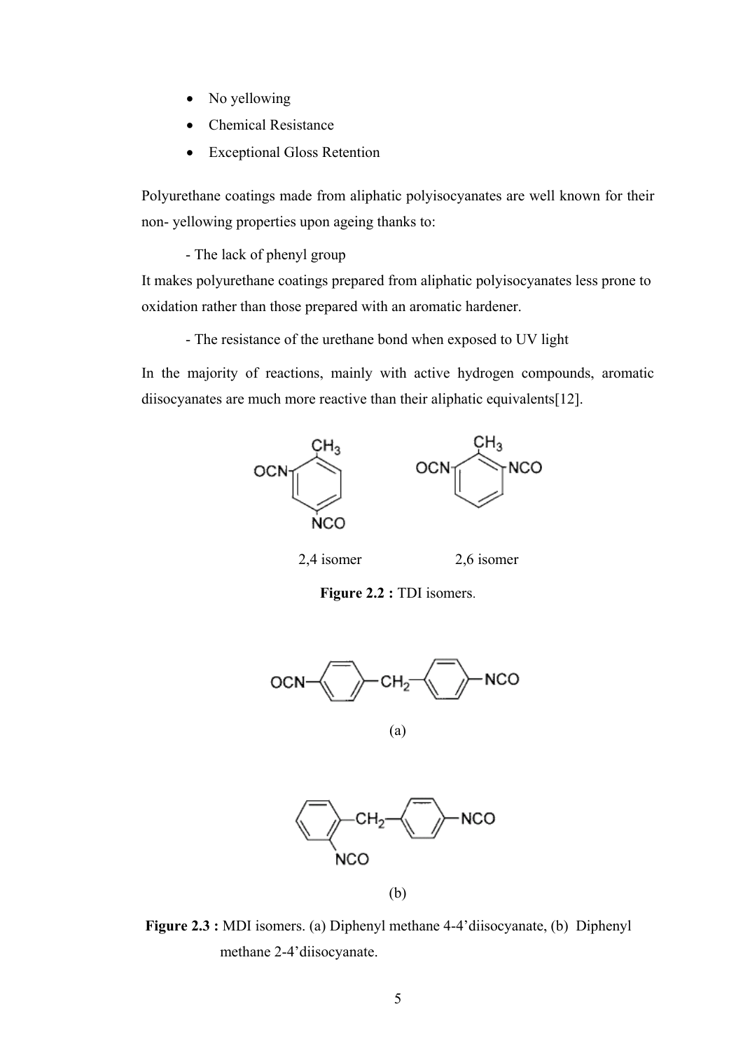- No yellowing
- Chemical Resistance
- Exceptional Gloss Retention

Polyurethane coatings made from aliphatic polyisocyanates are well known for their non- yellowing properties upon ageing thanks to:

- The lack of phenyl group

It makes polyurethane coatings prepared from aliphatic polyisocyanates less prone to oxidation rather than those prepared with an aromatic hardener.

- The resistance of the urethane bond when exposed to UV light

In the majority of reactions, mainly with active hydrogen compounds, aromatic diisocyanates are much more reactive than their aliphatic equivalents[12].

$CH_3$ OCN NCO $CH_3$ OCN NCO

2,4 isomer 2,6 isomer

**Figure 2.2 :** TDI isomers.

OCN $CH_2$ NCO

(a)

$CH_2$ NCO NCO

(b)

**Figure 2.3 :** MDI isomers. (a) Diphenyl methane 4-4'diisocyanate, (b) Diphenyl methane 2-4'diisocyanate.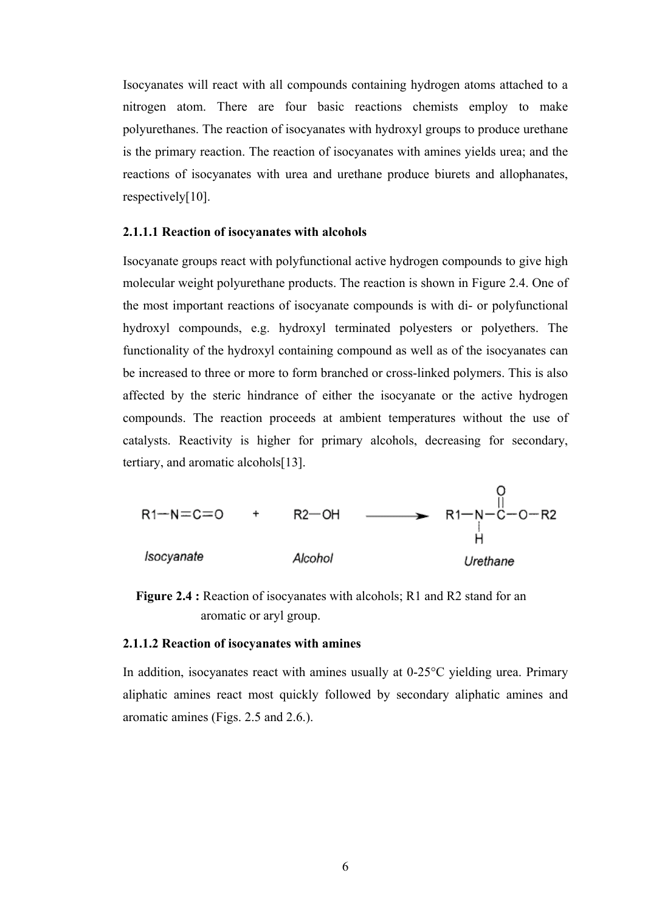Isocyanates will react with all compounds containing hydrogen atoms attached to a nitrogen atom. There are four basic reactions chemists employ to make polyurethanes. The reaction of isocyanates with hydroxyl groups to produce urethane is the primary reaction. The reaction of isocyanates with amines yields urea; and the reactions of isocyanates with urea and urethane produce biurets and allophanates, respectively[10].

#### 2.1.1.1 Reaction of isocyanates with alcohols

Isocyanate groups react with polyfunctional active hydrogen compounds to give high molecular weight polyurethane products. The reaction is shown in Figure 2.4. One of the most important reactions of isocyanate compounds is with di- or polyfunctional hydroxyl compounds, e.g. hydroxyl terminated polyesters or polyethers. The functionality of the hydroxyl containing compound as well as of the isocyanates can be increased to three or more to form branched or cross-linked polymers. This is also affected by the steric hindrance of either the isocyanate or the active hydrogen compounds. The reaction proceeds at ambient temperatures without the use of catalysts. Reactivity is higher for primary alcohols, decreasing for secondary, tertiary, and aromatic alcohols[13].

R1—N=C=O + R2—OH ⟶ R1—NH—C(=O)—O—R2

*Isocyanate* *Alcohol* *Urethane*

**Figure 2.4 :** Reaction of isocyanates with alcohols; R1 and R2 stand for an aromatic or aryl group.

#### 2.1.1.2 Reaction of isocyanates with amines

In addition, isocyanates react with amines usually at 0-25°C yielding urea. Primary aliphatic amines react most quickly followed by secondary aliphatic amines and aromatic amines (Figs. 2.5 and 2.6.).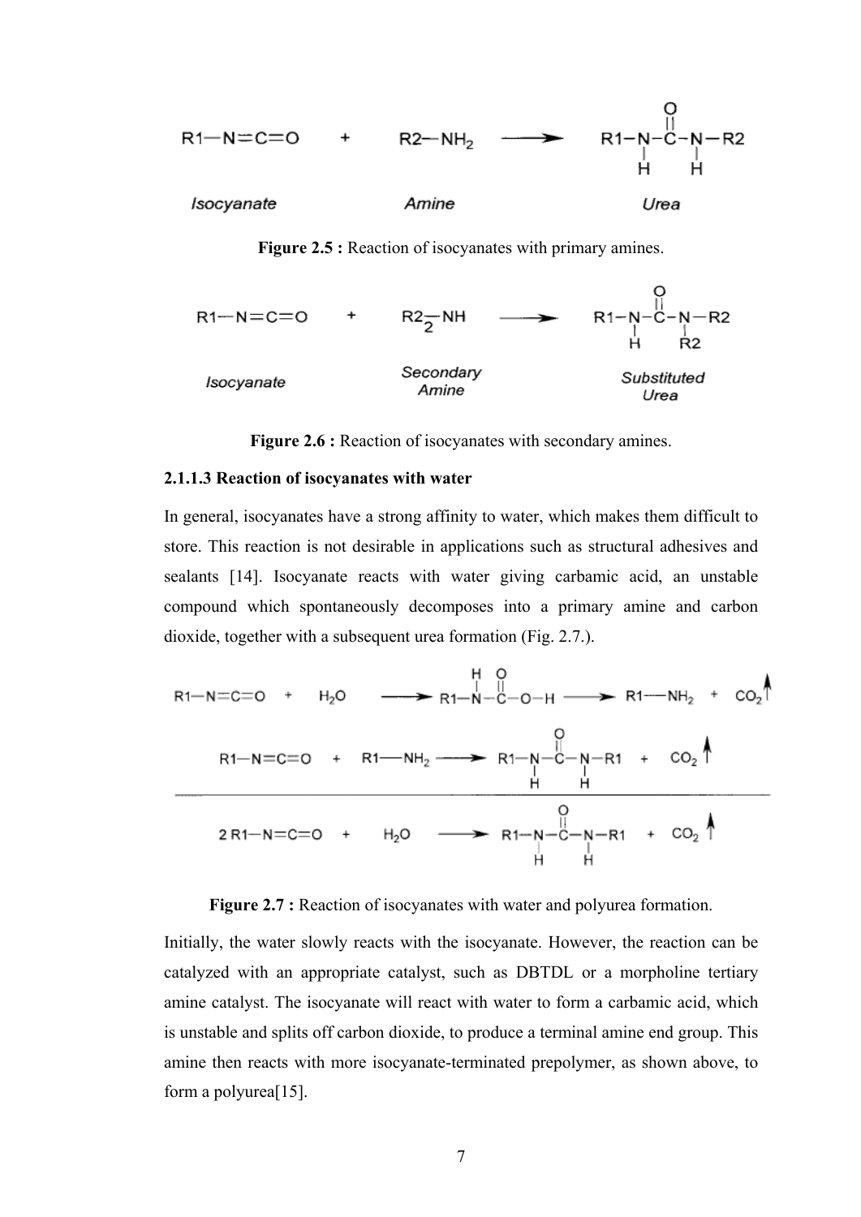R1—N=C=O + R2—NH$_2$ → R1—N(H)—C(=O)—N(H)—R2

*Isocyanate* *Amine* *Urea*

**Figure 2.5 :** Reaction of isocyanates with primary amines.

R1—N=C=O + R2$_2$—NH → R1—N(H)—C(=O)—N(R2)—R2

*Isocyanate* *Secondary Amine* *Substituted Urea*

**Figure 2.6 :** Reaction of isocyanates with secondary amines.

### 2.1.1.3 Reaction of isocyanates with water

In general, isocyanates have a strong affinity to water, which makes them difficult to store. This reaction is not desirable in applications such as structural adhesives and sealants [14]. Isocyanate reacts with water giving carbamic acid, an unstable compound which spontaneously decomposes into a primary amine and carbon dioxide, together with a subsequent urea formation (Fig. 2.7.).

R1—N=C=O + H$_2$O → R1—N(H)—C(=O)—O—H → R1—NH$_2$ + CO$_2$↑

R1—N=C=O + R1—NH$_2$ → R1—N(H)—C(=O)—N(H)—R1 + CO$_2$↑

2 R1—N=C=O + H$_2$O → R1—N(H)—C(=O)—N(H)—R1 + CO$_2$↑

**Figure 2.7 :** Reaction of isocyanates with water and polyurea formation.

Initially, the water slowly reacts with the isocyanate. However, the reaction can be catalyzed with an appropriate catalyst, such as DBTDL or a morpholine tertiary amine catalyst. The isocyanate will react with water to form a carbamic acid, which is unstable and splits off carbon dioxide, to produce a terminal amine end group. This amine then reacts with more isocyanate-terminated prepolymer, as shown above, to form a polyurea[15].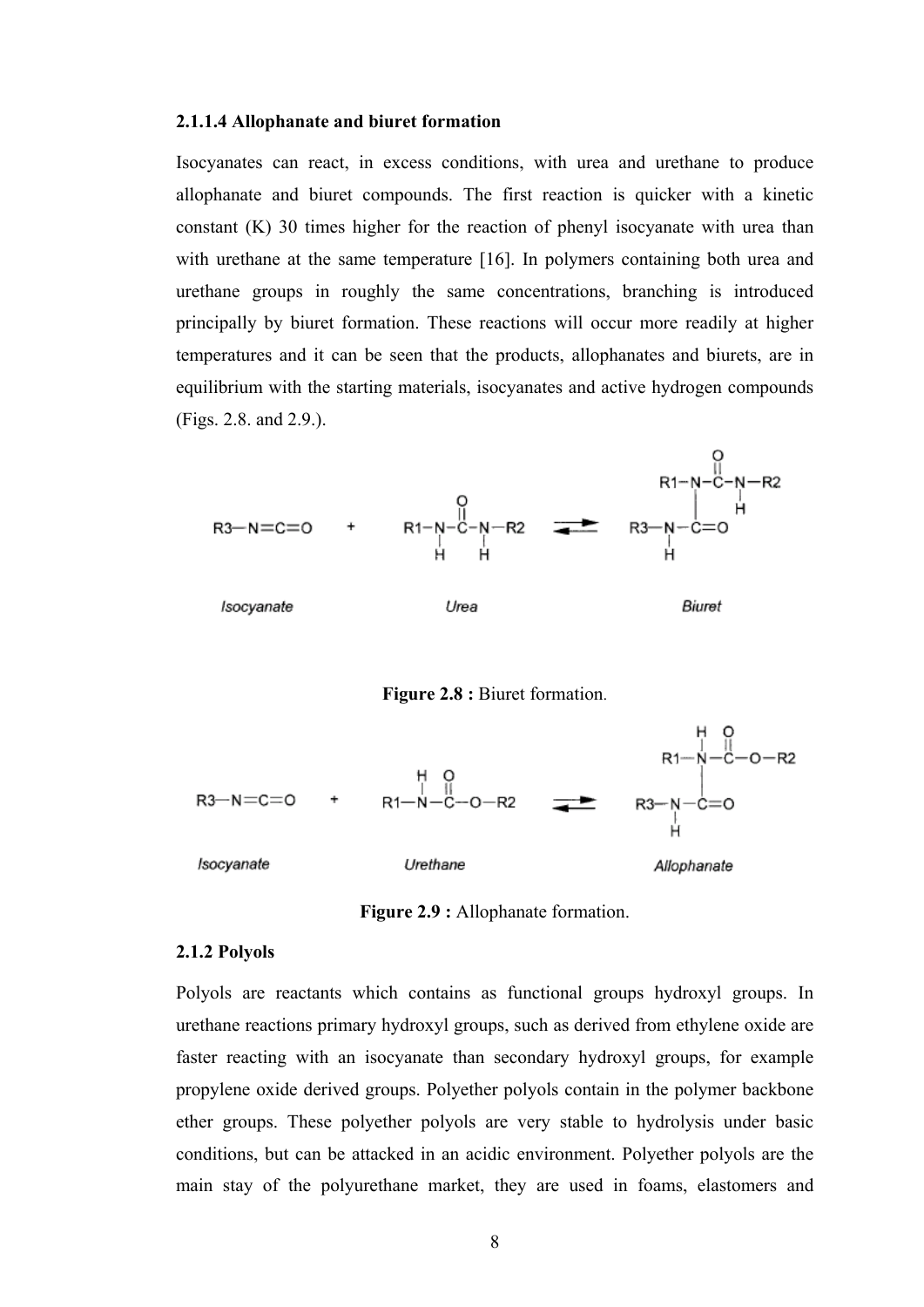**2.1.1.4 Allophanate and biuret formation**

Isocyanates can react, in excess conditions, with urea and urethane to produce allophanate and biuret compounds. The first reaction is quicker with a kinetic constant (K) 30 times higher for the reaction of phenyl isocyanate with urea than with urethane at the same temperature [16]. In polymers containing both urea and urethane groups in roughly the same concentrations, branching is introduced principally by biuret formation. These reactions will occur more readily at higher temperatures and it can be seen that the products, allophanates and biurets, are in equilibrium with the starting materials, isocyanates and active hydrogen compounds (Figs. 2.8. and 2.9.).

R3—N=C=O + R1—NH—C(=O)—NH—R2 ⇌ Biuret

*Isocyanate* *Urea* *Biuret*

**Figure 2.8 :** Biuret formation.

R3—N=C=O + R1—NH—C(=O)—O—R2 ⇌ Allophanate

*Isocyanate* *Urethane* *Allophanate*

**Figure 2.9 :** Allophanate formation.

**2.1.2 Polyols**

Polyols are reactants which contains as functional groups hydroxyl groups. In urethane reactions primary hydroxyl groups, such as derived from ethylene oxide are faster reacting with an isocyanate than secondary hydroxyl groups, for example propylene oxide derived groups. Polyether polyols contain in the polymer backbone ether groups. These polyether polyols are very stable to hydrolysis under basic conditions, but can be attacked in an acidic environment. Polyether polyols are the main stay of the polyurethane market, they are used in foams, elastomers and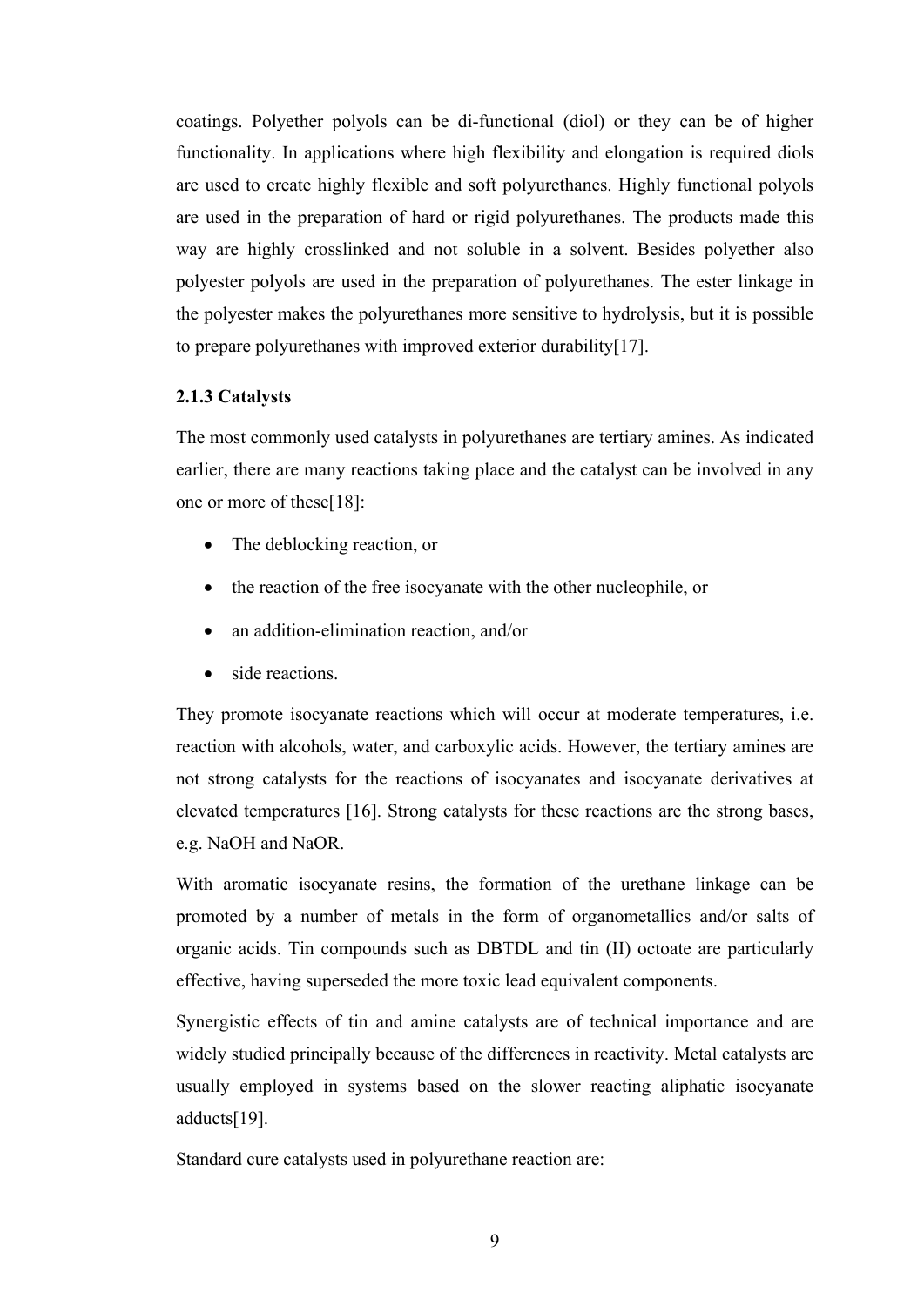coatings. Polyether polyols can be di-functional (diol) or they can be of higher functionality. In applications where high flexibility and elongation is required diols are used to create highly flexible and soft polyurethanes. Highly functional polyols are used in the preparation of hard or rigid polyurethanes. The products made this way are highly crosslinked and not soluble in a solvent. Besides polyether also polyester polyols are used in the preparation of polyurethanes. The ester linkage in the polyester makes the polyurethanes more sensitive to hydrolysis, but it is possible to prepare polyurethanes with improved exterior durability[17].

### 2.1.3 Catalysts

The most commonly used catalysts in polyurethanes are tertiary amines. As indicated earlier, there are many reactions taking place and the catalyst can be involved in any one or more of these[18]:

- The deblocking reaction, or
- the reaction of the free isocyanate with the other nucleophile, or
- an addition-elimination reaction, and/or
- side reactions.

They promote isocyanate reactions which will occur at moderate temperatures, i.e. reaction with alcohols, water, and carboxylic acids. However, the tertiary amines are not strong catalysts for the reactions of isocyanates and isocyanate derivatives at elevated temperatures [16]. Strong catalysts for these reactions are the strong bases, e.g. NaOH and NaOR.

With aromatic isocyanate resins, the formation of the urethane linkage can be promoted by a number of metals in the form of organometallics and/or salts of organic acids. Tin compounds such as DBTDL and tin (II) octoate are particularly effective, having superseded the more toxic lead equivalent components.

Synergistic effects of tin and amine catalysts are of technical importance and are widely studied principally because of the differences in reactivity. Metal catalysts are usually employed in systems based on the slower reacting aliphatic isocyanate adducts[19].

Standard cure catalysts used in polyurethane reaction are: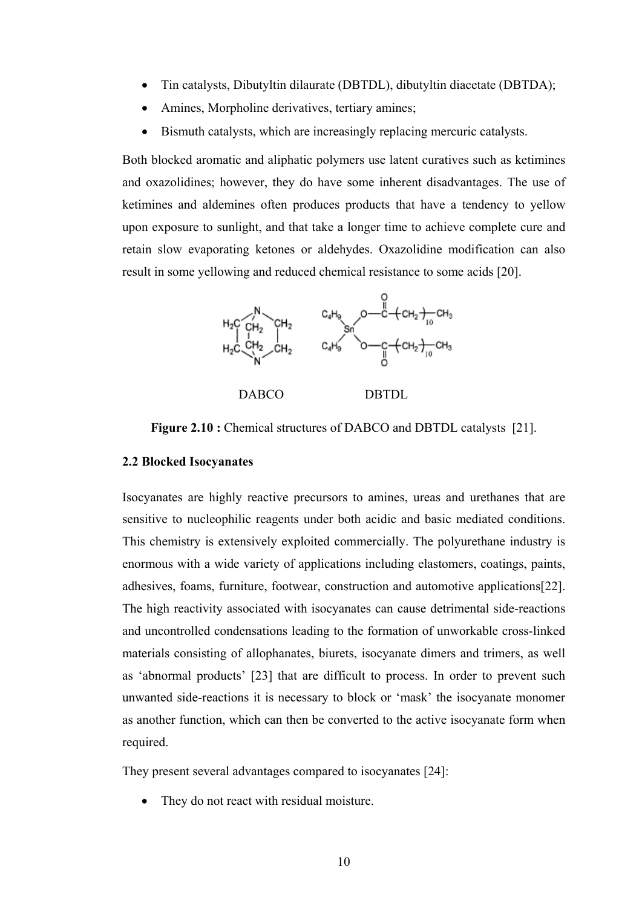- Tin catalysts, Dibutyltin dilaurate (DBTDL), dibutyltin diacetate (DBTDA);
- Amines, Morpholine derivatives, tertiary amines;
- Bismuth catalysts, which are increasingly replacing mercuric catalysts.

Both blocked aromatic and aliphatic polymers use latent curatives such as ketimines and oxazolidines; however, they do have some inherent disadvantages. The use of ketimines and aldemines often produces products that have a tendency to yellow upon exposure to sunlight, and that take a longer time to achieve complete cure and retain slow evaporating ketones or aldehydes. Oxazolidine modification can also result in some yellowing and reduced chemical resistance to some acids [20].

DABCO DBTDL

**Figure 2.10 :** Chemical structures of DABCO and DBTDL catalysts [21].

### 2.2 Blocked Isocyanates

Isocyanates are highly reactive precursors to amines, ureas and urethanes that are sensitive to nucleophilic reagents under both acidic and basic mediated conditions. This chemistry is extensively exploited commercially. The polyurethane industry is enormous with a wide variety of applications including elastomers, coatings, paints, adhesives, foams, furniture, footwear, construction and automotive applications[22]. The high reactivity associated with isocyanates can cause detrimental side-reactions and uncontrolled condensations leading to the formation of unworkable cross-linked materials consisting of allophanates, biurets, isocyanate dimers and trimers, as well as 'abnormal products' [23] that are difficult to process. In order to prevent such unwanted side-reactions it is necessary to block or 'mask' the isocyanate monomer as another function, which can then be converted to the active isocyanate form when required.

They present several advantages compared to isocyanates [24]:

- They do not react with residual moisture.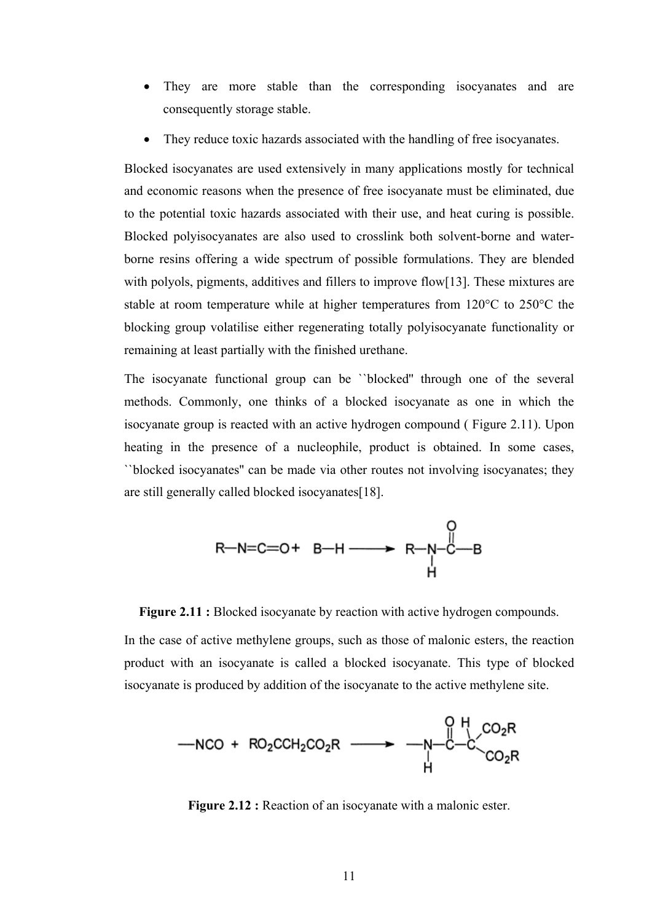- They are more stable than the corresponding isocyanates and are consequently storage stable.
- They reduce toxic hazards associated with the handling of free isocyanates.

Blocked isocyanates are used extensively in many applications mostly for technical and economic reasons when the presence of free isocyanate must be eliminated, due to the potential toxic hazards associated with their use, and heat curing is possible. Blocked polyisocyanates are also used to crosslink both solvent-borne and water-borne resins offering a wide spectrum of possible formulations. They are blended with polyols, pigments, additives and fillers to improve flow[13]. These mixtures are stable at room temperature while at higher temperatures from 120°C to 250°C the blocking group volatilise either regenerating totally polyisocyanate functionality or remaining at least partially with the finished urethane.

The isocyanate functional group can be ``blocked'' through one of the several methods. Commonly, one thinks of a blocked isocyanate as one in which the isocyanate group is reacted with an active hydrogen compound ( Figure 2.11). Upon heating in the presence of a nucleophile, product is obtained. In some cases, ``blocked isocyanates'' can be made via other routes not involving isocyanates; they are still generally called blocked isocyanates[18].

$$R{-}N{=}C{=}O + B{-}H \longrightarrow R{-}NH{-}C(=O){-}B$$

**Figure 2.11 :** Blocked isocyanate by reaction with active hydrogen compounds.

In the case of active methylene groups, such as those of malonic esters, the reaction product with an isocyanate is called a blocked isocyanate. This type of blocked isocyanate is produced by addition of the isocyanate to the active methylene site.

$$-NCO + RO_2CCH_2CO_2R \longrightarrow -NH{-}C(=O){-}CH(CO_2R)_2$$

**Figure 2.12 :** Reaction of an isocyanate with a malonic ester.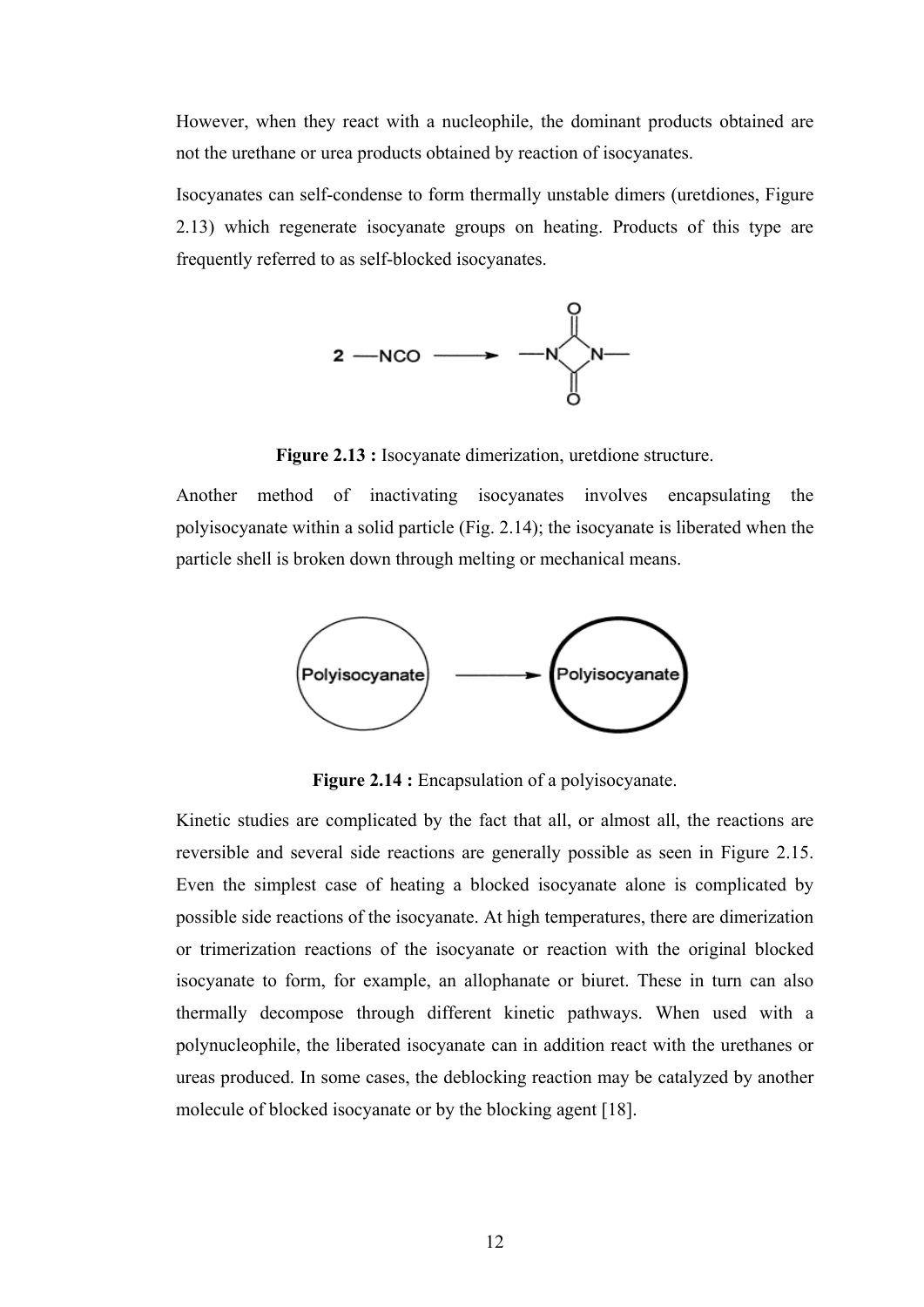However, when they react with a nucleophile, the dominant products obtained are not the urethane or urea products obtained by reaction of isocyanates.

Isocyanates can self-condense to form thermally unstable dimers (uretdiones, Figure 2.13) which regenerate isocyanate groups on heating. Products of this type are frequently referred to as self-blocked isocyanates.

2 —NCO

**Figure 2.13 :** Isocyanate dimerization, uretdione structure.

Another method of inactivating isocyanates involves encapsulating the polyisocyanate within a solid particle (Fig. 2.14); the isocyanate is liberated when the particle shell is broken down through melting or mechanical means.

Polyisocyanate

Polyisocyanate

**Figure 2.14 :** Encapsulation of a polyisocyanate.

Kinetic studies are complicated by the fact that all, or almost all, the reactions are reversible and several side reactions are generally possible as seen in Figure 2.15. Even the simplest case of heating a blocked isocyanate alone is complicated by possible side reactions of the isocyanate. At high temperatures, there are dimerization or trimerization reactions of the isocyanate or reaction with the original blocked isocyanate to form, for example, an allophanate or biuret. These in turn can also thermally decompose through different kinetic pathways. When used with a polynucleophile, the liberated isocyanate can in addition react with the urethanes or ureas produced. In some cases, the deblocking reaction may be catalyzed by another molecule of blocked isocyanate or by the blocking agent [18].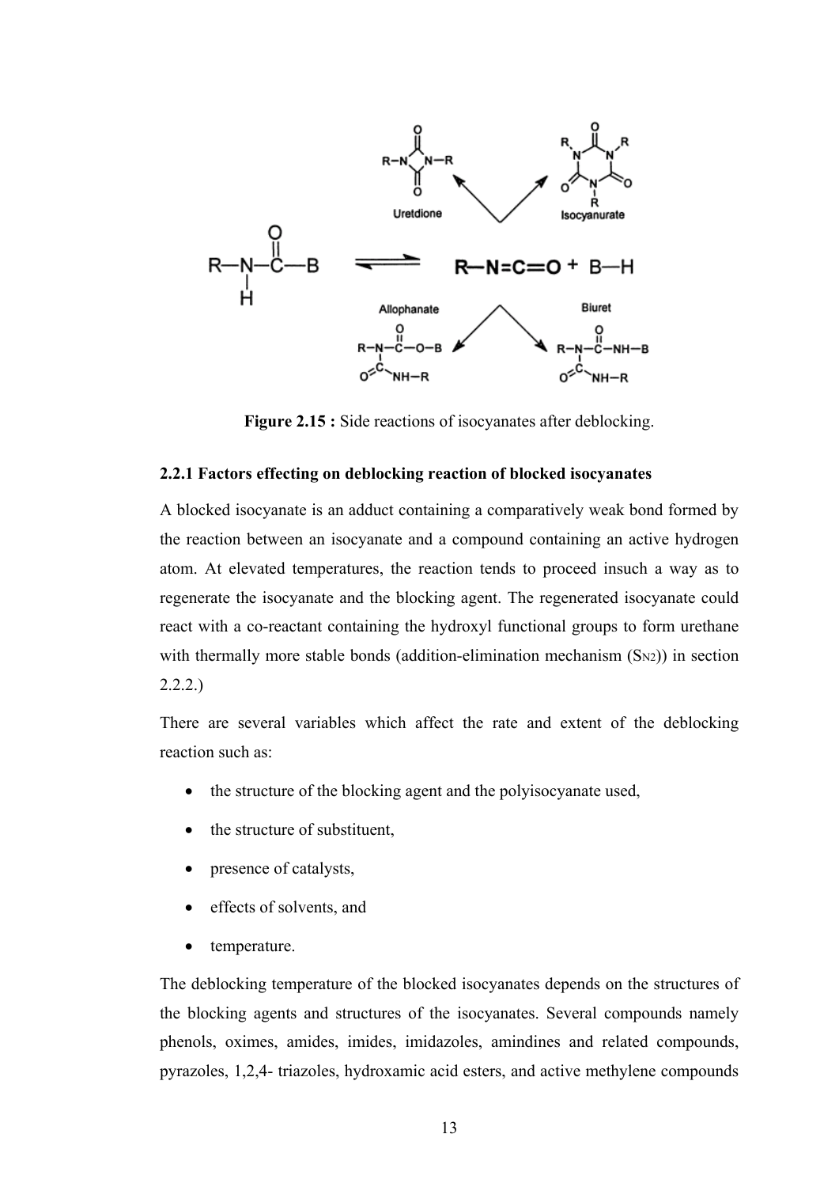Uretdione

Isocyanurate

$R-N=C=O + B-H$

Allophanate

Biuret

**Figure 2.15 :** Side reactions of isocyanates after deblocking.

### 2.2.1 Factors effecting on deblocking reaction of blocked isocyanates

A blocked isocyanate is an adduct containing a comparatively weak bond formed by the reaction between an isocyanate and a compound containing an active hydrogen atom. At elevated temperatures, the reaction tends to proceed insuch a way as to regenerate the isocyanate and the blocking agent. The regenerated isocyanate could react with a co-reactant containing the hydroxyl functional groups to form urethane with thermally more stable bonds (addition-elimination mechanism ($S_{N2}$)) in section 2.2.2.)

There are several variables which affect the rate and extent of the deblocking reaction such as:

- the structure of the blocking agent and the polyisocyanate used,
- the structure of substituent,
- presence of catalysts,
- effects of solvents, and
- temperature.

The deblocking temperature of the blocked isocyanates depends on the structures of the blocking agents and structures of the isocyanates. Several compounds namely phenols, oximes, amides, imides, imidazoles, amindines and related compounds, pyrazoles, 1,2,4- triazoles, hydroxamic acid esters, and active methylene compounds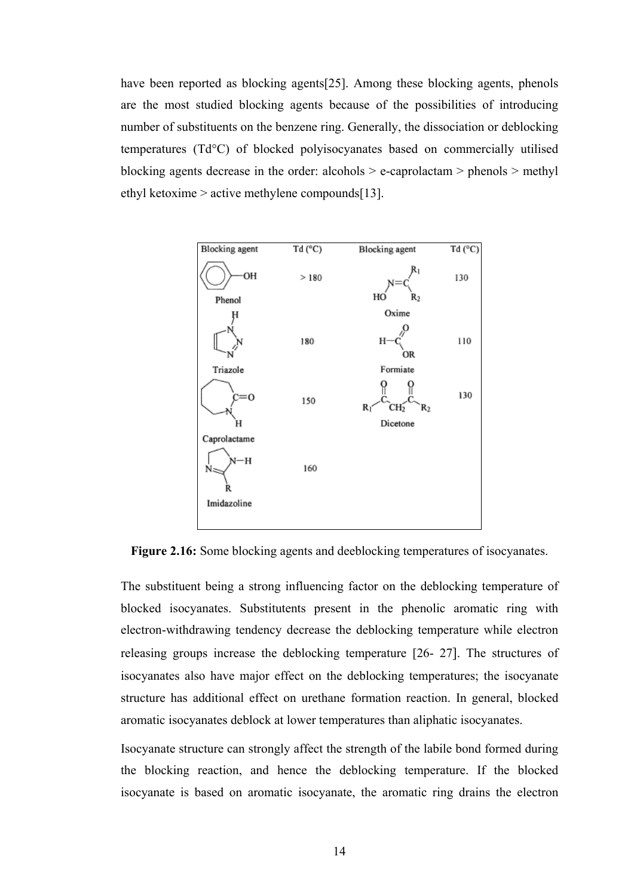have been reported as blocking agents[25]. Among these blocking agents, phenols are the most studied blocking agents because of the possibilities of introducing number of substituents on the benzene ring. Generally, the dissociation or deblocking temperatures (Td°C) of blocked polyisocyanates based on commercially utilised blocking agents decrease in the order: alcohols > e-caprolactam > phenols > methyl ethyl ketoxime > active methylene compounds[13].

| Blocking agent | Td (°C) | Blocking agent | Td (°C) |
|---|---|---|---|
| Phenol | > 180 | Oxime | 130 |
| Triazole | 180 | Formiate | 110 |
| Caprolactame | 150 | Dicetone | 130 |
| Imidazoline | 160 | | |

**Figure 2.16:** Some blocking agents and deeblocking temperatures of isocyanates.

The substituent being a strong influencing factor on the deblocking temperature of blocked isocyanates. Substitutents present in the phenolic aromatic ring with electron-withdrawing tendency decrease the deblocking temperature while electron releasing groups increase the deblocking temperature [26- 27]. The structures of isocyanates also have major effect on the deblocking temperatures; the isocyanate structure has additional effect on urethane formation reaction. In general, blocked aromatic isocyanates deblock at lower temperatures than aliphatic isocyanates.

Isocyanate structure can strongly affect the strength of the labile bond formed during the blocking reaction, and hence the deblocking temperature. If the blocked isocyanate is based on aromatic isocyanate, the aromatic ring drains the electron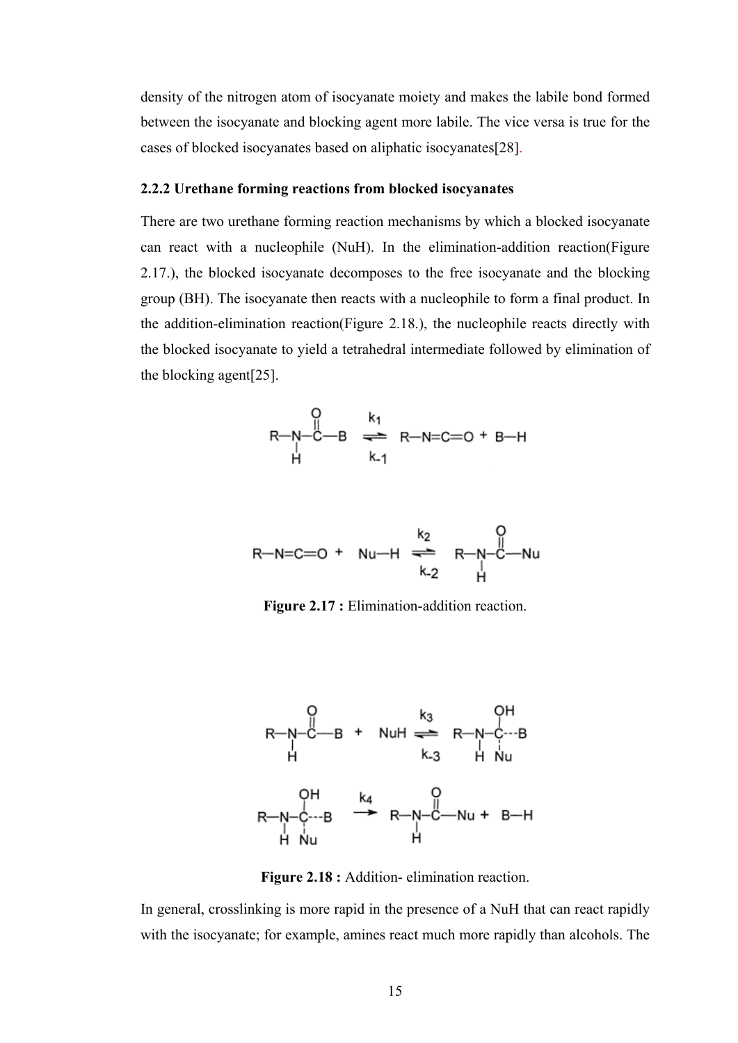density of the nitrogen atom of isocyanate moiety and makes the labile bond formed between the isocyanate and blocking agent more labile. The vice versa is true for the cases of blocked isocyanates based on aliphatic isocyanates[28].

### 2.2.2 Urethane forming reactions from blocked isocyanates

There are two urethane forming reaction mechanisms by which a blocked isocyanate can react with a nucleophile (NuH). In the elimination-addition reaction(Figure 2.17.), the blocked isocyanate decomposes to the free isocyanate and the blocking group (BH). The isocyanate then reacts with a nucleophile to form a final product. In the addition-elimination reaction(Figure 2.18.), the nucleophile reacts directly with the blocked isocyanate to yield a tetrahedral intermediate followed by elimination of the blocking agent[25].

$$R-NH-C(=O)-B \underset{k_{-1}}{\overset{k_1}{\rightleftharpoons}} R-N=C=O + B-H$$

$$R-N=C=O + Nu-H \underset{k_{-2}}{\overset{k_2}{\rightleftharpoons}} R-NH-C(=O)-Nu$$

**Figure 2.17 :** Elimination-addition reaction.

$$R-NH-C(=O)-B + NuH \underset{k_{-3}}{\overset{k_3}{\rightleftharpoons}} R-NH-C(OH)(Nu)\cdots B$$

$$R-NH-C(OH)(Nu)\cdots B \xrightarrow{k_4} R-NH-C(=O)-Nu + B-H$$

**Figure 2.18 :** Addition- elimination reaction.

In general, crosslinking is more rapid in the presence of a NuH that can react rapidly with the isocyanate; for example, amines react much more rapidly than alcohols. The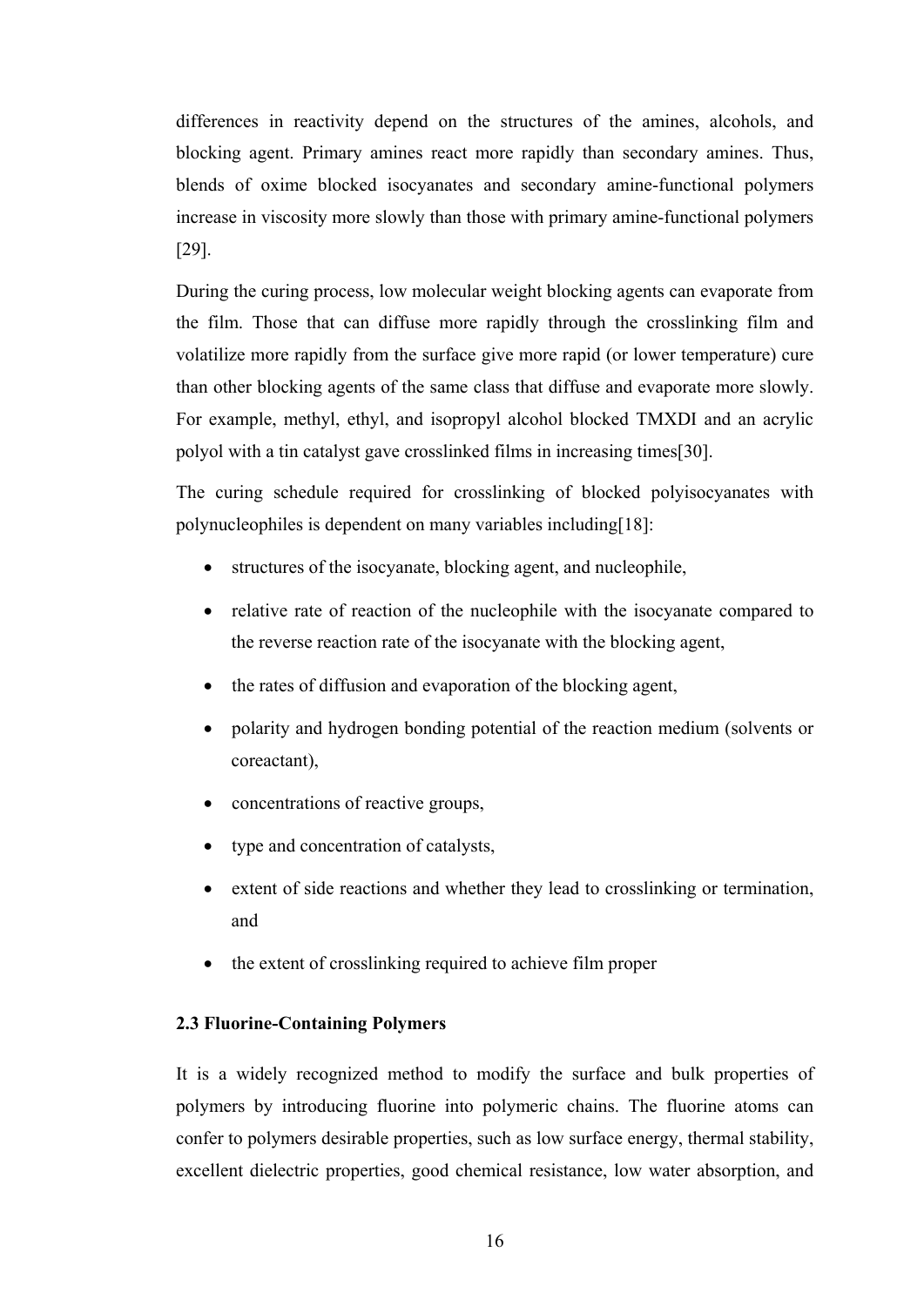differences in reactivity depend on the structures of the amines, alcohols, and blocking agent. Primary amines react more rapidly than secondary amines. Thus, blends of oxime blocked isocyanates and secondary amine-functional polymers increase in viscosity more slowly than those with primary amine-functional polymers [29].

During the curing process, low molecular weight blocking agents can evaporate from the film. Those that can diffuse more rapidly through the crosslinking film and volatilize more rapidly from the surface give more rapid (or lower temperature) cure than other blocking agents of the same class that diffuse and evaporate more slowly. For example, methyl, ethyl, and isopropyl alcohol blocked TMXDI and an acrylic polyol with a tin catalyst gave crosslinked films in increasing times[30].

The curing schedule required for crosslinking of blocked polyisocyanates with polynucleophiles is dependent on many variables including[18]:

- structures of the isocyanate, blocking agent, and nucleophile,
- relative rate of reaction of the nucleophile with the isocyanate compared to the reverse reaction rate of the isocyanate with the blocking agent,
- the rates of diffusion and evaporation of the blocking agent,
- polarity and hydrogen bonding potential of the reaction medium (solvents or coreactant),
- concentrations of reactive groups,
- type and concentration of catalysts,
- extent of side reactions and whether they lead to crosslinking or termination, and
- the extent of crosslinking required to achieve film proper

### 2.3 Fluorine-Containing Polymers

It is a widely recognized method to modify the surface and bulk properties of polymers by introducing fluorine into polymeric chains. The fluorine atoms can confer to polymers desirable properties, such as low surface energy, thermal stability, excellent dielectric properties, good chemical resistance, low water absorption, and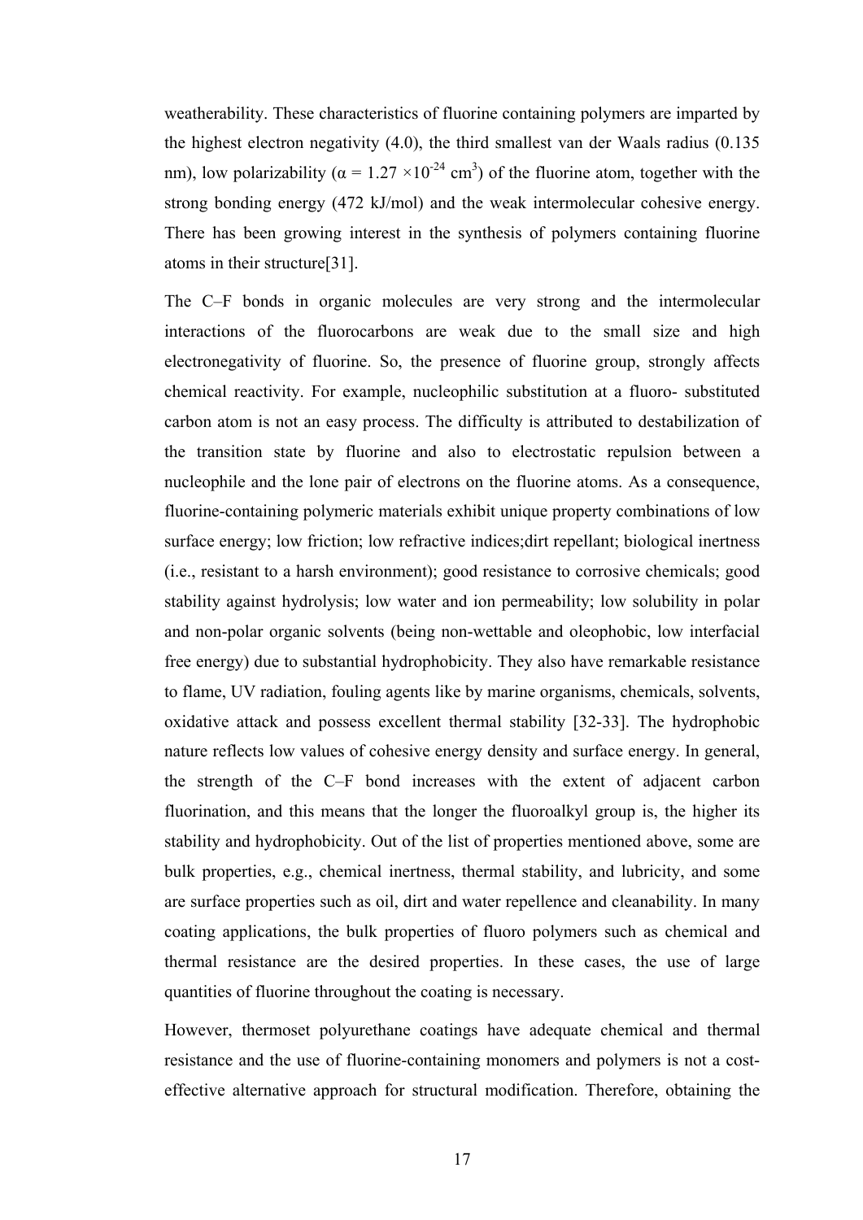weatherability. These characteristics of fluorine containing polymers are imparted by the highest electron negativity (4.0), the third smallest van der Waals radius (0.135 nm), low polarizability ($\alpha = 1.27 \times 10^{-24}$ $cm^3$) of the fluorine atom, together with the strong bonding energy (472 kJ/mol) and the weak intermolecular cohesive energy. There has been growing interest in the synthesis of polymers containing fluorine atoms in their structure[31].

The C–F bonds in organic molecules are very strong and the intermolecular interactions of the fluorocarbons are weak due to the small size and high electronegativity of fluorine. So, the presence of fluorine group, strongly affects chemical reactivity. For example, nucleophilic substitution at a fluoro- substituted carbon atom is not an easy process. The difficulty is attributed to destabilization of the transition state by fluorine and also to electrostatic repulsion between a nucleophile and the lone pair of electrons on the fluorine atoms. As a consequence, fluorine-containing polymeric materials exhibit unique property combinations of low surface energy; low friction; low refractive indices;dirt repellant; biological inertness (i.e., resistant to a harsh environment); good resistance to corrosive chemicals; good stability against hydrolysis; low water and ion permeability; low solubility in polar and non-polar organic solvents (being non-wettable and oleophobic, low interfacial free energy) due to substantial hydrophobicity. They also have remarkable resistance to flame, UV radiation, fouling agents like by marine organisms, chemicals, solvents, oxidative attack and possess excellent thermal stability [32-33]. The hydrophobic nature reflects low values of cohesive energy density and surface energy. In general, the strength of the C–F bond increases with the extent of adjacent carbon fluorination, and this means that the longer the fluoroalkyl group is, the higher its stability and hydrophobicity. Out of the list of properties mentioned above, some are bulk properties, e.g., chemical inertness, thermal stability, and lubricity, and some are surface properties such as oil, dirt and water repellence and cleanability. In many coating applications, the bulk properties of fluoro polymers such as chemical and thermal resistance are the desired properties. In these cases, the use of large quantities of fluorine throughout the coating is necessary.

However, thermoset polyurethane coatings have adequate chemical and thermal resistance and the use of fluorine-containing monomers and polymers is not a cost-effective alternative approach for structural modification. Therefore, obtaining the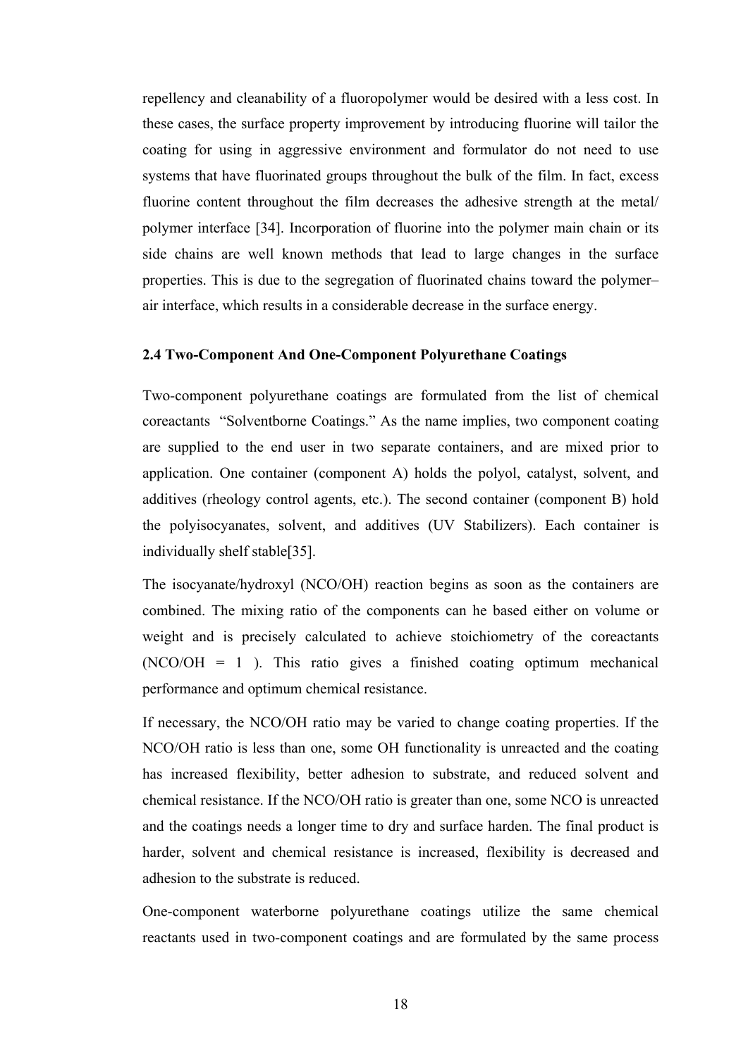repellency and cleanability of a fluoropolymer would be desired with a less cost. In these cases, the surface property improvement by introducing fluorine will tailor the coating for using in aggressive environment and formulator do not need to use systems that have fluorinated groups throughout the bulk of the film. In fact, excess fluorine content throughout the film decreases the adhesive strength at the metal/ polymer interface [34]. Incorporation of fluorine into the polymer main chain or its side chains are well known methods that lead to large changes in the surface properties. This is due to the segregation of fluorinated chains toward the polymer–air interface, which results in a considerable decrease in the surface energy.

### 2.4 Two-Component And One-Component Polyurethane Coatings

Two-component polyurethane coatings are formulated from the list of chemical coreactants "Solventborne Coatings." As the name implies, two component coating are supplied to the end user in two separate containers, and are mixed prior to application. One container (component A) holds the polyol, catalyst, solvent, and additives (rheology control agents, etc.). The second container (component B) hold the polyisocyanates, solvent, and additives (UV Stabilizers). Each container is individually shelf stable[35].

The isocyanate/hydroxyl (NCO/OH) reaction begins as soon as the containers are combined. The mixing ratio of the components can he based either on volume or weight and is precisely calculated to achieve stoichiometry of the coreactants (NCO/OH = 1 ). This ratio gives a finished coating optimum mechanical performance and optimum chemical resistance.

If necessary, the NCO/OH ratio may be varied to change coating properties. If the NCO/OH ratio is less than one, some OH functionality is unreacted and the coating has increased flexibility, better adhesion to substrate, and reduced solvent and chemical resistance. If the NCO/OH ratio is greater than one, some NCO is unreacted and the coatings needs a longer time to dry and surface harden. The final product is harder, solvent and chemical resistance is increased, flexibility is decreased and adhesion to the substrate is reduced.

One-component waterborne polyurethane coatings utilize the same chemical reactants used in two-component coatings and are formulated by the same process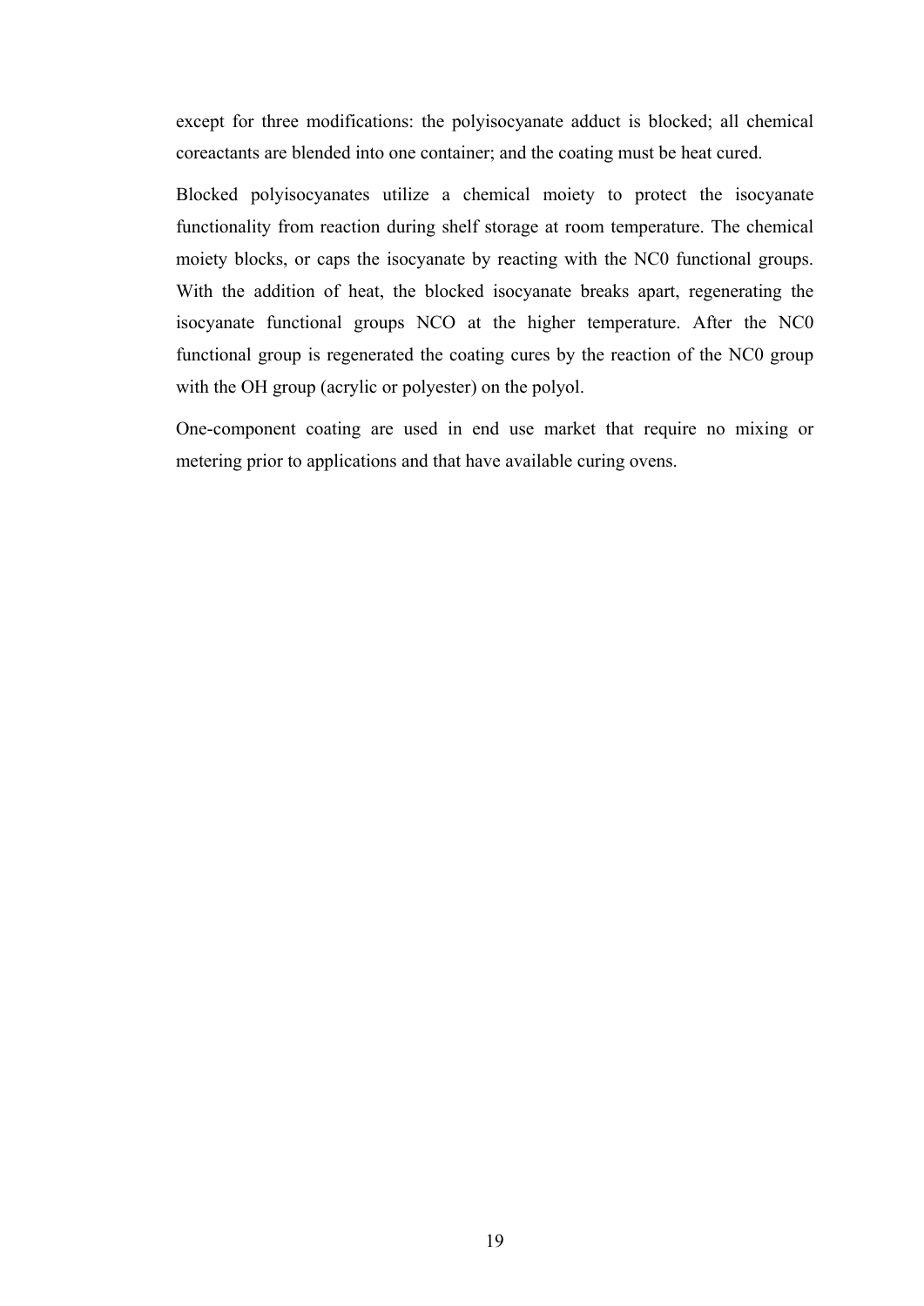except for three modifications: the polyisocyanate adduct is blocked; all chemical coreactants are blended into one container; and the coating must be heat cured.

Blocked polyisocyanates utilize a chemical moiety to protect the isocyanate functionality from reaction during shelf storage at room temperature. The chemical moiety blocks, or caps the isocyanate by reacting with the NC0 functional groups. With the addition of heat, the blocked isocyanate breaks apart, regenerating the isocyanate functional groups NCO at the higher temperature. After the NC0 functional group is regenerated the coating cures by the reaction of the NC0 group with the OH group (acrylic or polyester) on the polyol.

One-component coating are used in end use market that require no mixing or metering prior to applications and that have available curing ovens.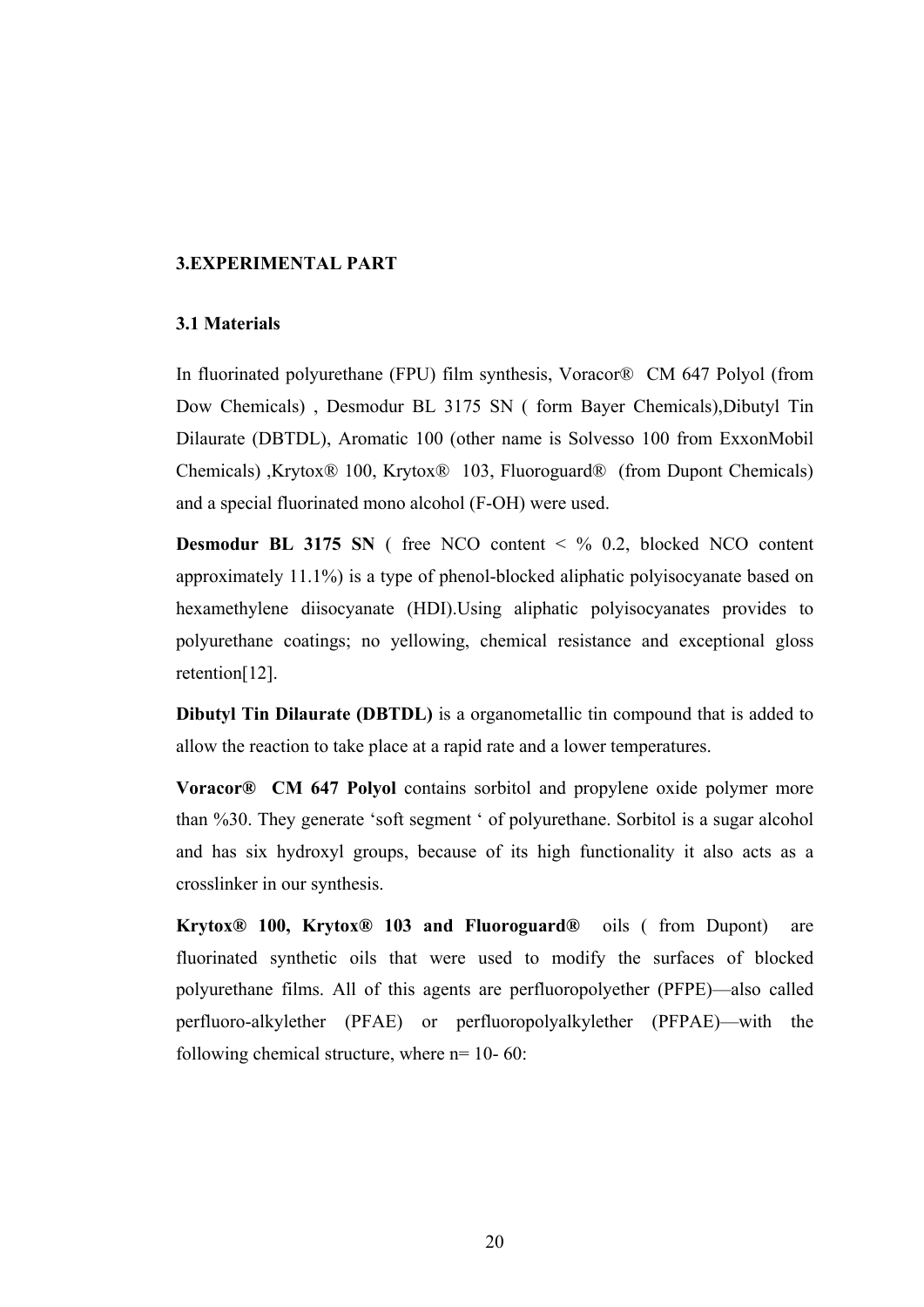# 3.EXPERIMENTAL PART

## 3.1 Materials

In fluorinated polyurethane (FPU) film synthesis, Voracor® CM 647 Polyol (from Dow Chemicals) , Desmodur BL 3175 SN ( form Bayer Chemicals),Dibutyl Tin Dilaurate (DBTDL), Aromatic 100 (other name is Solvesso 100 from ExxonMobil Chemicals) ,Krytox® 100, Krytox® 103, Fluoroguard® (from Dupont Chemicals) and a special fluorinated mono alcohol (F-OH) were used.

**Desmodur BL 3175 SN** ( free NCO content < % 0.2, blocked NCO content approximately 11.1%) is a type of phenol-blocked aliphatic polyisocyanate based on hexamethylene diisocyanate (HDI).Using aliphatic polyisocyanates provides to polyurethane coatings; no yellowing, chemical resistance and exceptional gloss retention[12].

**Dibutyl Tin Dilaurate (DBTDL)** is a organometallic tin compound that is added to allow the reaction to take place at a rapid rate and a lower temperatures.

**Voracor® CM 647 Polyol** contains sorbitol and propylene oxide polymer more than %30. They generate 'soft segment ' of polyurethane. Sorbitol is a sugar alcohol and has six hydroxyl groups, because of its high functionality it also acts as a crosslinker in our synthesis.

**Krytox® 100, Krytox® 103 and Fluoroguard®** oils ( from Dupont) are fluorinated synthetic oils that were used to modify the surfaces of blocked polyurethane films. All of this agents are perfluoropolyether (PFPE)—also called perfluoro-alkylether (PFAE) or perfluoropolyalkylether (PFPAE)—with the following chemical structure, where n= 10- 60: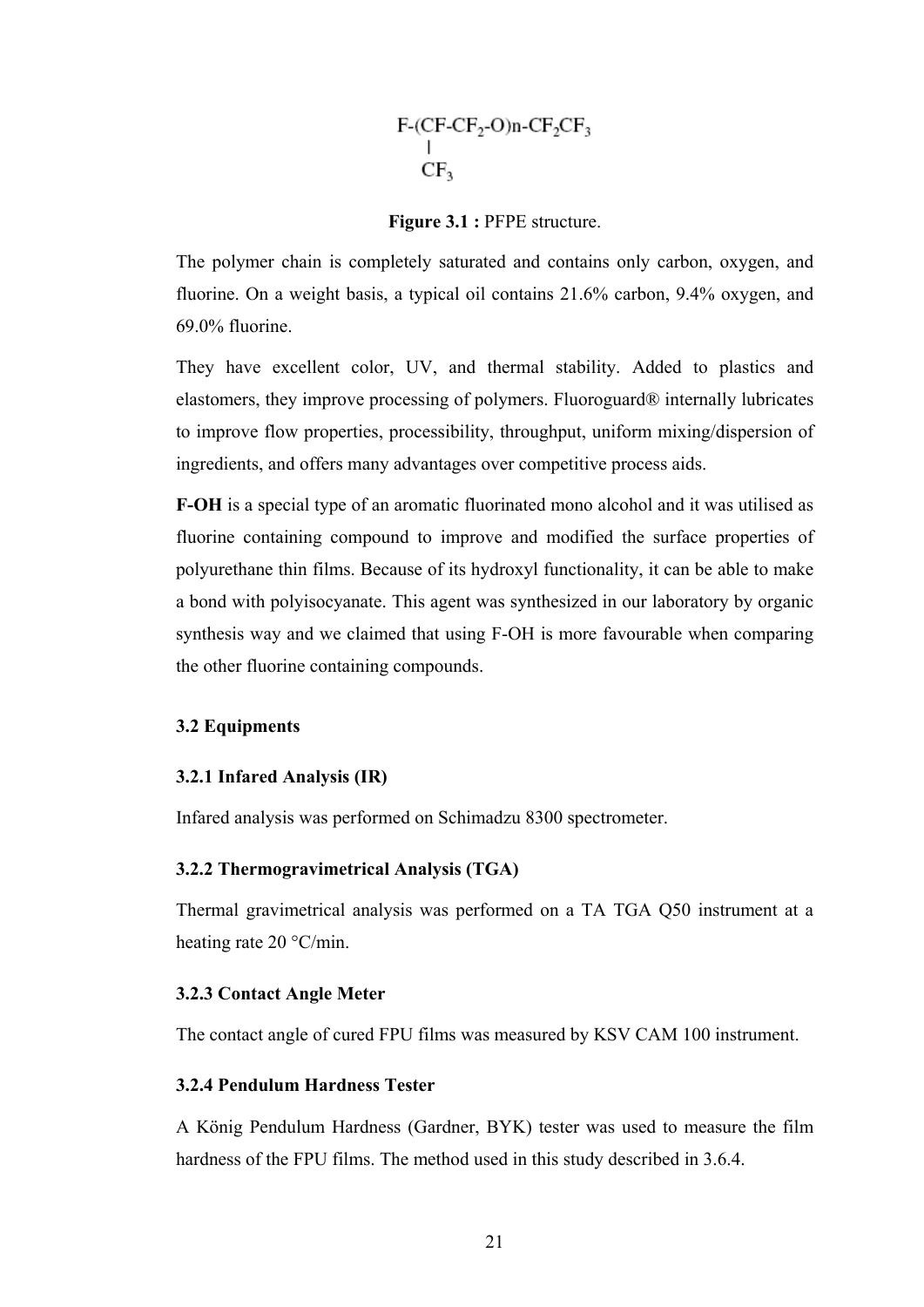$$F\text{-}(\underset{\displaystyle CF_3}{\underset{|}{CF}}\text{-}CF_2\text{-}O)n\text{-}CF_2CF_3$$

**Figure 3.1 :** PFPE structure.

The polymer chain is completely saturated and contains only carbon, oxygen, and fluorine. On a weight basis, a typical oil contains 21.6% carbon, 9.4% oxygen, and 69.0% fluorine.

They have excellent color, UV, and thermal stability. Added to plastics and elastomers, they improve processing of polymers. Fluoroguard® internally lubricates to improve flow properties, processibility, throughput, uniform mixing/dispersion of ingredients, and offers many advantages over competitive process aids.

**F-OH** is a special type of an aromatic fluorinated mono alcohol and it was utilised as fluorine containing compound to improve and modified the surface properties of polyurethane thin films. Because of its hydroxyl functionality, it can be able to make a bond with polyisocyanate. This agent was synthesized in our laboratory by organic synthesis way and we claimed that using F-OH is more favourable when comparing the other fluorine containing compounds.

### 3.2 Equipments

#### 3.2.1 Infared Analysis (IR)

Infared analysis was performed on Schimadzu 8300 spectrometer.

#### 3.2.2 Thermogravimetrical Analysis (TGA)

Thermal gravimetrical analysis was performed on a TA TGA Q50 instrument at a heating rate 20 °C/min.

#### 3.2.3 Contact Angle Meter

The contact angle of cured FPU films was measured by KSV CAM 100 instrument.

#### 3.2.4 Pendulum Hardness Tester

A König Pendulum Hardness (Gardner, BYK) tester was used to measure the film hardness of the FPU films. The method used in this study described in 3.6.4.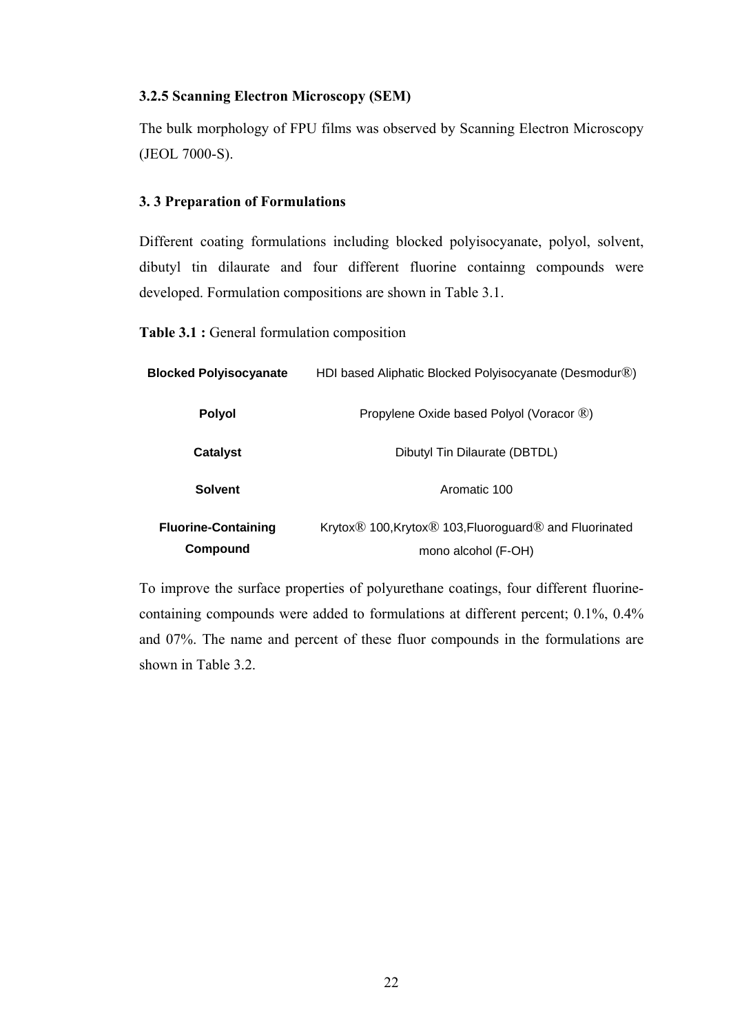### 3.2.5 Scanning Electron Microscopy (SEM)

The bulk morphology of FPU films was observed by Scanning Electron Microscopy (JEOL 7000-S).

### 3. 3 Preparation of Formulations

Different coating formulations including blocked polyisocyanate, polyol, solvent, dibutyl tin dilaurate and four different fluorine containg compounds were developed. Formulation compositions are shown in Table 3.1.

**Table 3.1 :** General formulation composition

| | |
|---|---|
| **Blocked Polyisocyanate** | HDI based Aliphatic Blocked Polyisocyanate (Desmodur®) |
| **Polyol** | Propylene Oxide based Polyol (Voracor ®) |
| **Catalyst** | Dibutyl Tin Dilaurate (DBTDL) |
| **Solvent** | Aromatic 100 |
| **Fluorine-Containing Compound** | Krytox® 100,Krytox® 103,Fluoroguard® and Fluorinated mono alcohol (F-OH) |

To improve the surface properties of polyurethane coatings, four different fluorine-containing compounds were added to formulations at different percent; 0.1%, 0.4% and 07%. The name and percent of these fluor compounds in the formulations are shown in Table 3.2.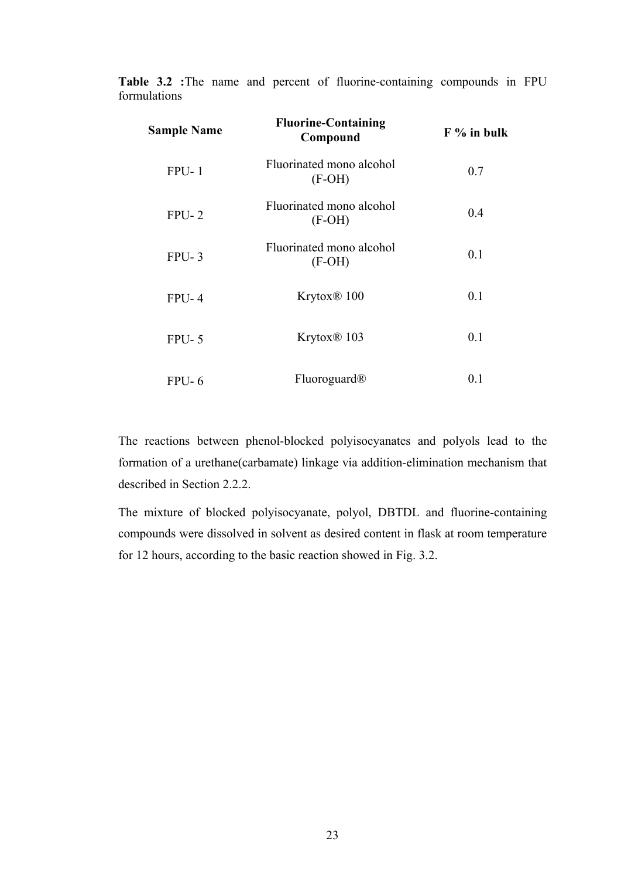**Table 3.2 :** The name and percent of fluorine-containing compounds in FPU formulations

| Sample Name | Fluorine-Containing Compound | F % in bulk |
|---|---|---|
| FPU- 1 | Fluorinated mono alcohol (F-OH) | 0.7 |
| FPU- 2 | Fluorinated mono alcohol (F-OH) | 0.4 |
| FPU- 3 | Fluorinated mono alcohol (F-OH) | 0.1 |
| FPU- 4 | Krytox® 100 | 0.1 |
| FPU- 5 | Krytox® 103 | 0.1 |
| FPU- 6 | Fluoroguard® | 0.1 |

The reactions between phenol-blocked polyisocyanates and polyols lead to the formation of a urethane(carbamate) linkage via addition-elimination mechanism that described in Section 2.2.2.

The mixture of blocked polyisocyanate, polyol, DBTDL and fluorine-containing compounds were dissolved in solvent as desired content in flask at room temperature for 12 hours, according to the basic reaction showed in Fig. 3.2.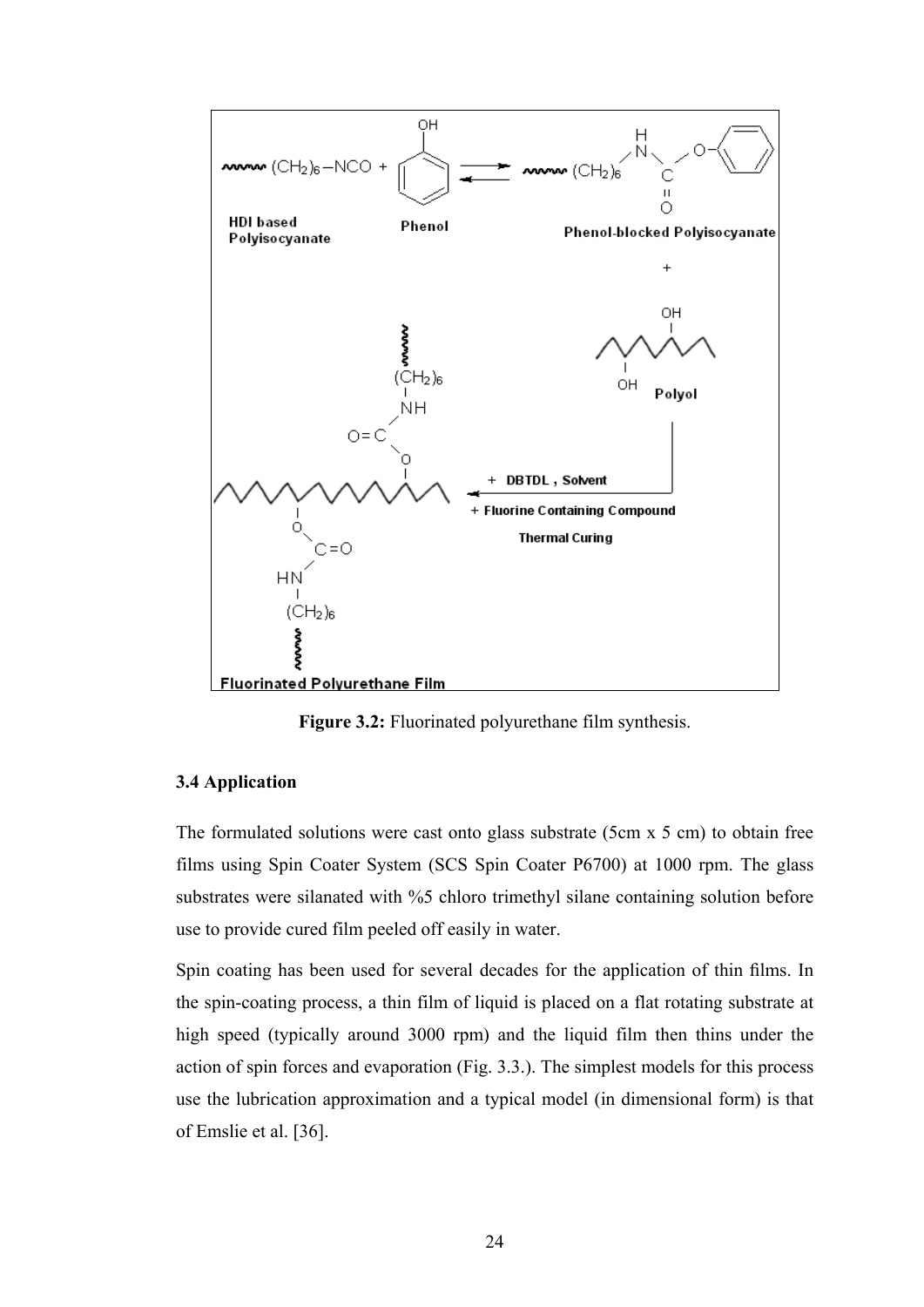**Figure 3.2:** Fluorinated polyurethane film synthesis.

### 3.4 Application

The formulated solutions were cast onto glass substrate (5cm x 5 cm) to obtain free films using Spin Coater System (SCS Spin Coater P6700) at 1000 rpm. The glass substrates were silanated with %5 chloro trimethyl silane containing solution before use to provide cured film peeled off easily in water.

Spin coating has been used for several decades for the application of thin films. In the spin-coating process, a thin film of liquid is placed on a flat rotating substrate at high speed (typically around 3000 rpm) and the liquid film then thins under the action of spin forces and evaporation (Fig. 3.3.). The simplest models for this process use the lubrication approximation and a typical model (in dimensional form) is that of Emslie et al. [36].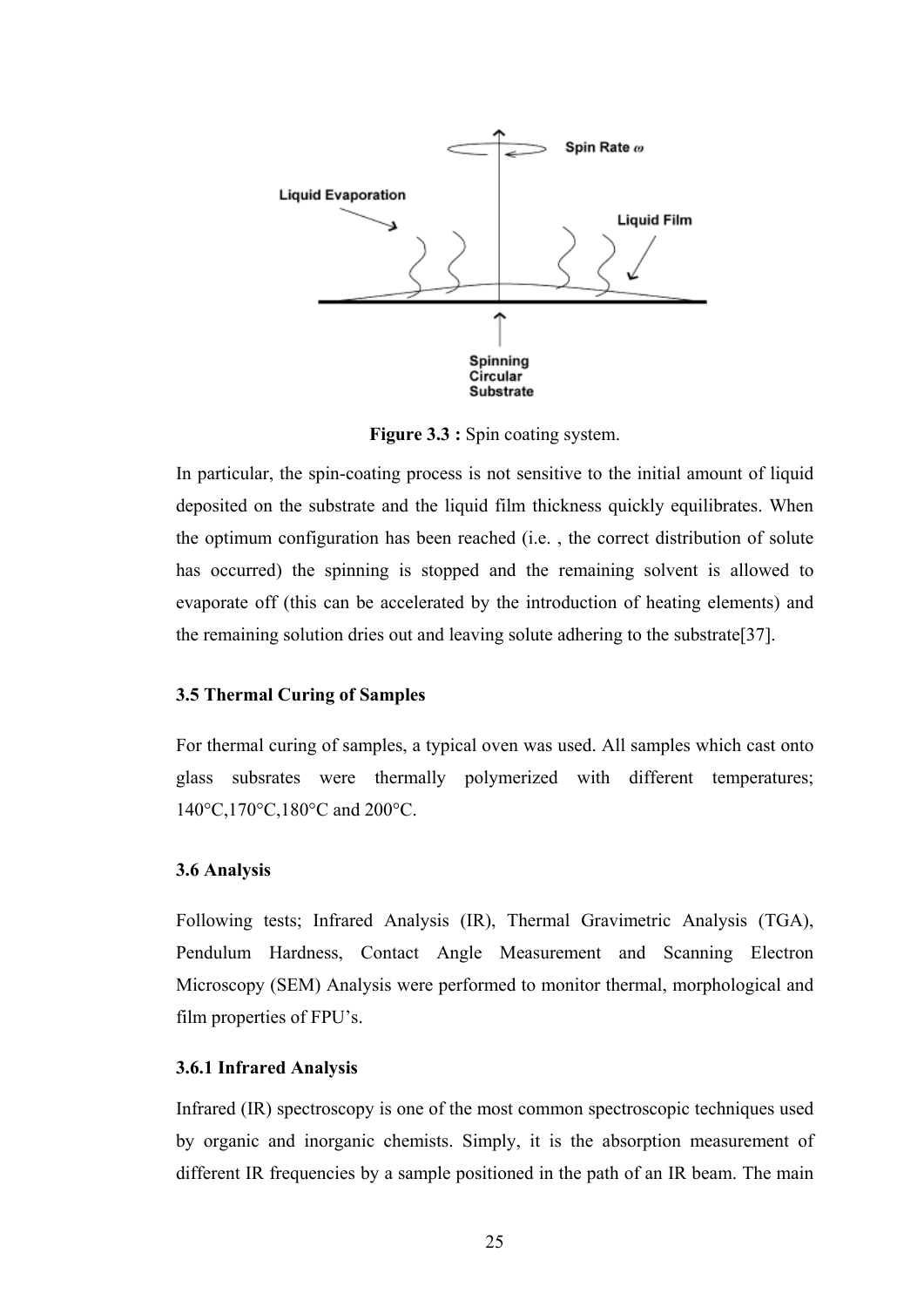Spin Rate $\omega$

Liquid Evaporation

Liquid Film

Spinning
Circular
Substrate

**Figure 3.3 :** Spin coating system.

In particular, the spin-coating process is not sensitive to the initial amount of liquid deposited on the substrate and the liquid film thickness quickly equilibrates. When the optimum configuration has been reached (i.e. , the correct distribution of solute has occurred) the spinning is stopped and the remaining solvent is allowed to evaporate off (this can be accelerated by the introduction of heating elements) and the remaining solution dries out and leaving solute adhering to the substrate[37].

### 3.5 Thermal Curing of Samples

For thermal curing of samples, a typical oven was used. All samples which cast onto glass subsrates were thermally polymerized with different temperatures; 140°C,170°C,180°C and 200°C.

### 3.6 Analysis

Following tests; Infrared Analysis (IR), Thermal Gravimetric Analysis (TGA), Pendulum Hardness, Contact Angle Measurement and Scanning Electron Microscopy (SEM) Analysis were performed to monitor thermal, morphological and film properties of FPU's.

#### 3.6.1 Infrared Analysis

Infrared (IR) spectroscopy is one of the most common spectroscopic techniques used by organic and inorganic chemists. Simply, it is the absorption measurement of different IR frequencies by a sample positioned in the path of an IR beam. The main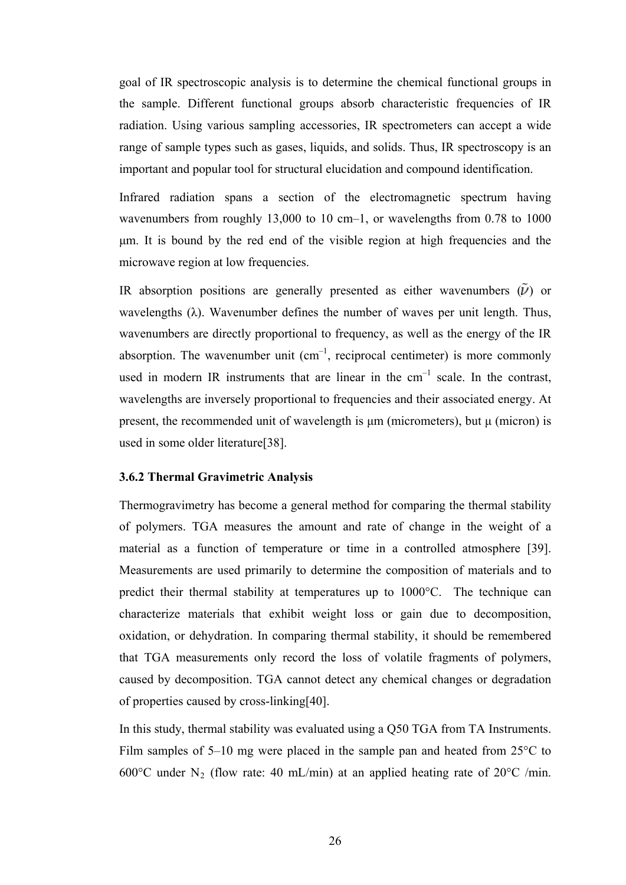goal of IR spectroscopic analysis is to determine the chemical functional groups in the sample. Different functional groups absorb characteristic frequencies of IR radiation. Using various sampling accessories, IR spectrometers can accept a wide range of sample types such as gases, liquids, and solids. Thus, IR spectroscopy is an important and popular tool for structural elucidation and compound identification.

Infrared radiation spans a section of the electromagnetic spectrum having wavenumbers from roughly 13,000 to 10 cm–1, or wavelengths from 0.78 to 1000 μm. It is bound by the red end of the visible region at high frequencies and the microwave region at low frequencies.

IR absorption positions are generally presented as either wavenumbers ($\tilde{\nu}$) or wavelengths (λ). Wavenumber defines the number of waves per unit length. Thus, wavenumbers are directly proportional to frequency, as well as the energy of the IR absorption. The wavenumber unit ($cm^{-1}$, reciprocal centimeter) is more commonly used in modern IR instruments that are linear in the $cm^{-1}$ scale. In the contrast, wavelengths are inversely proportional to frequencies and their associated energy. At present, the recommended unit of wavelength is μm (micrometers), but μ (micron) is used in some older literature[38].

### 3.6.2 Thermal Gravimetric Analysis

Thermogravimetry has become a general method for comparing the thermal stability of polymers. TGA measures the amount and rate of change in the weight of a material as a function of temperature or time in a controlled atmosphere [39]. Measurements are used primarily to determine the composition of materials and to predict their thermal stability at temperatures up to 1000°C. The technique can characterize materials that exhibit weight loss or gain due to decomposition, oxidation, or dehydration. In comparing thermal stability, it should be remembered that TGA measurements only record the loss of volatile fragments of polymers, caused by decomposition. TGA cannot detect any chemical changes or degradation of properties caused by cross-linking[40].

In this study, thermal stability was evaluated using a Q50 TGA from TA Instruments. Film samples of 5–10 mg were placed in the sample pan and heated from 25°C to 600°C under $N_2$ (flow rate: 40 mL/min) at an applied heating rate of 20°C /min.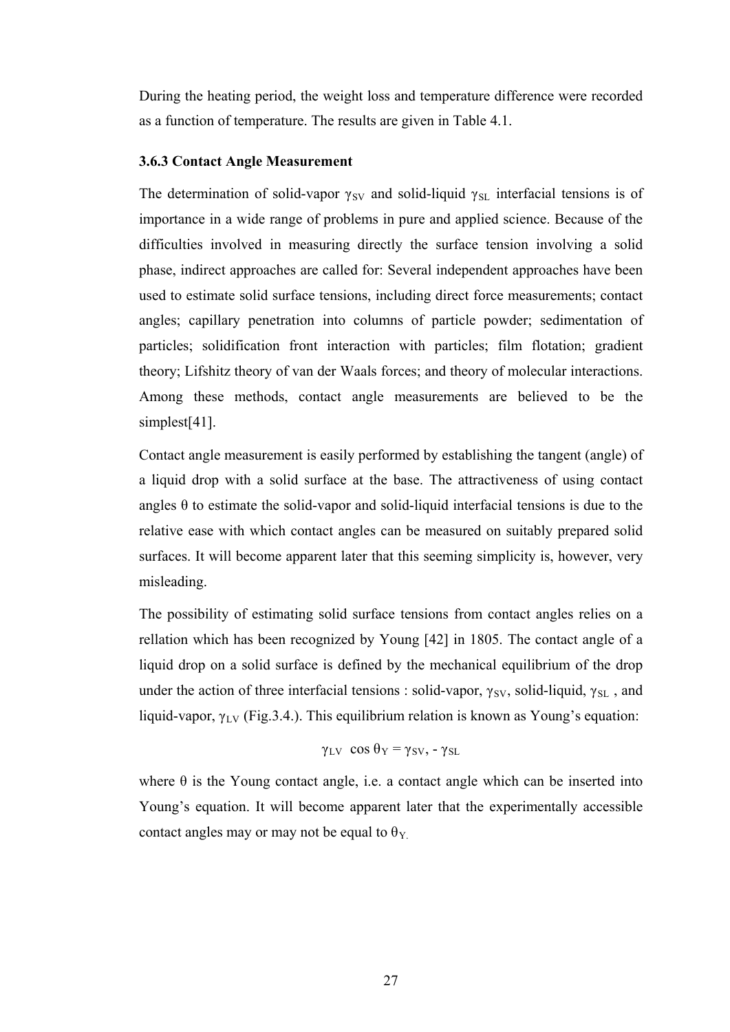During the heating period, the weight loss and temperature difference were recorded as a function of temperature. The results are given in Table 4.1.

### 3.6.3 Contact Angle Measurement

The determination of solid-vapor $\gamma_{SV}$ and solid-liquid $\gamma_{SL}$ interfacial tensions is of importance in a wide range of problems in pure and applied science. Because of the difficulties involved in measuring directly the surface tension involving a solid phase, indirect approaches are called for: Several independent approaches have been used to estimate solid surface tensions, including direct force measurements; contact angles; capillary penetration into columns of particle powder; sedimentation of particles; solidification front interaction with particles; film flotation; gradient theory; Lifshitz theory of van der Waals forces; and theory of molecular interactions. Among these methods, contact angle measurements are believed to be the simplest[41].

Contact angle measurement is easily performed by establishing the tangent (angle) of a liquid drop with a solid surface at the base. The attractiveness of using contact angles θ to estimate the solid-vapor and solid-liquid interfacial tensions is due to the relative ease with which contact angles can be measured on suitably prepared solid surfaces. It will become apparent later that this seeming simplicity is, however, very misleading.

The possibility of estimating solid surface tensions from contact angles relies on a rellation which has been recognized by Young [42] in 1805. The contact angle of a liquid drop on a solid surface is defined by the mechanical equilibrium of the drop under the action of three interfacial tensions : solid-vapor, $\gamma_{SV}$, solid-liquid, $\gamma_{SL}$ , and liquid-vapor, $\gamma_{LV}$ (Fig.3.4.). This equilibrium relation is known as Young's equation:

$$\gamma_{LV} \cos \theta_Y = \gamma_{SV}, - \gamma_{SL}$$

where θ is the Young contact angle, i.e. a contact angle which can be inserted into Young's equation. It will become apparent later that the experimentally accessible contact angles may or may not be equal to $\theta_Y$.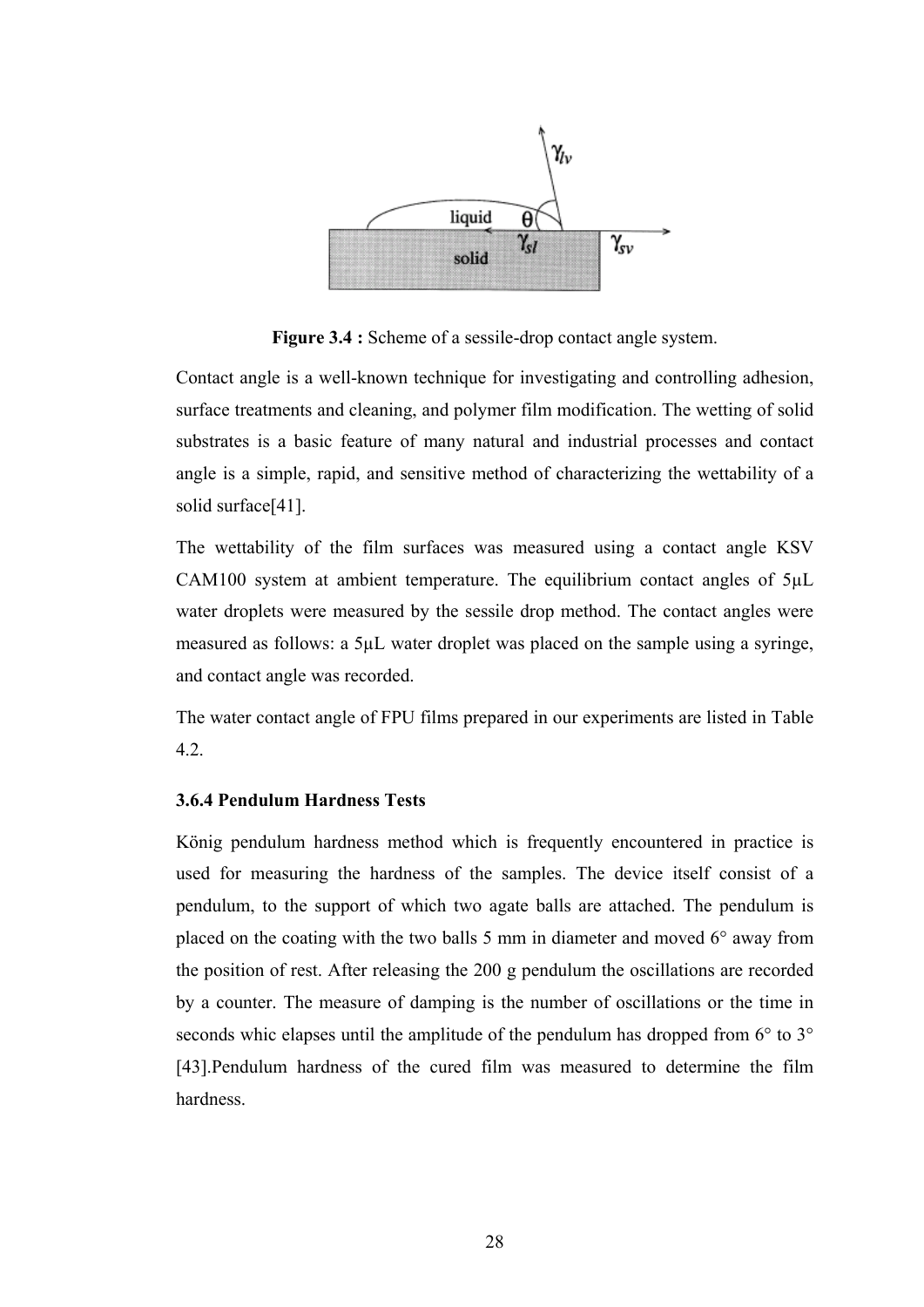liquid

solid

$\theta$

$\gamma_{lv}$

$\gamma_{sl}$

$\gamma_{sv}$

**Figure 3.4 :** Scheme of a sessile-drop contact angle system.

Contact angle is a well-known technique for investigating and controlling adhesion, surface treatments and cleaning, and polymer film modification. The wetting of solid substrates is a basic feature of many natural and industrial processes and contact angle is a simple, rapid, and sensitive method of characterizing the wettability of a solid surface[41].

The wettability of the film surfaces was measured using a contact angle KSV CAM100 system at ambient temperature. The equilibrium contact angles of 5µL water droplets were measured by the sessile drop method. The contact angles were measured as follows: a 5µL water droplet was placed on the sample using a syringe, and contact angle was recorded.

The water contact angle of FPU films prepared in our experiments are listed in Table 4.2.

### 3.6.4 Pendulum Hardness Tests

König pendulum hardness method which is frequently encountered in practice is used for measuring the hardness of the samples. The device itself consist of a pendulum, to the support of which two agate balls are attached. The pendulum is placed on the coating with the two balls 5 mm in diameter and moved 6° away from the position of rest. After releasing the 200 g pendulum the oscillations are recorded by a counter. The measure of damping is the number of oscillations or the time in seconds whic elapses until the amplitude of the pendulum has dropped from 6° to 3° [43].Pendulum hardness of the cured film was measured to determine the film hardness.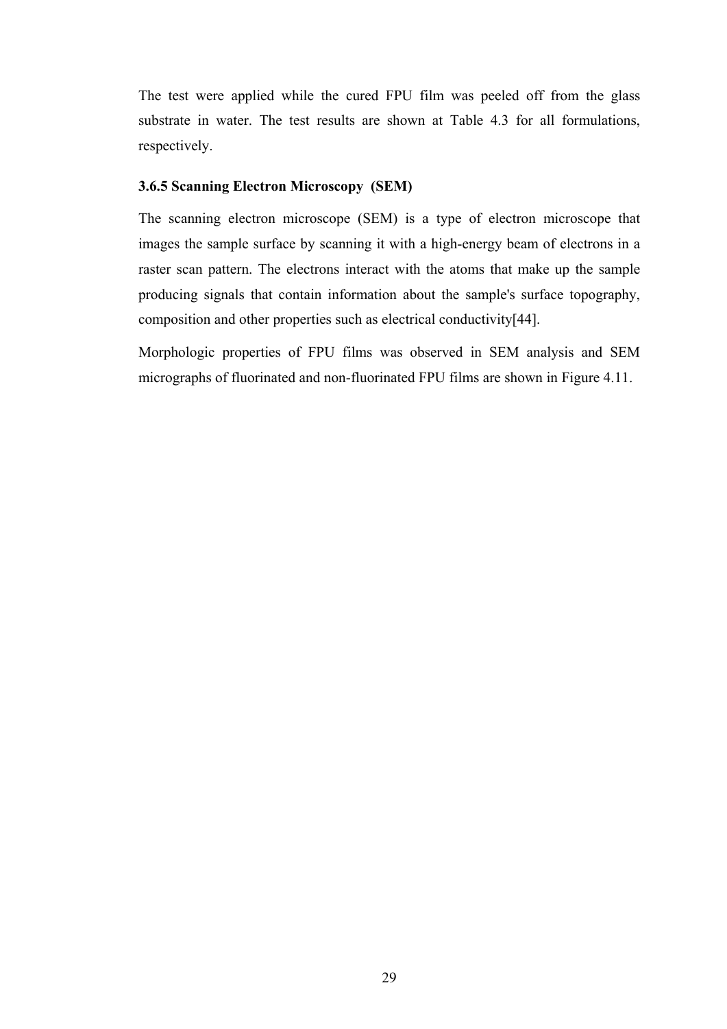The test were applied while the cured FPU film was peeled off from the glass substrate in water. The test results are shown at Table 4.3 for all formulations, respectively.

### 3.6.5 Scanning Electron Microscopy (SEM)

The scanning electron microscope (SEM) is a type of electron microscope that images the sample surface by scanning it with a high-energy beam of electrons in a raster scan pattern. The electrons interact with the atoms that make up the sample producing signals that contain information about the sample's surface topography, composition and other properties such as electrical conductivity[44].

Morphologic properties of FPU films was observed in SEM analysis and SEM micrographs of fluorinated and non-fluorinated FPU films are shown in Figure 4.11.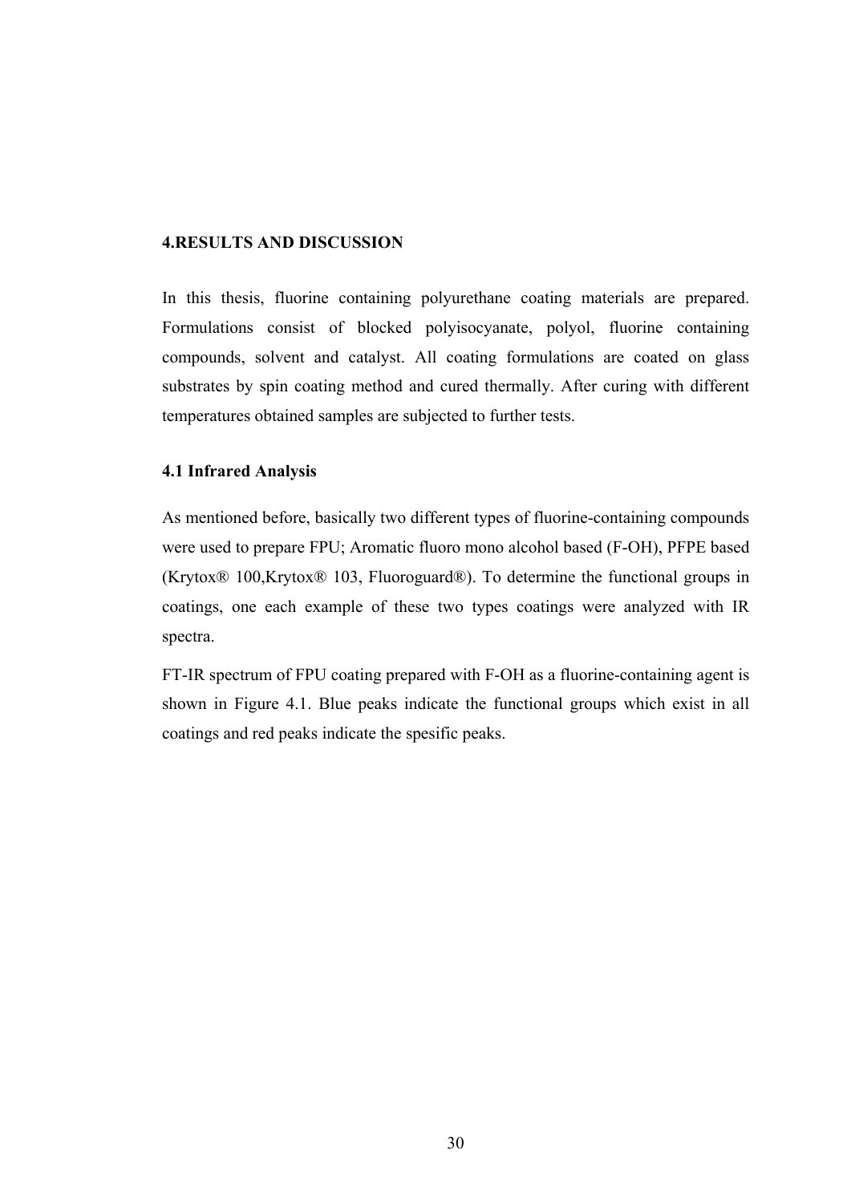# 4.RESULTS AND DISCUSSION

In this thesis, fluorine containing polyurethane coating materials are prepared. Formulations consist of blocked polyisocyanate, polyol, fluorine containing compounds, solvent and catalyst. All coating formulations are coated on glass substrates by spin coating method and cured thermally. After curing with different temperatures obtained samples are subjected to further tests.

## 4.1 Infrared Analysis

As mentioned before, basically two different types of fluorine-containing compounds were used to prepare FPU; Aromatic fluoro mono alcohol based (F-OH), PFPE based (Krytox® 100,Krytox® 103, Fluoroguard®). To determine the functional groups in coatings, one each example of these two types coatings were analyzed with IR spectra.

FT-IR spectrum of FPU coating prepared with F-OH as a fluorine-containing agent is shown in Figure 4.1. Blue peaks indicate the functional groups which exist in all coatings and red peaks indicate the spesific peaks.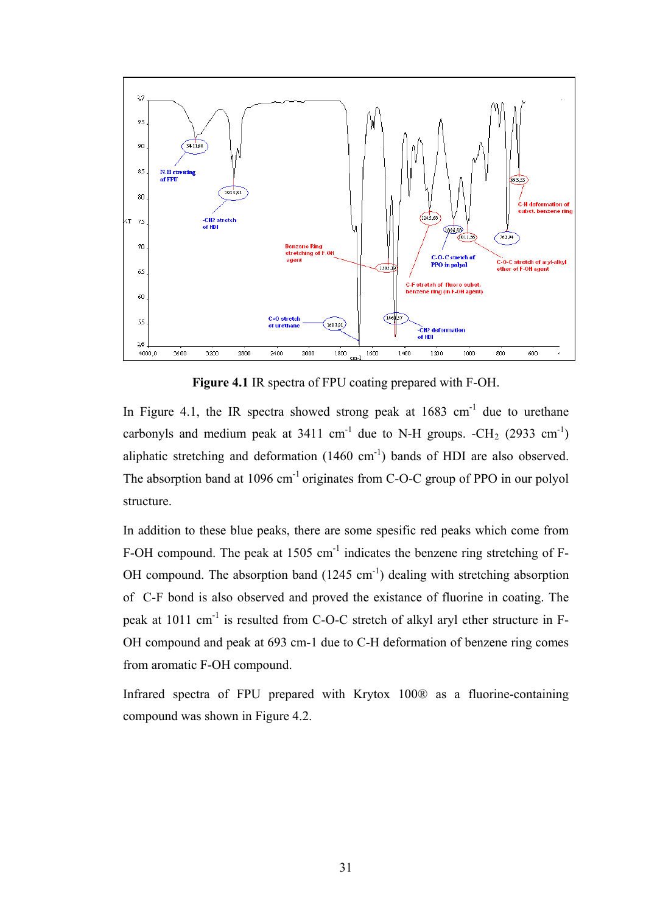**Figure 4.1** IR spectra of FPU coating prepared with F-OH.

In Figure 4.1, the IR spectra showed strong peak at 1683 cm$^{-1}$ due to urethane carbonyls and medium peak at 3411 cm$^{-1}$ due to N-H groups. -$CH_2$ (2933 cm$^{-1}$) aliphatic stretching and deformation (1460 cm$^{-1}$) bands of HDI are also observed. The absorption band at 1096 cm$^{-1}$ originates from C-O-C group of PPO in our polyol structure.

In addition to these blue peaks, there are some spesific red peaks which come from F-OH compound. The peak at 1505 cm$^{-1}$ indicates the benzene ring stretching of F-OH compound. The absorption band (1245 cm$^{-1}$) dealing with stretching absorption of C-F bond is also observed and proved the existance of fluorine in coating. The peak at 1011 cm$^{-1}$ is resulted from C-O-C stretch of alkyl aryl ether structure in F-OH compound and peak at 693 cm-1 due to C-H deformation of benzene ring comes from aromatic F-OH compound.

Infrared spectra of FPU prepared with Krytox 100® as a fluorine-containing compound was shown in Figure 4.2.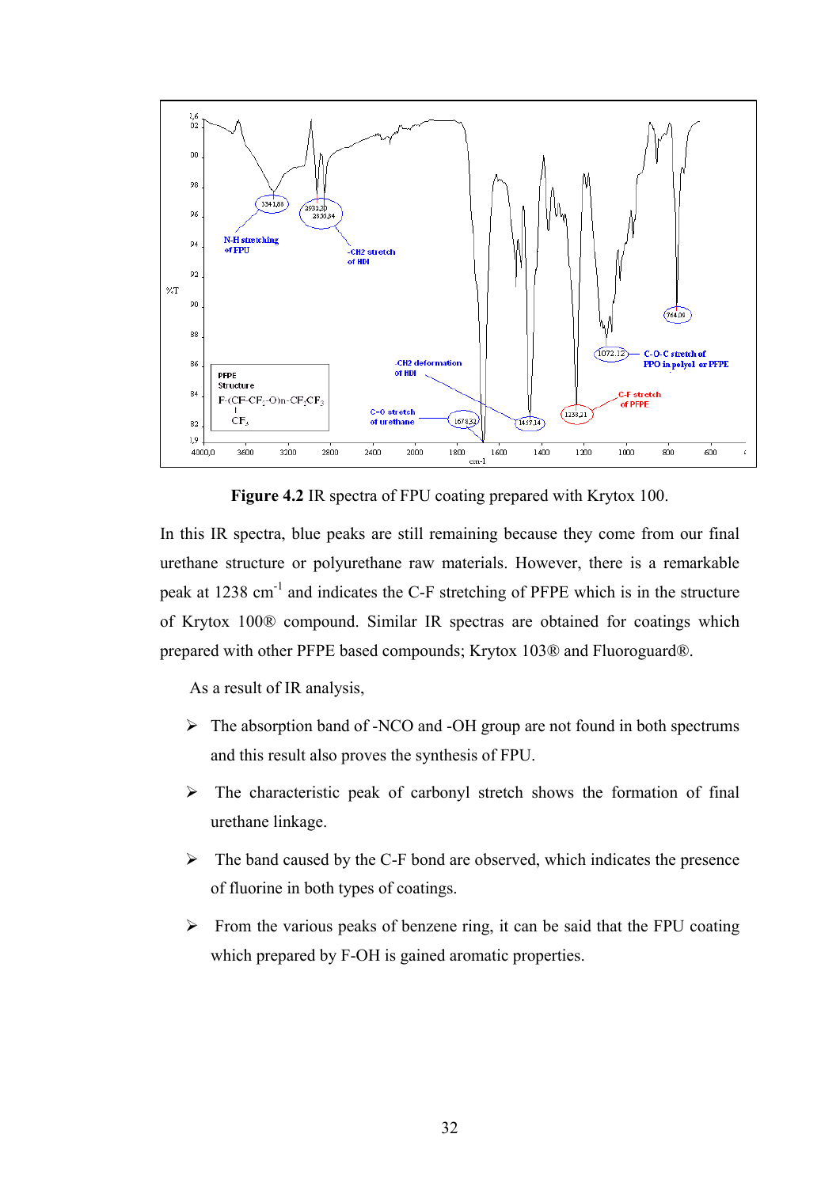**Figure 4.2** IR spectra of FPU coating prepared with Krytox 100.

In this IR spectra, blue peaks are still remaining because they come from our final urethane structure or polyurethane raw materials. However, there is a remarkable peak at 1238 $cm^{-1}$ and indicates the C-F stretching of PFPE which is in the structure of Krytox 100® compound. Similar IR spectras are obtained for coatings which prepared with other PFPE based compounds; Krytox 103® and Fluoroguard®.

As a result of IR analysis,

- The absorption band of -NCO and -OH group are not found in both spectrums and this result also proves the synthesis of FPU.
- The characteristic peak of carbonyl stretch shows the formation of final urethane linkage.
- The band caused by the C-F bond are observed, which indicates the presence of fluorine in both types of coatings.
- From the various peaks of benzene ring, it can be said that the FPU coating which prepared by F-OH is gained aromatic properties.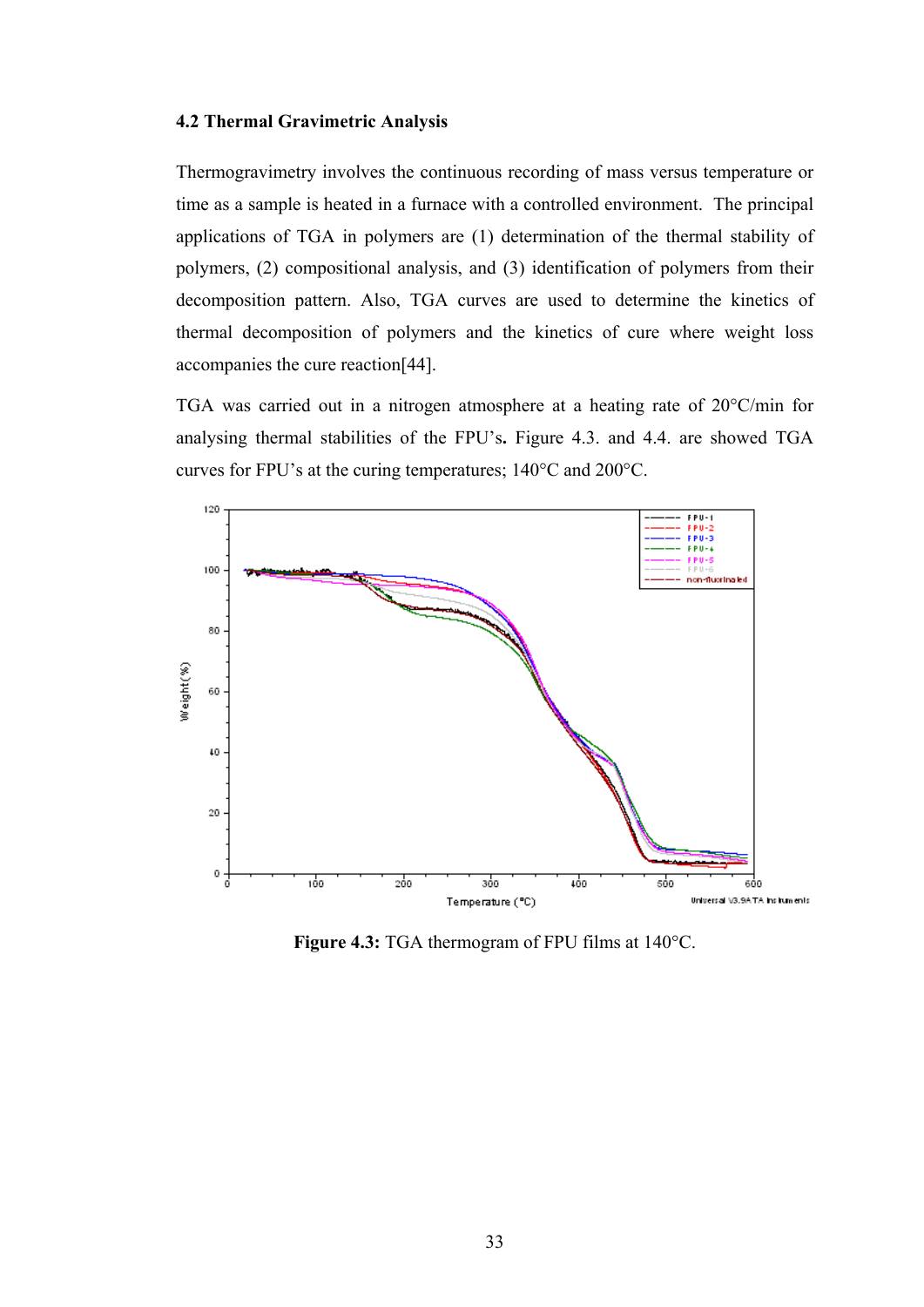### 4.2 Thermal Gravimetric Analysis

Thermogravimetry involves the continuous recording of mass versus temperature or time as a sample is heated in a furnace with a controlled environment. The principal applications of TGA in polymers are (1) determination of the thermal stability of polymers, (2) compositional analysis, and (3) identification of polymers from their decomposition pattern. Also, TGA curves are used to determine the kinetics of thermal decomposition of polymers and the kinetics of cure where weight loss accompanies the cure reaction[44].

TGA was carried out in a nitrogen atmosphere at a heating rate of 20°C/min for analysing thermal stabilities of the FPU's**.** Figure 4.3. and 4.4. are showed TGA curves for FPU's at the curing temperatures; 140°C and 200°C.

FPU-1
FPU-2
FPU-3
FPU-4
FPU-5
FPU-6
non-fluorinated

Weight (%)

0
20
40
60
80
100
120

0
100
200
300
400
500
600

Temperature (°C)

Universal V3.9A TA Instruments

**Figure 4.3:** TGA thermogram of FPU films at 140°C.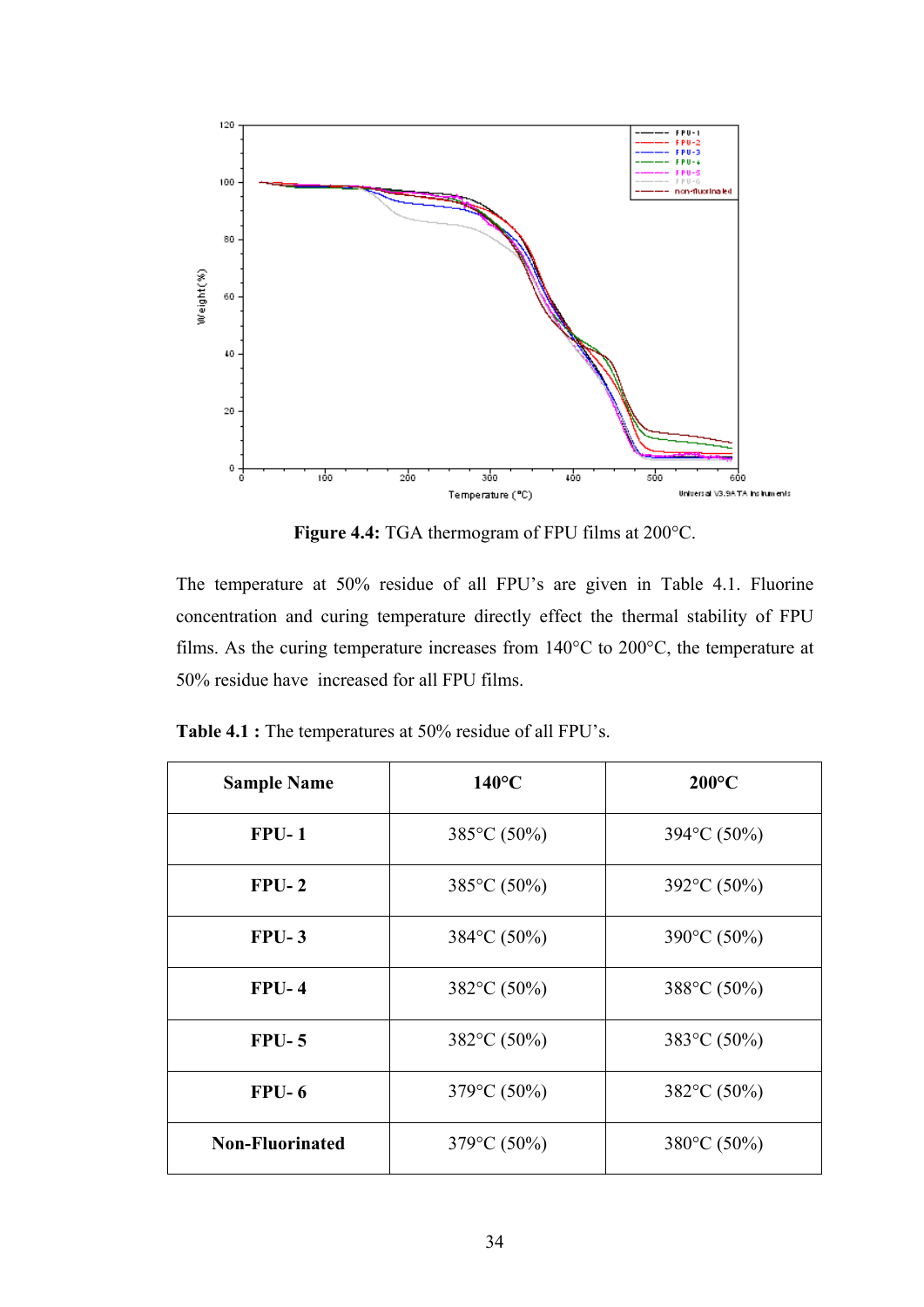120

100

80

60

40

20

0

Weight (%)

0 100 200 300 400 500 600

Temperature (°C)

FPU-1
FPU-2
FPU-3
FPU-4
FPU-5
FPU-6
non-fluorinated

Universal V3.9A TA Instruments

**Figure 4.4:** TGA thermogram of FPU films at 200°C.

The temperature at 50% residue of all FPU's are given in Table 4.1. Fluorine concentration and curing temperature directly effect the thermal stability of FPU films. As the curing temperature increases from 140°C to 200°C, the temperature at 50% residue have increased for all FPU films.

**Table 4.1 :** The temperatures at 50% residue of all FPU's.

| **Sample Name** | **140°C** | **200°C** |
|---|---|---|
| **FPU- 1** | 385°C (50%) | 394°C (50%) |
| **FPU- 2** | 385°C (50%) | 392°C (50%) |
| **FPU- 3** | 384°C (50%) | 390°C (50%) |
| **FPU- 4** | 382°C (50%) | 388°C (50%) |
| **FPU- 5** | 382°C (50%) | 383°C (50%) |
| **FPU- 6** | 379°C (50%) | 382°C (50%) |
| **Non-Fluorinated** | 379°C (50%) | 380°C (50%) |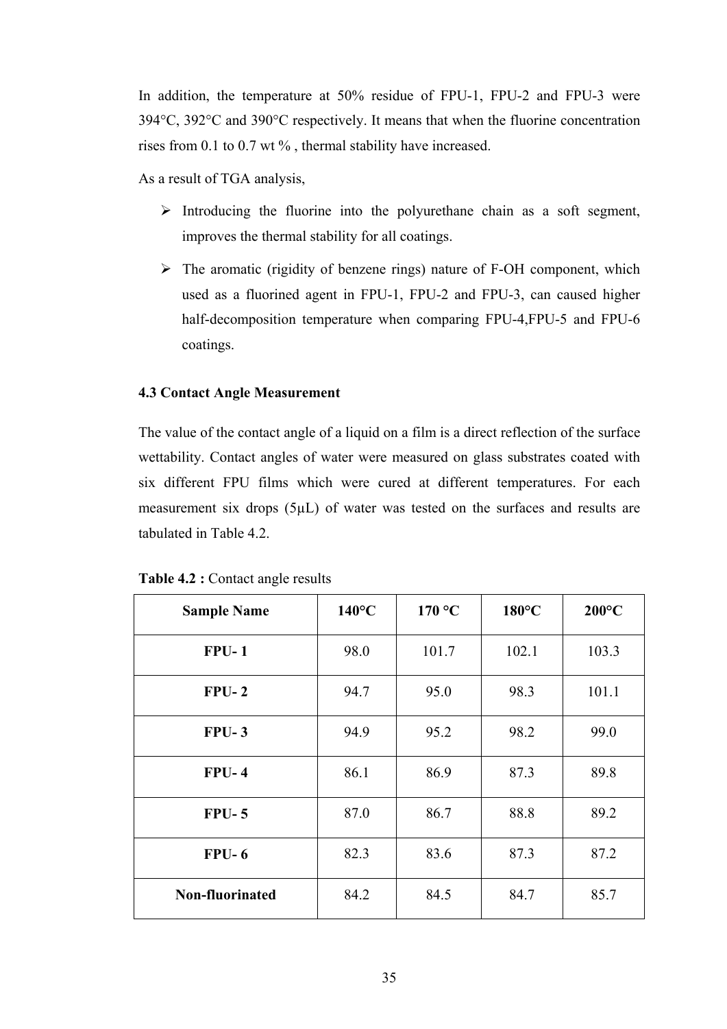In addition, the temperature at 50% residue of FPU-1, FPU-2 and FPU-3 were 394°C, 392°C and 390°C respectively. It means that when the fluorine concentration rises from 0.1 to 0.7 wt % , thermal stability have increased.

As a result of TGA analysis,

- Introducing the fluorine into the polyurethane chain as a soft segment, improves the thermal stability for all coatings.
- The aromatic (rigidity of benzene rings) nature of F-OH component, which used as a fluorined agent in FPU-1, FPU-2 and FPU-3, can caused higher half-decomposition temperature when comparing FPU-4,FPU-5 and FPU-6 coatings.

### 4.3 Contact Angle Measurement

The value of the contact angle of a liquid on a film is a direct reflection of the surface wettability. Contact angles of water were measured on glass substrates coated with six different FPU films which were cured at different temperatures. For each measurement six drops (5μL) of water was tested on the surfaces and results are tabulated in Table 4.2.

**Table 4.2 :** Contact angle results

| Sample Name | 140°C | 170 °C | 180°C | 200°C |
|---|---|---|---|---|
| FPU- 1 | 98.0 | 101.7 | 102.1 | 103.3 |
| FPU- 2 | 94.7 | 95.0 | 98.3 | 101.1 |
| FPU- 3 | 94.9 | 95.2 | 98.2 | 99.0 |
| FPU- 4 | 86.1 | 86.9 | 87.3 | 89.8 |
| FPU- 5 | 87.0 | 86.7 | 88.8 | 89.2 |
| FPU- 6 | 82.3 | 83.6 | 87.3 | 87.2 |
| Non-fluorinated | 84.2 | 84.5 | 84.7 | 85.7 |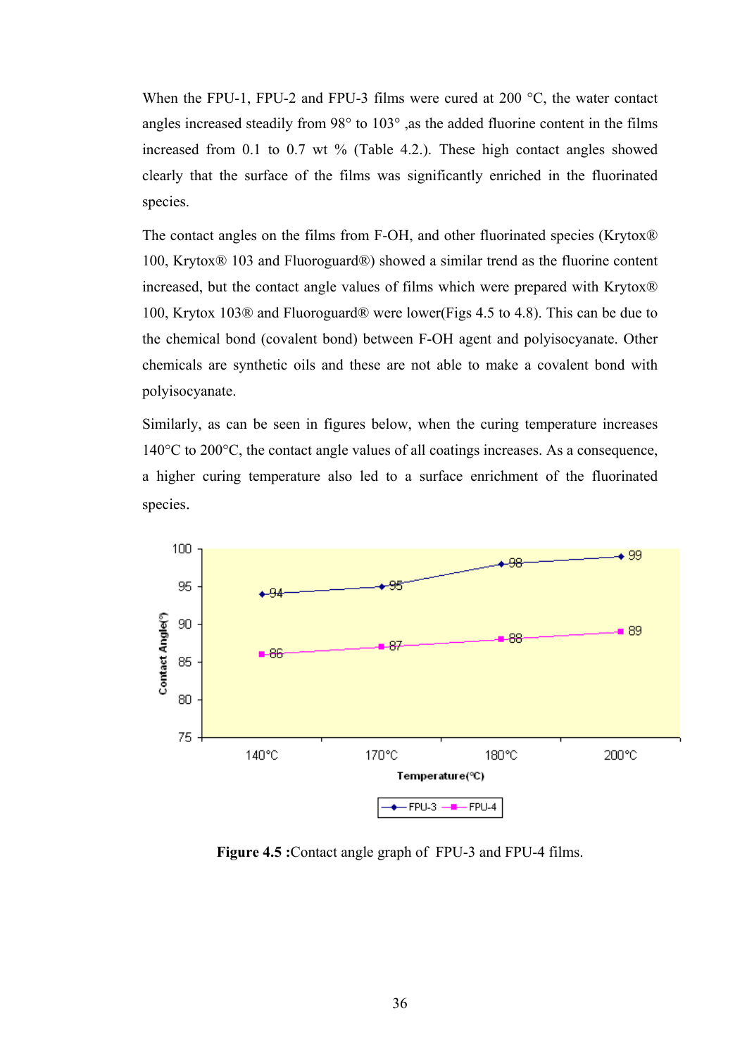When the FPU-1, FPU-2 and FPU-3 films were cured at 200 °C, the water contact angles increased steadily from 98° to 103° ,as the added fluorine content in the films increased from 0.1 to 0.7 wt % (Table 4.2.). These high contact angles showed clearly that the surface of the films was significantly enriched in the fluorinated species.

The contact angles on the films from F-OH, and other fluorinated species (Krytox® 100, Krytox® 103 and Fluoroguard®) showed a similar trend as the fluorine content increased, but the contact angle values of films which were prepared with Krytox® 100, Krytox 103® and Fluoroguard® were lower(Figs 4.5 to 4.8). This can be due to the chemical bond (covalent bond) between F-OH agent and polyisocyanate. Other chemicals are synthetic oils and these are not able to make a covalent bond with polyisocyanate.

Similarly, as can be seen in figures below, when the curing temperature increases 140°C to 200°C, the contact angle values of all coatings increases. As a consequence, a higher curing temperature also led to a surface enrichment of the fluorinated species.

Contact Angle(°)

100
95
90
85
80
75

94
95
98
99
86
87
88
89

140°C
170°C
180°C
200°C

Temperature(°C)

FPU-3
FPU-4

**Figure 4.5 :**Contact angle graph of FPU-3 and FPU-4 films.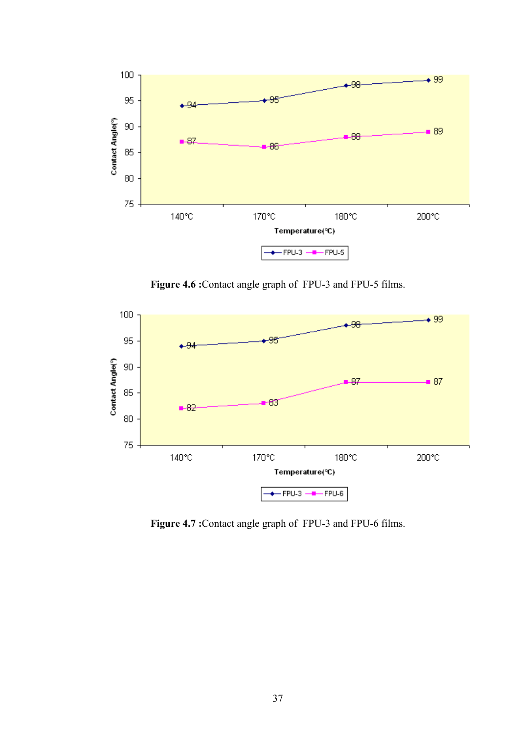100
95
90
85
80
75

Contact Angle(°)

94 95 98 99

87 86 88 89

140°C 170°C 180°C 200°C

Temperature(°C)

FPU-3 FPU-5

**Figure 4.6 :**Contact angle graph of FPU-3 and FPU-5 films.

100
95
90
85
80
75

Contact Angle(°)

94 95 98 99

82 83 87 87

140°C 170°C 180°C 200°C

Temperature(°C)

FPU-3 FPU-6

**Figure 4.7 :**Contact angle graph of FPU-3 and FPU-6 films.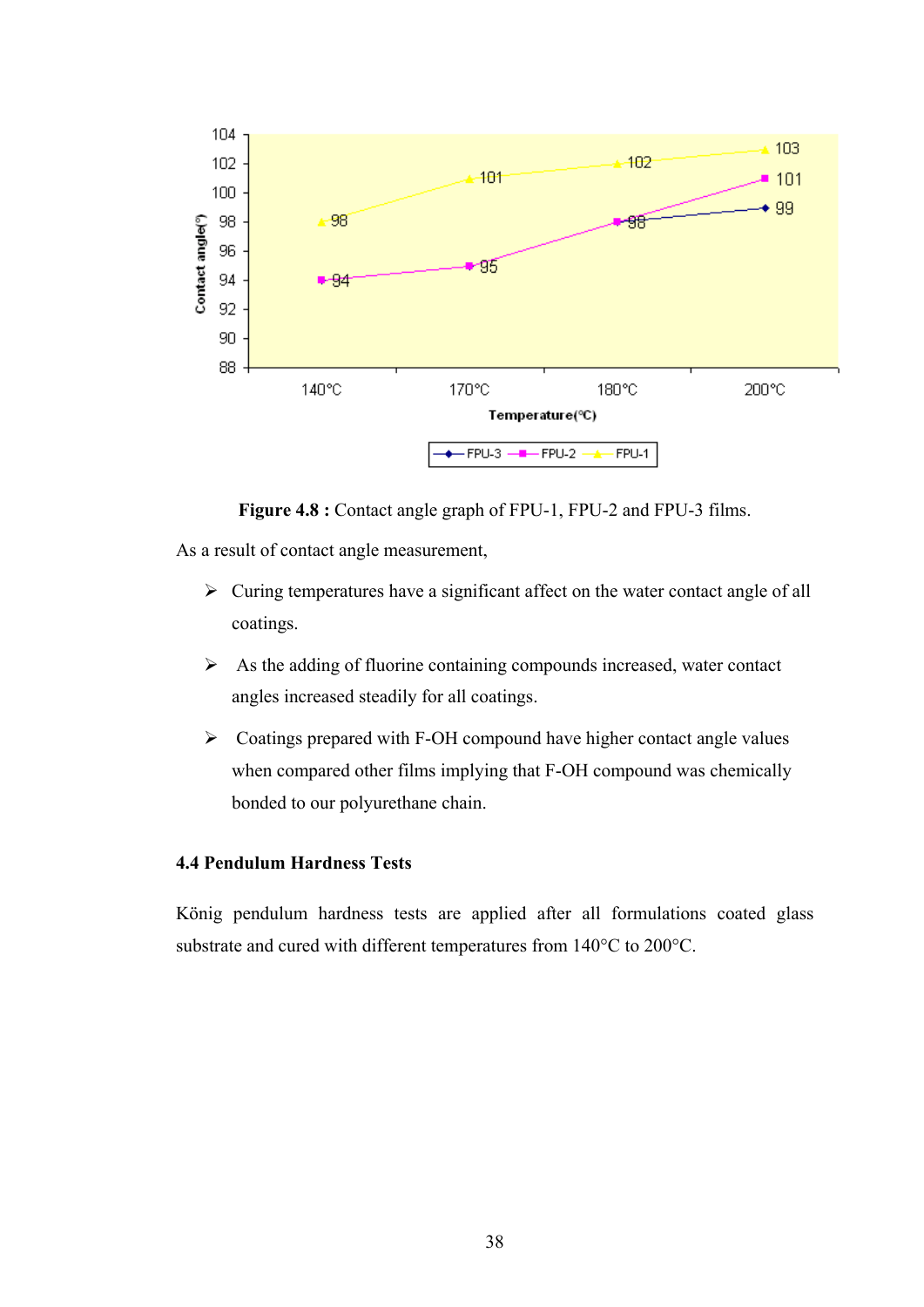104
102
100
98
96
94
92
90
88

Contact angle(°)

98
101
102
103
94
95
98
101
99

140°C
170°C
180°C
200°C

Temperature(°C)

FPU-3 FPU-2 FPU-1

**Figure 4.8 :** Contact angle graph of FPU-1, FPU-2 and FPU-3 films.

As a result of contact angle measurement,

- Curing temperatures have a significant affect on the water contact angle of all coatings.
- As the adding of fluorine containing compounds increased, water contact angles increased steadily for all coatings.
- Coatings prepared with F-OH compound have higher contact angle values when compared other films implying that F-OH compound was chemically bonded to our polyurethane chain.

### 4.4 Pendulum Hardness Tests

König pendulum hardness tests are applied after all formulations coated glass substrate and cured with different temperatures from 140°C to 200°C.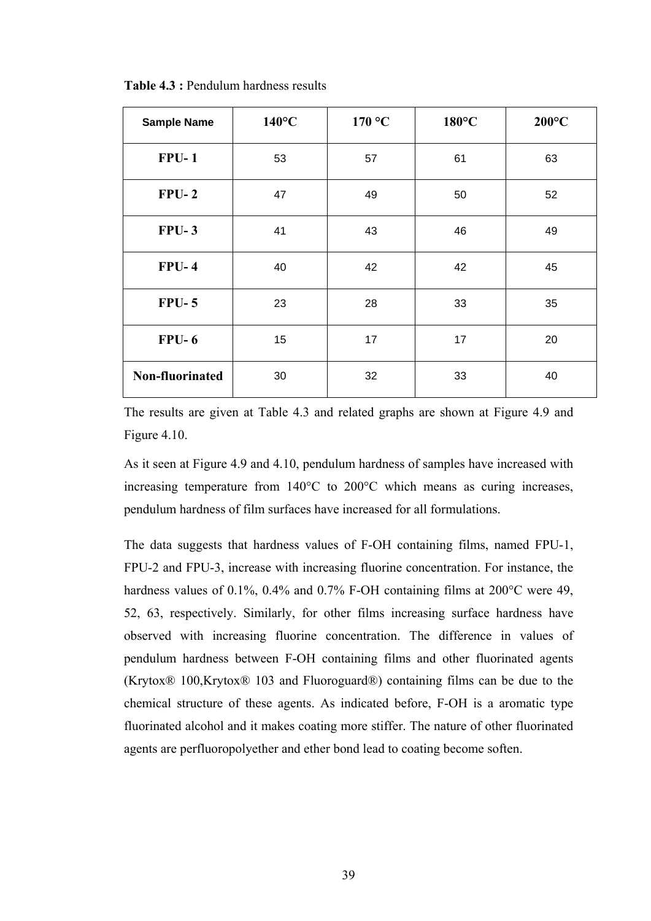**Table 4.3 :** Pendulum hardness results

| Sample Name | 140°C | 170 °C | 180°C | 200°C |
|---|---|---|---|---|
| **FPU- 1** | 53 | 57 | 61 | 63 |
| **FPU- 2** | 47 | 49 | 50 | 52 |
| **FPU- 3** | 41 | 43 | 46 | 49 |
| **FPU- 4** | 40 | 42 | 42 | 45 |
| **FPU- 5** | 23 | 28 | 33 | 35 |
| **FPU- 6** | 15 | 17 | 17 | 20 |
| **Non-fluorinated** | 30 | 32 | 33 | 40 |

The results are given at Table 4.3 and related graphs are shown at Figure 4.9 and Figure 4.10.

As it seen at Figure 4.9 and 4.10, pendulum hardness of samples have increased with increasing temperature from 140°C to 200°C which means as curing increases, pendulum hardness of film surfaces have increased for all formulations.

The data suggests that hardness values of F-OH containing films, named FPU-1, FPU-2 and FPU-3, increase with increasing fluorine concentration. For instance, the hardness values of 0.1%, 0.4% and 0.7% F-OH containing films at 200°C were 49, 52, 63, respectively. Similarly, for other films increasing surface hardness have observed with increasing fluorine concentration. The difference in values of pendulum hardness between F-OH containing films and other fluorinated agents (Krytox® 100,Krytox® 103 and Fluoroguard®) containing films can be due to the chemical structure of these agents. As indicated before, F-OH is a aromatic type fluorinated alcohol and it makes coating more stiffer. The nature of other fluorinated agents are perfluoropolyether and ether bond lead to coating become soften.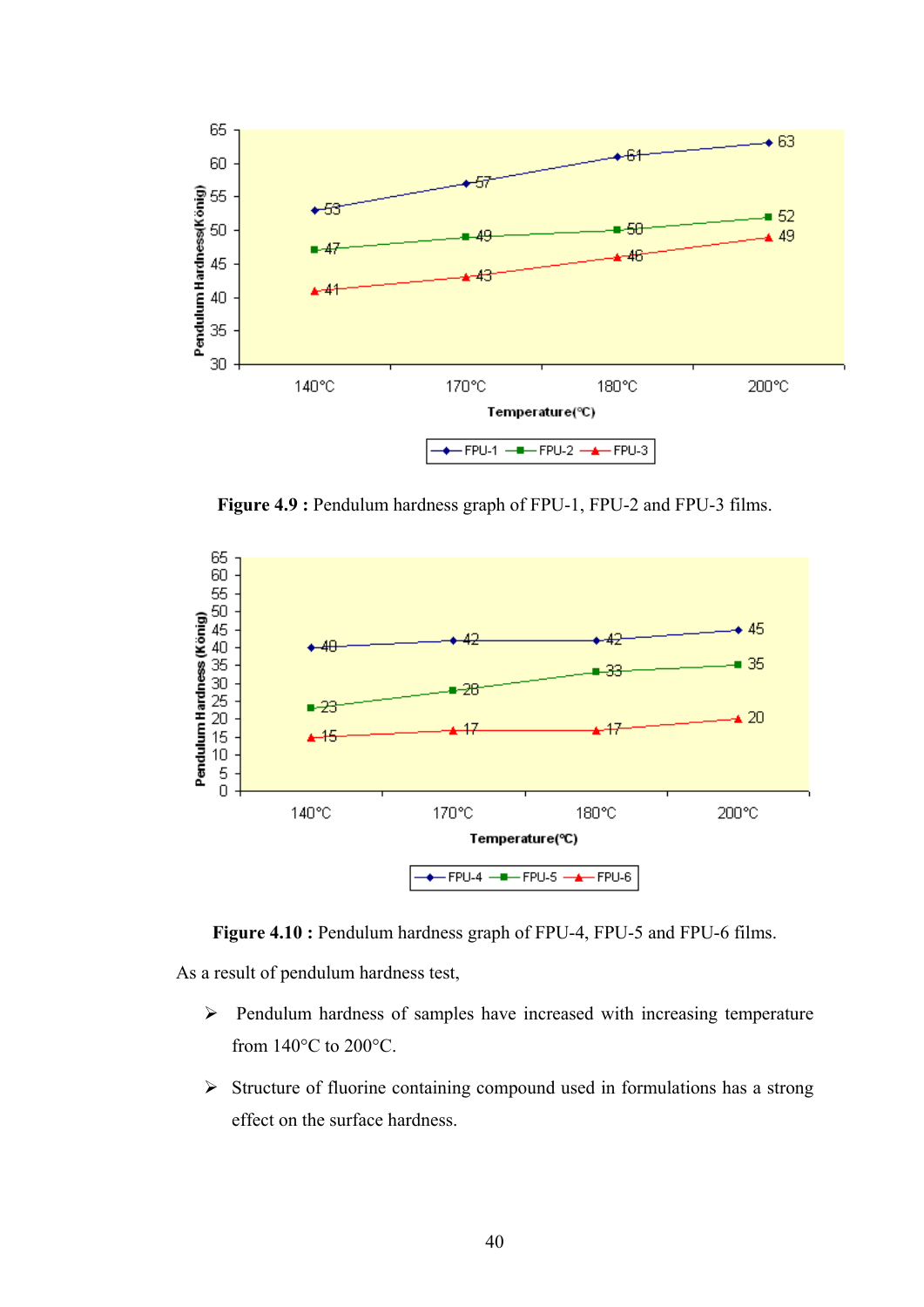65
60
55
50
45
40
35
30

Pendulum Hardness(König)

53 57 61 63
47 49 50 52
41 43 46 49

140°C 170°C 180°C 200°C

Temperature(°C)

FPU-1 FPU-2 FPU-3

**Figure 4.9 :** Pendulum hardness graph of FPU-1, FPU-2 and FPU-3 films.

65
60
55
50
45
40
35
30
25
20
15
10
5
0

Pendulum Hardness (König)

40 42 42 45
23 28 33 35
15 17 17 20

140°C 170°C 180°C 200°C

Temperature(°C)

FPU-4 FPU-5 FPU-6

**Figure 4.10 :** Pendulum hardness graph of FPU-4, FPU-5 and FPU-6 films.

As a result of pendulum hardness test,

- Pendulum hardness of samples have increased with increasing temperature from 140°C to 200°C.
- Structure of fluorine containing compound used in formulations has a strong effect on the surface hardness.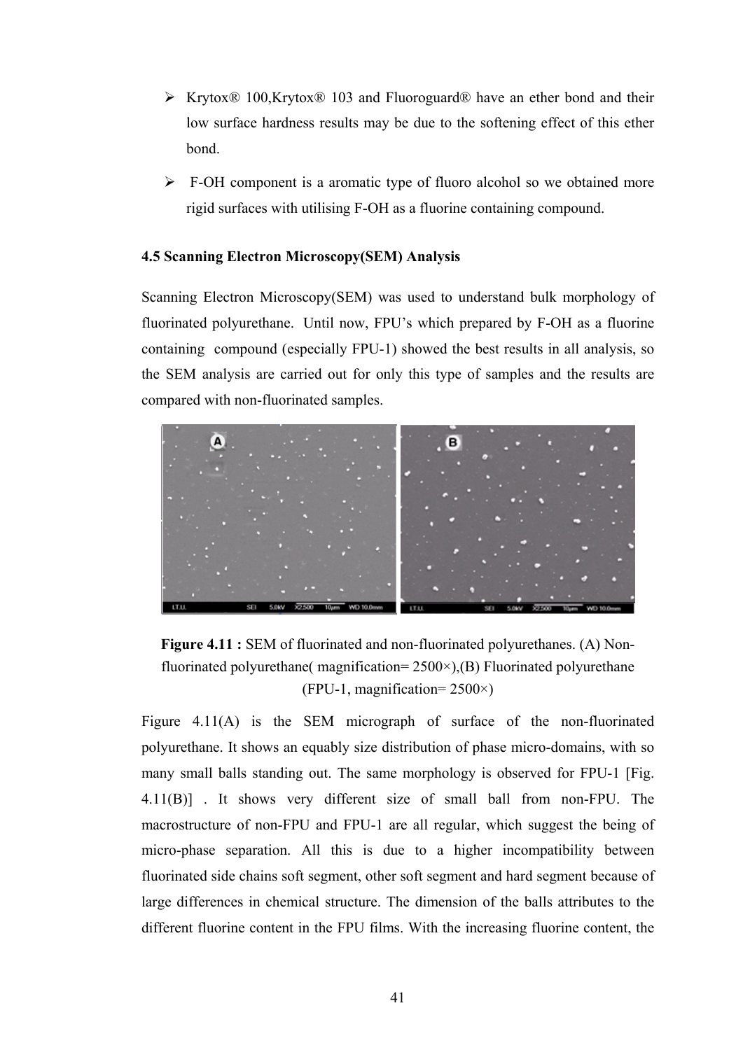- Krytox® 100,Krytox® 103 and Fluoroguard® have an ether bond and their low surface hardness results may be due to the softening effect of this ether bond.
- F-OH component is a aromatic type of fluoro alcohol so we obtained more rigid surfaces with utilising F-OH as a fluorine containing compound.

### 4.5 Scanning Electron Microscopy(SEM) Analysis

Scanning Electron Microscopy(SEM) was used to understand bulk morphology of fluorinated polyurethane. Until now, FPU's which prepared by F-OH as a fluorine containing compound (especially FPU-1) showed the best results in all analysis, so the SEM analysis are carried out for only this type of samples and the results are compared with non-fluorinated samples.

**Figure 4.11 :** SEM of fluorinated and non-fluorinated polyurethanes. (A) Non-fluorinated polyurethane( magnification= 2500×),(B) Fluorinated polyurethane (FPU-1, magnification= 2500×)

Figure 4.11(A) is the SEM micrograph of surface of the non-fluorinated polyurethane. It shows an equably size distribution of phase micro-domains, with so many small balls standing out. The same morphology is observed for FPU-1 [Fig. 4.11(B)] . It shows very different size of small ball from non-FPU. The macrostructure of non-FPU and FPU-1 are all regular, which suggest the being of micro-phase separation. All this is due to a higher incompatibility between fluorinated side chains soft segment, other soft segment and hard segment because of large differences in chemical structure. The dimension of the balls attributes to the different fluorine content in the FPU films. With the increasing fluorine content, the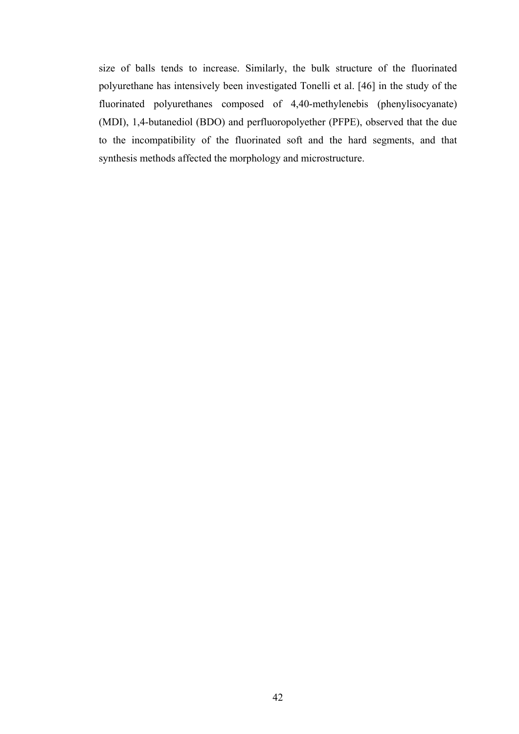size of balls tends to increase. Similarly, the bulk structure of the fluorinated polyurethane has intensively been investigated Tonelli et al. [46] in the study of the fluorinated polyurethanes composed of 4,40-methylenebis (phenylisocyanate) (MDI), 1,4-butanediol (BDO) and perfluoropolyether (PFPE), observed that the due to the incompatibility of the fluorinated soft and the hard segments, and that synthesis methods affected the morphology and microstructure.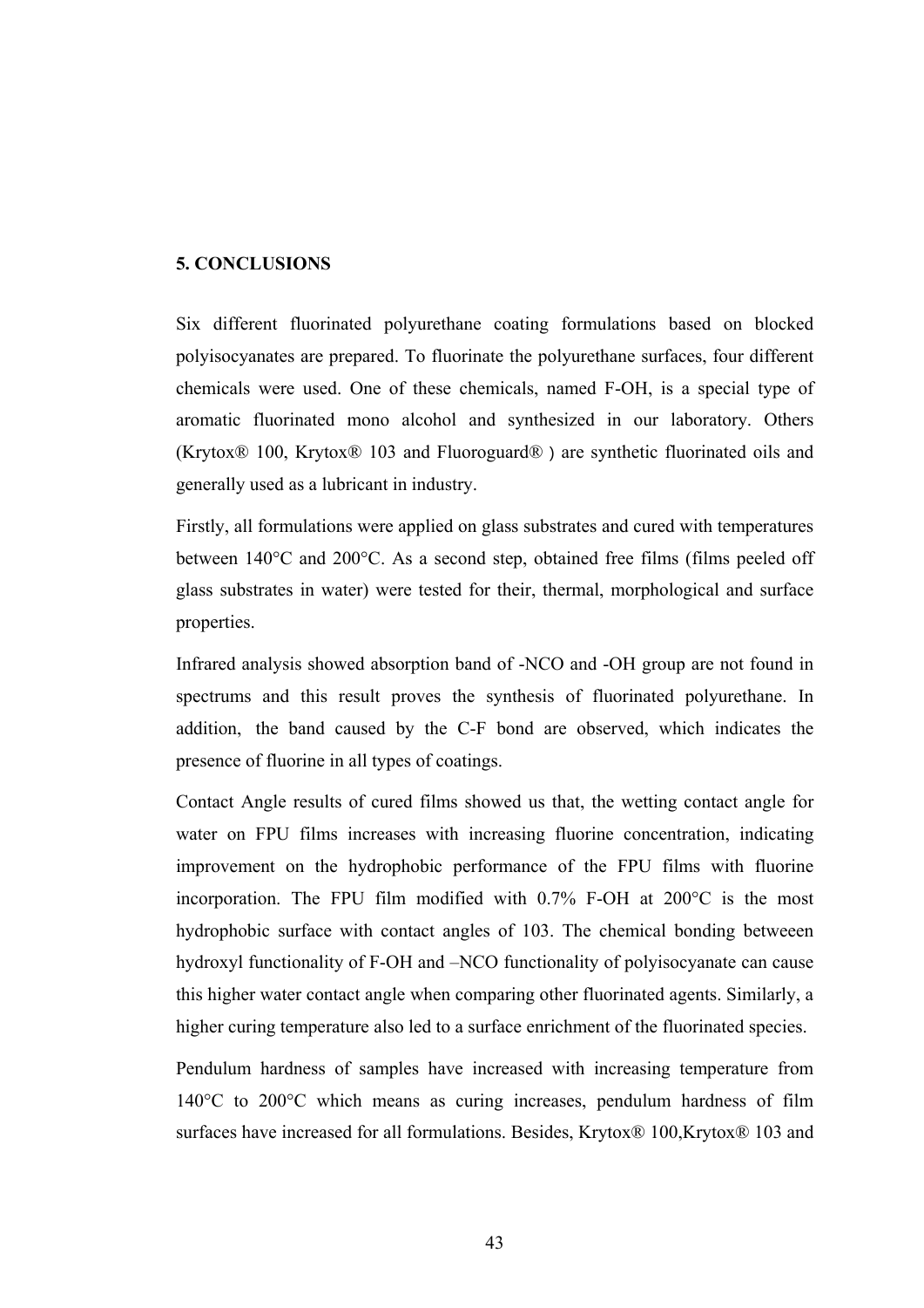## 5. CONCLUSIONS

Six different fluorinated polyurethane coating formulations based on blocked polyisocyanates are prepared. To fluorinate the polyurethane surfaces, four different chemicals were used. One of these chemicals, named F-OH, is a special type of aromatic fluorinated mono alcohol and synthesized in our laboratory. Others (Krytox® 100, Krytox® 103 and Fluoroguard® ) are synthetic fluorinated oils and generally used as a lubricant in industry.

Firstly, all formulations were applied on glass substrates and cured with temperatures between 140°C and 200°C. As a second step, obtained free films (films peeled off glass substrates in water) were tested for their, thermal, morphological and surface properties.

Infrared analysis showed absorption band of -NCO and -OH group are not found in spectrums and this result proves the synthesis of fluorinated polyurethane. In addition, the band caused by the C-F bond are observed, which indicates the presence of fluorine in all types of coatings.

Contact Angle results of cured films showed us that, the wetting contact angle for water on FPU films increases with increasing fluorine concentration, indicating improvement on the hydrophobic performance of the FPU films with fluorine incorporation. The FPU film modified with 0.7% F-OH at 200°C is the most hydrophobic surface with contact angles of 103. The chemical bonding betweeen hydroxyl functionality of F-OH and –NCO functionality of polyisocyanate can cause this higher water contact angle when comparing other fluorinated agents. Similarly, a higher curing temperature also led to a surface enrichment of the fluorinated species.

Pendulum hardness of samples have increased with increasing temperature from 140°C to 200°C which means as curing increases, pendulum hardness of film surfaces have increased for all formulations. Besides, Krytox® 100,Krytox® 103 and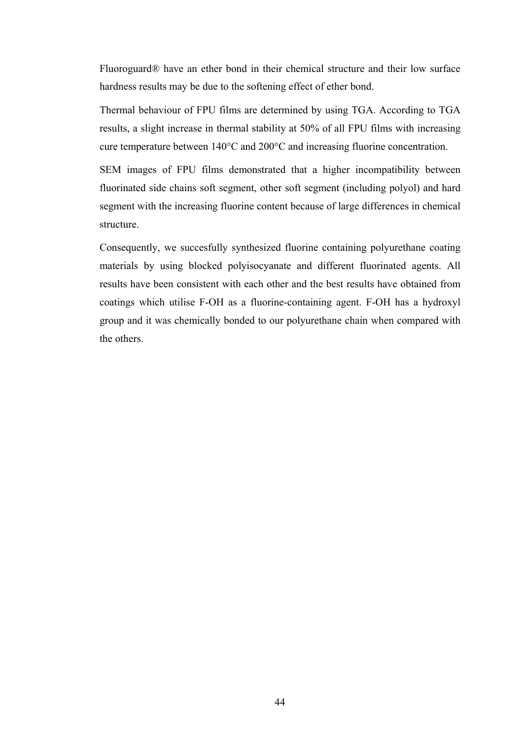Fluoroguard® have an ether bond in their chemical structure and their low surface hardness results may be due to the softening effect of ether bond.

Thermal behaviour of FPU films are determined by using TGA. According to TGA results, a slight increase in thermal stability at 50% of all FPU films with increasing cure temperature between 140°C and 200°C and increasing fluorine concentration.

SEM images of FPU films demonstrated that a higher incompatibility between fluorinated side chains soft segment, other soft segment (including polyol) and hard segment with the increasing fluorine content because of large differences in chemical structure.

Consequently, we succesfully synthesized fluorine containing polyurethane coating materials by using blocked polyisocyanate and different fluorinated agents. All results have been consistent with each other and the best results have obtained from coatings which utilise F-OH as a fluorine-containing agent. F-OH has a hydroxyl group and it was chemically bonded to our polyurethane chain when compared with the others.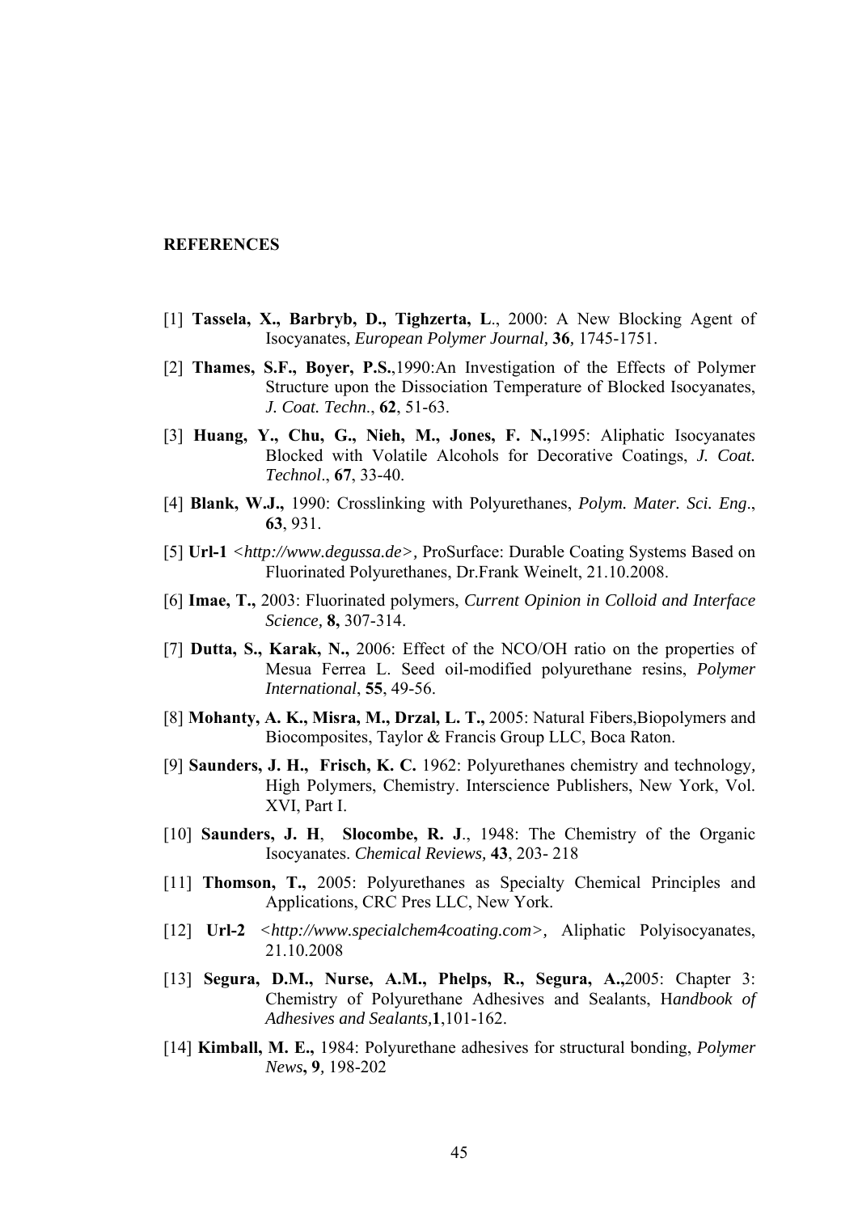**REFERENCES**

[1] **Tassela, X., Barbryb, D., Tighzerta, L**., 2000: A New Blocking Agent of Isocyanates, *European Polymer Journal,* **36**, 1745-1751.

[2] **Thames, S.F., Boyer, P.S.**,1990:An Investigation of the Effects of Polymer Structure upon the Dissociation Temperature of Blocked Isocyanates, *J. Coat. Techn*., **62**, 51-63.

[3] **Huang, Y., Chu, G., Nieh, M., Jones, F. N.,**1995: Aliphatic Isocyanates Blocked with Volatile Alcohols for Decorative Coatings, *J. Coat. Technol*., **67**, 33-40.

[4] **Blank, W.J.,** 1990: Crosslinking with Polyurethanes, *Polym. Mater. Sci. Eng*., **63**, 931.

[5] **Url-1** *<http://www.degussa.de>,* ProSurface: Durable Coating Systems Based on Fluorinated Polyurethanes, Dr.Frank Weinelt, 21.10.2008.

[6] **Imae, T.,** 2003: Fluorinated polymers, *Current Opinion in Colloid and Interface Science,* **8,** 307-314.

[7] **Dutta, S., Karak, N.,** 2006: Effect of the NCO/OH ratio on the properties of Mesua Ferrea L. Seed oil-modified polyurethane resins, *Polymer International*, **55**, 49-56.

[8] **Mohanty, A. K., Misra, M., Drzal, L. T.,** 2005: Natural Fibers,Biopolymers and Biocomposites, Taylor & Francis Group LLC, Boca Raton.

[9] **Saunders, J. H., Frisch, K. C.** 1962: Polyurethanes chemistry and technology, High Polymers, Chemistry. Interscience Publishers, New York, Vol. XVI, Part I.

[10] **Saunders, J. H**, **Slocombe, R. J**., 1948: The Chemistry of the Organic Isocyanates. *Chemical Reviews,* **43**, 203- 218

[11] **Thomson, T.,** 2005: Polyurethanes as Specialty Chemical Principles and Applications, CRC Pres LLC, New York.

[12] **Url-2** *<http://www.specialchem4coating.com>,* Aliphatic Polyisocyanates, 21.10.2008

[13] **Segura, D.M., Nurse, A.M., Phelps, R., Segura, A.,**2005: Chapter 3: Chemistry of Polyurethane Adhesives and Sealants, H*andbook of Adhesives and Sealants,***1**,101-162.

[14] **Kimball, M. E.,** 1984: Polyurethane adhesives for structural bonding, *Polymer News***, 9***,* 198-202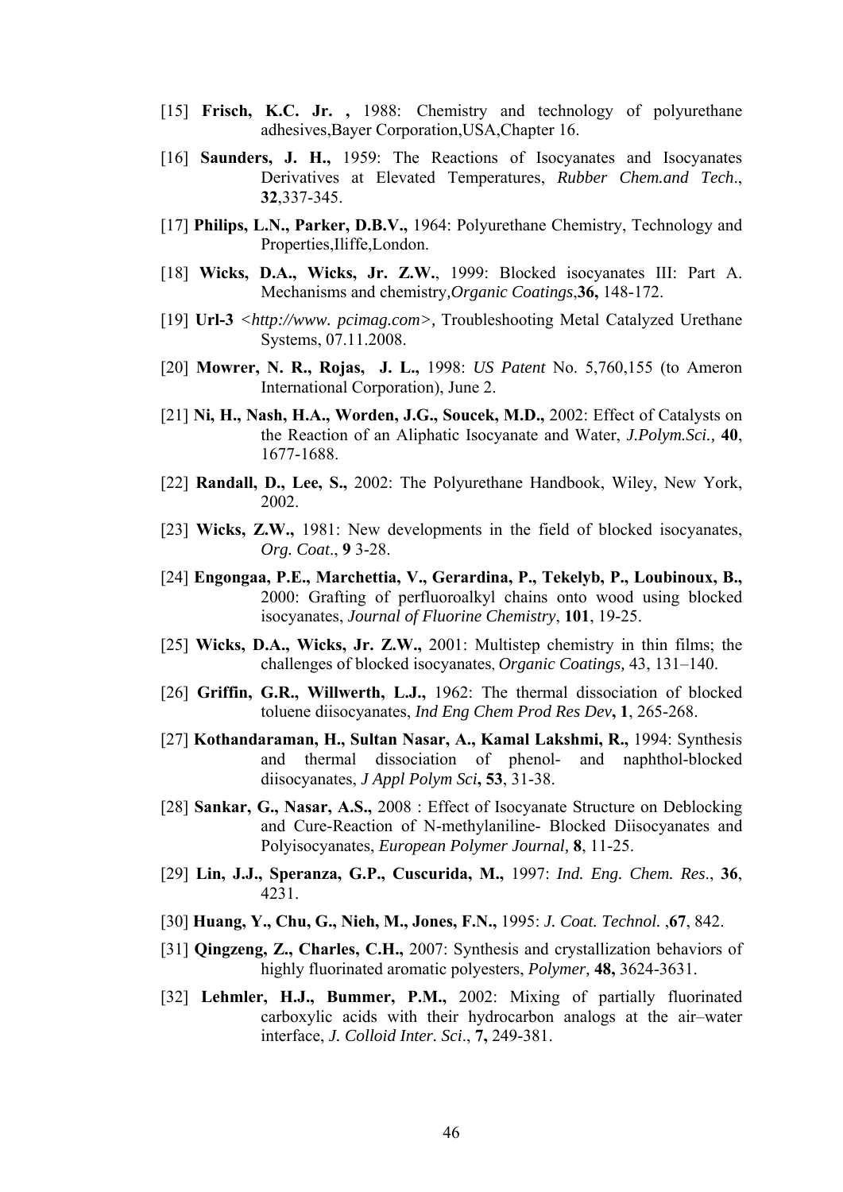[15] **Frisch, K.C. Jr. ,** 1988: Chemistry and technology of polyurethane adhesives,Bayer Corporation,USA,Chapter 16.

[16] **Saunders, J. H.,** 1959: The Reactions of Isocyanates and Isocyanates Derivatives at Elevated Temperatures, *Rubber Chem.and Tech*., **32**,337-345.

[17] **Philips, L.N., Parker, D.B.V.,** 1964: Polyurethane Chemistry, Technology and Properties,Iliffe,London.

[18] **Wicks, D.A., Wicks, Jr. Z.W.**, 1999: Blocked isocyanates III: Part A. Mechanisms and chemistry,*Organic Coatings*,**36,** 148-172.

[19] **Url-3** *<http://www. pcimag.com>,* Troubleshooting Metal Catalyzed Urethane Systems, 07.11.2008.

[20] **Mowrer, N. R., Rojas, J. L.,** 1998: *US Patent* No. 5,760,155 (to Ameron International Corporation), June 2.

[21] **Ni, H., Nash, H.A., Worden, J.G., Soucek, M.D.,** 2002: Effect of Catalysts on the Reaction of an Aliphatic Isocyanate and Water, *J.Polym.Sci.,* **40**, 1677-1688.

[22] **Randall, D., Lee, S.,** 2002: The Polyurethane Handbook, Wiley, New York, 2002.

[23] **Wicks, Z.W.,** 1981: New developments in the field of blocked isocyanates, *Org. Coat*., **9** 3-28.

[24] **Engongaa, P.E., Marchettia, V., Gerardina, P., Tekelyb, P., Loubinoux, B.,** 2000: Grafting of perfluoroalkyl chains onto wood using blocked isocyanates, *Journal of Fluorine Chemistry*, **101**, 19-25.

[25] **Wicks, D.A., Wicks, Jr. Z.W.,** 2001: Multistep chemistry in thin films; the challenges of blocked isocyanates, *Organic Coatings,* 43, 131–140.

[26] **Griffin, G.R., Willwerth, L.J.,** 1962: The thermal dissociation of blocked toluene diisocyanates, *Ind Eng Chem Prod Res Dev***, 1**, 265-268.

[27] **Kothandaraman, H., Sultan Nasar, A., Kamal Lakshmi, R.,** 1994: Synthesis and thermal dissociation of phenol- and naphthol-blocked diisocyanates, *J Appl Polym Sci***, 53**, 31-38.

[28] **Sankar, G., Nasar, A.S.,** 2008 : Effect of Isocyanate Structure on Deblocking and Cure-Reaction of N-methylaniline- Blocked Diisocyanates and Polyisocyanates, *European Polymer Journal,* **8**, 11-25.

[29] **Lin, J.J., Speranza, G.P., Cuscurida, M.,** 1997: *Ind. Eng. Chem. Res*., **36**, 4231.

[30] **Huang, Y., Chu, G., Nieh, M., Jones, F.N.,** 1995: *J. Coat. Technol.* ,**67**, 842.

[31] **Qingzeng, Z., Charles, C.H.,** 2007: Synthesis and crystallization behaviors of highly fluorinated aromatic polyesters, *Polymer,* **48,** 3624-3631.

[32] **Lehmler, H.J., Bummer, P.M.,** 2002: Mixing of partially fluorinated carboxylic acids with their hydrocarbon analogs at the air–water interface, *J. Colloid Inter. Sci*., **7,** 249-381.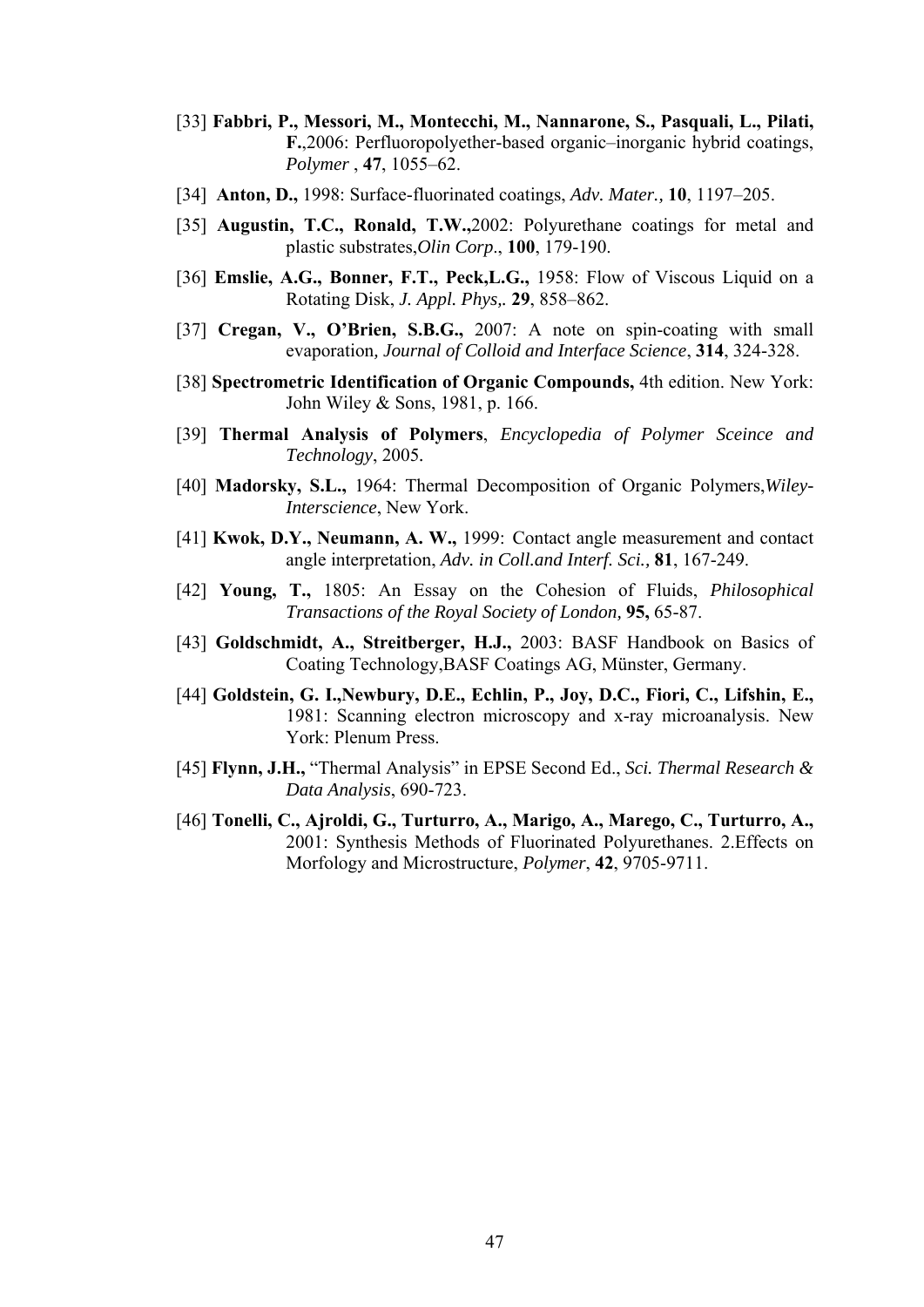[33] **Fabbri, P., Messori, M., Montecchi, M., Nannarone, S., Pasquali, L., Pilati, F.**,2006: Perfluoropolyether-based organic–inorganic hybrid coatings, *Polymer* , **47**, 1055–62.

[34] **Anton, D.,** 1998: Surface-fluorinated coatings, *Adv. Mater.,* **10**, 1197–205.

[35] **Augustin, T.C., Ronald, T.W.,**2002: Polyurethane coatings for metal and plastic substrates,*Olin Corp*., **100**, 179-190.

[36] **Emslie, A.G., Bonner, F.T., Peck,L.G.,** 1958: Flow of Viscous Liquid on a Rotating Disk, *J. Appl. Phys,.* **29**, 858–862.

[37] **Cregan, V., O'Brien, S.B.G.,** 2007: A note on spin-coating with small evaporation*, Journal of Colloid and Interface Science*, **314**, 324-328.

[38] **Spectrometric Identification of Organic Compounds,** 4th edition. New York: John Wiley & Sons, 1981, p. 166.

[39] **Thermal Analysis of Polymers**, *Encyclopedia of Polymer Sceince and Technology*, 2005.

[40] **Madorsky, S.L.,** 1964: Thermal Decomposition of Organic Polymers,*Wiley-Interscience*, New York.

[41] **Kwok, D.Y., Neumann, A. W.,** 1999: Contact angle measurement and contact angle interpretation, *Adv. in Coll.and Interf. Sci.,* **81**, 167-249.

[42] **Young, T.,** 1805: An Essay on the Cohesion of Fluids, *Philosophical Transactions of the Royal Society of London,* **95,** 65-87.

[43] **Goldschmidt, A., Streitberger, H.J.,** 2003: BASF Handbook on Basics of Coating Technology,BASF Coatings AG, Münster, Germany.

[44] **Goldstein, G. I.,Newbury, D.E., Echlin, P., Joy, D.C., Fiori, C., Lifshin, E.,** 1981: Scanning electron microscopy and x-ray microanalysis. New York: Plenum Press.

[45] **Flynn, J.H.,** "Thermal Analysis" in EPSE Second Ed., *Sci. Thermal Research & Data Analysis*, 690-723.

[46] **Tonelli, C., Ajroldi, G., Turturro, A., Marigo, A., Marego, C., Turturro, A.,** 2001: Synthesis Methods of Fluorinated Polyurethanes. 2.Effects on Morfology and Microstructure, *Polymer*, **42**, 9705-9711.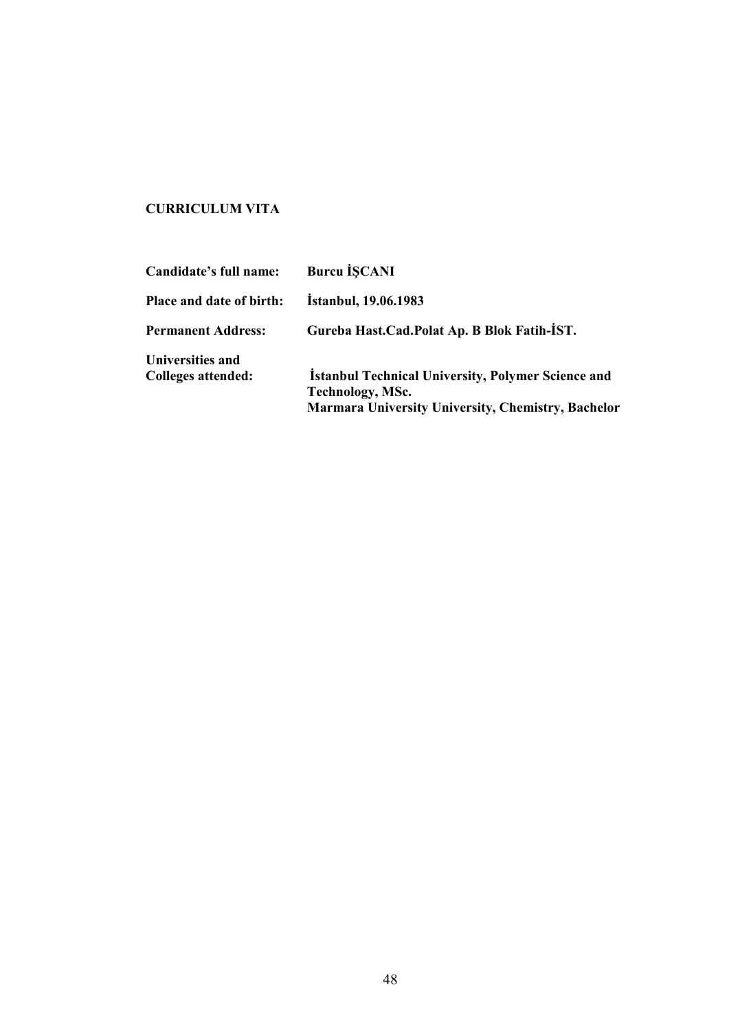## CURRICULUM VITA

| | |
|---|---|
| **Candidate's full name:** | **Burcu İŞCANI** |
| **Place and date of birth:** | **İstanbul, 19.06.1983** |
| **Permanent Address:** | **Gureba Hast.Cad.Polat Ap. B Blok Fatih-İST.** |
| **Universities and Colleges attended:** | **İstanbul Technical University, Polymer Science and Technology, MSc.** **Marmara University University, Chemistry, Bachelor** |